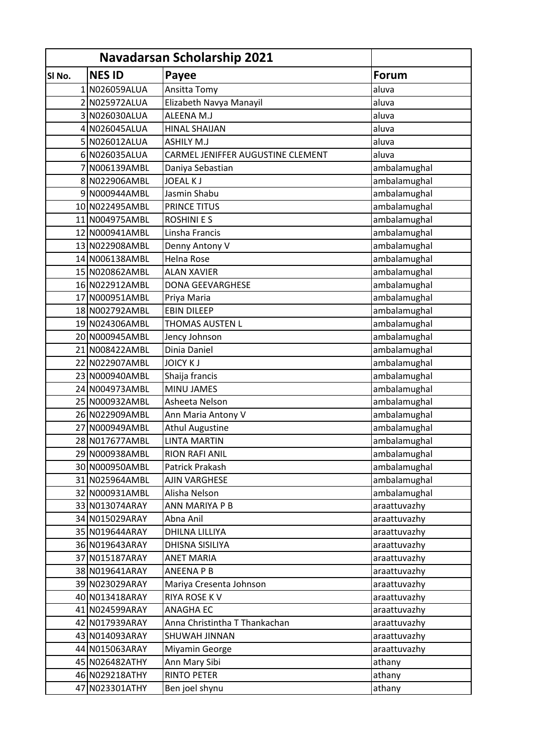| Navadarsan Scholarship 2021 | | | |
|---|---|---|---|
| **Sl No.** | **NES ID** | **Payee** | **Forum** |
| 1 | N026059ALUA | Ansitta Tomy | aluva |
| 2 | N025972ALUA | Elizabeth Navya Manayil | aluva |
| 3 | N026030ALUA | ALEENA M.J | aluva |
| 4 | N026045ALUA | HINAL SHAIJAN | aluva |
| 5 | N026012ALUA | ASHILY M.J | aluva |
| 6 | N026035ALUA | CARMEL JENIFFER AUGUSTINE CLEMENT | aluva |
| 7 | N006139AMBL | Daniya Sebastian | ambalamughal |
| 8 | N022906AMBL | JOEAL K J | ambalamughal |
| 9 | N000944AMBL | Jasmin Shabu | ambalamughal |
| 10 | N022495AMBL | PRINCE TITUS | ambalamughal |
| 11 | N004975AMBL | ROSHINI E S | ambalamughal |
| 12 | N000941AMBL | Linsha Francis | ambalamughal |
| 13 | N022908AMBL | Denny Antony V | ambalamughal |
| 14 | N006138AMBL | Helna Rose | ambalamughal |
| 15 | N020862AMBL | ALAN XAVIER | ambalamughal |
| 16 | N022912AMBL | DONA GEEVARGHESE | ambalamughal |
| 17 | N000951AMBL | Priya Maria | ambalamughal |
| 18 | N002792AMBL | EBIN DILEEP | ambalamughal |
| 19 | N024306AMBL | THOMAS AUSTEN L | ambalamughal |
| 20 | N000945AMBL | Jency Johnson | ambalamughal |
| 21 | N008422AMBL | Dinia Daniel | ambalamughal |
| 22 | N022907AMBL | JOICY K J | ambalamughal |
| 23 | N000940AMBL | Shaija francis | ambalamughal |
| 24 | N004973AMBL | MINU JAMES | ambalamughal |
| 25 | N000932AMBL | Asheeta Nelson | ambalamughal |
| 26 | N022909AMBL | Ann Maria Antony V | ambalamughal |
| 27 | N000949AMBL | Athul Augustine | ambalamughal |
| 28 | N017677AMBL | LINTA MARTIN | ambalamughal |
| 29 | N000938AMBL | RION RAFI ANIL | ambalamughal |
| 30 | N000950AMBL | Patrick Prakash | ambalamughal |
| 31 | N025964AMBL | AJIN VARGHESE | ambalamughal |
| 32 | N000931AMBL | Alisha Nelson | ambalamughal |
| 33 | N013074ARAY | ANN MARIYA P B | araattuvazhy |
| 34 | N015029ARAY | Abna Anil | araattuvazhy |
| 35 | N019644ARAY | DHILNA LILLIYA | araattuvazhy |
| 36 | N019643ARAY | DHISNA SISILIYA | araattuvazhy |
| 37 | N015187ARAY | ANET MARIA | araattuvazhy |
| 38 | N019641ARAY | ANEENA P B | araattuvazhy |
| 39 | N023029ARAY | Mariya Cresenta Johnson | araattuvazhy |
| 40 | N013418ARAY | RIYA ROSE K V | araattuvazhy |
| 41 | N024599ARAY | ANAGHA EC | araattuvazhy |
| 42 | N017939ARAY | Anna Christintha T Thankachan | araattuvazhy |
| 43 | N014093ARAY | SHUWAH JINNAN | araattuvazhy |
| 44 | N015063ARAY | Miyamin George | araattuvazhy |
| 45 | N026482ATHY | Ann Mary Sibi | athany |
| 46 | N029218ATHY | RINTO PETER | athany |
| 47 | N023301ATHY | Ben joel shynu | athany |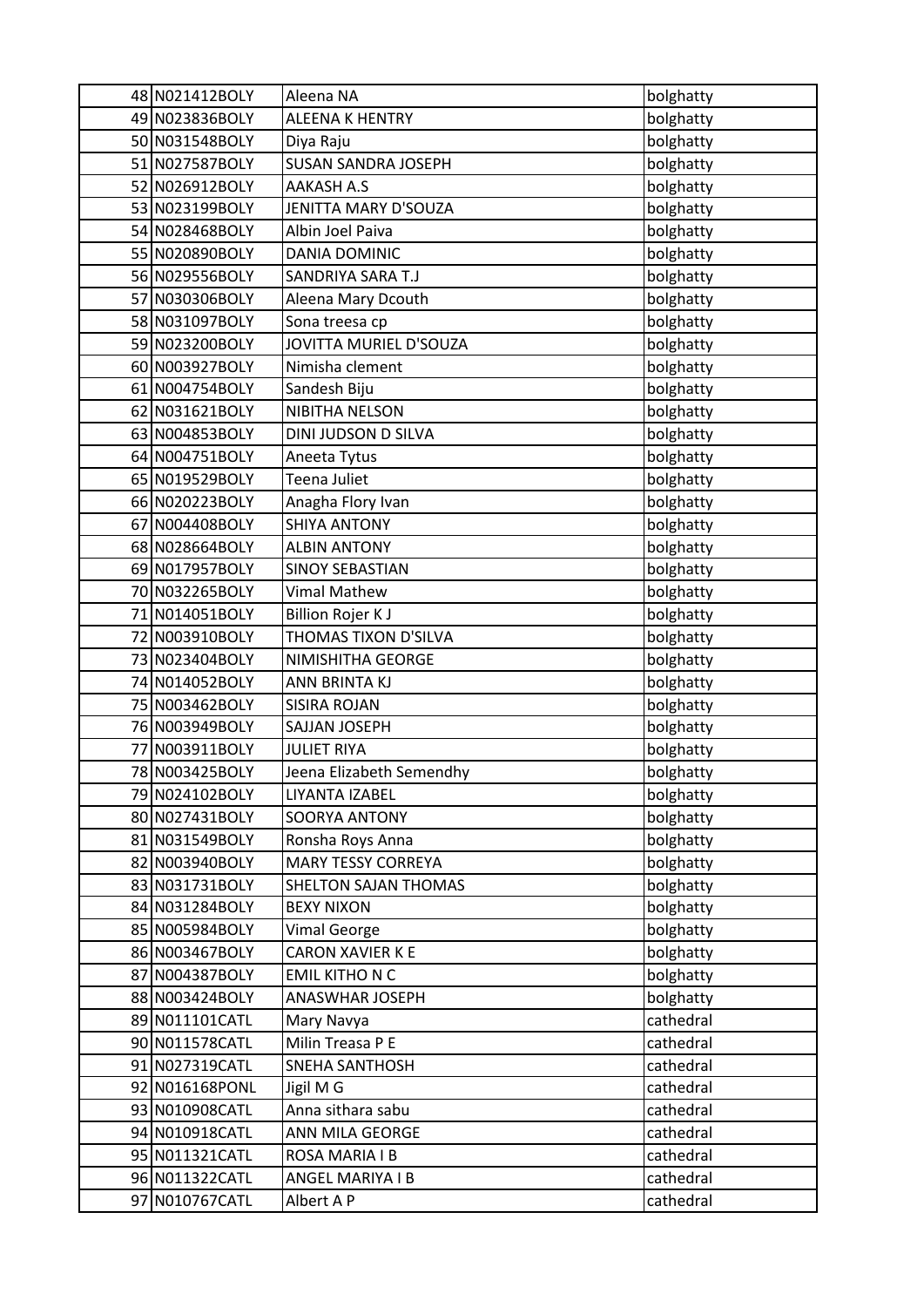| | | | |
|---|---|---|---|
| 48 | N021412BOLY | Aleena NA | bolghatty |
| 49 | N023836BOLY | ALEENA K HENTRY | bolghatty |
| 50 | N031548BOLY | Diya Raju | bolghatty |
| 51 | N027587BOLY | SUSAN SANDRA JOSEPH | bolghatty |
| 52 | N026912BOLY | AAKASH A.S | bolghatty |
| 53 | N023199BOLY | JENITTA MARY D'SOUZA | bolghatty |
| 54 | N028468BOLY | Albin Joel Paiva | bolghatty |
| 55 | N020890BOLY | DANIA DOMINIC | bolghatty |
| 56 | N029556BOLY | SANDRIYA SARA T.J | bolghatty |
| 57 | N030306BOLY | Aleena Mary Dcouth | bolghatty |
| 58 | N031097BOLY | Sona treesa cp | bolghatty |
| 59 | N023200BOLY | JOVITTA MURIEL D'SOUZA | bolghatty |
| 60 | N003927BOLY | Nimisha clement | bolghatty |
| 61 | N004754BOLY | Sandesh Biju | bolghatty |
| 62 | N031621BOLY | NIBITHA NELSON | bolghatty |
| 63 | N004853BOLY | DINI JUDSON D SILVA | bolghatty |
| 64 | N004751BOLY | Aneeta Tytus | bolghatty |
| 65 | N019529BOLY | Teena Juliet | bolghatty |
| 66 | N020223BOLY | Anagha Flory Ivan | bolghatty |
| 67 | N004408BOLY | SHIYA ANTONY | bolghatty |
| 68 | N028664BOLY | ALBIN ANTONY | bolghatty |
| 69 | N017957BOLY | SINOY SEBASTIAN | bolghatty |
| 70 | N032265BOLY | Vimal Mathew | bolghatty |
| 71 | N014051BOLY | Billion Rojer K J | bolghatty |
| 72 | N003910BOLY | THOMAS TIXON D'SILVA | bolghatty |
| 73 | N023404BOLY | NIMISHITHA GEORGE | bolghatty |
| 74 | N014052BOLY | ANN BRINTA KJ | bolghatty |
| 75 | N003462BOLY | SISIRA ROJAN | bolghatty |
| 76 | N003949BOLY | SAJJAN JOSEPH | bolghatty |
| 77 | N003911BOLY | JULIET RIYA | bolghatty |
| 78 | N003425BOLY | Jeena Elizabeth Semendhy | bolghatty |
| 79 | N024102BOLY | LIYANTA IZABEL | bolghatty |
| 80 | N027431BOLY | SOORYA ANTONY | bolghatty |
| 81 | N031549BOLY | Ronsha Roys Anna | bolghatty |
| 82 | N003940BOLY | MARY TESSY CORREYA | bolghatty |
| 83 | N031731BOLY | SHELTON SAJAN THOMAS | bolghatty |
| 84 | N031284BOLY | BEXY NIXON | bolghatty |
| 85 | N005984BOLY | Vimal George | bolghatty |
| 86 | N003467BOLY | CARON XAVIER K E | bolghatty |
| 87 | N004387BOLY | EMIL KITHO N C | bolghatty |
| 88 | N003424BOLY | ANASWHAR JOSEPH | bolghatty |
| 89 | N011101CATL | Mary Navya | cathedral |
| 90 | N011578CATL | Milin Treasa P E | cathedral |
| 91 | N027319CATL | SNEHA SANTHOSH | cathedral |
| 92 | N016168PONL | Jigil M G | cathedral |
| 93 | N010908CATL | Anna sithara sabu | cathedral |
| 94 | N010918CATL | ANN MILA GEORGE | cathedral |
| 95 | N011321CATL | ROSA MARIA I B | cathedral |
| 96 | N011322CATL | ANGEL MARIYA I B | cathedral |
| 97 | N010767CATL | Albert A P | cathedral |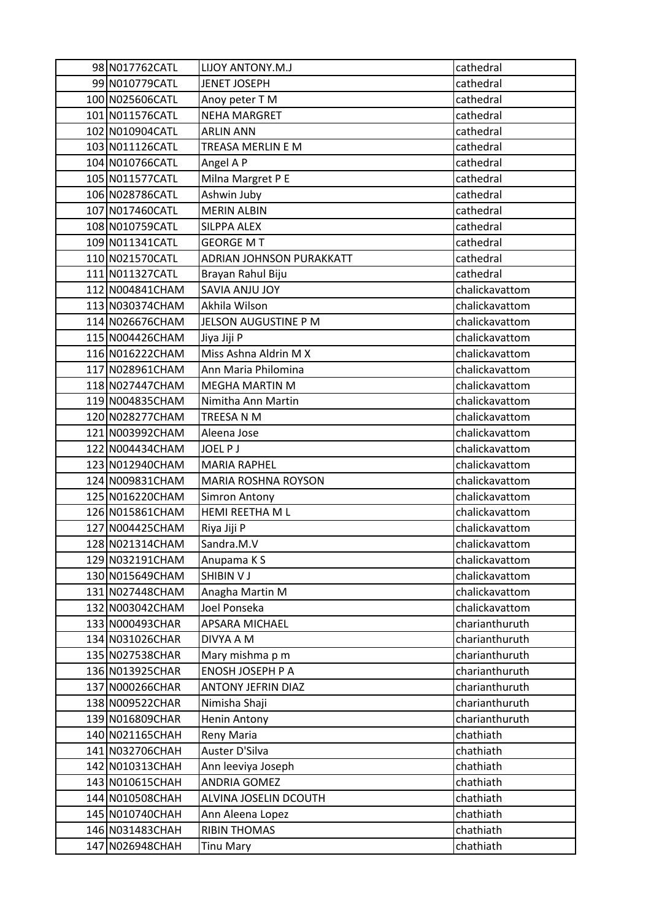| 98 | N017762CATL | LIJOY ANTONY.M.J | cathedral |
|---|---|---|---|
| 99 | N010779CATL | JENET JOSEPH | cathedral |
| 100 | N025606CATL | Anoy peter T M | cathedral |
| 101 | N011576CATL | NEHA MARGRET | cathedral |
| 102 | N010904CATL | ARLIN ANN | cathedral |
| 103 | N011126CATL | TREASA MERLIN E M | cathedral |
| 104 | N010766CATL | Angel A P | cathedral |
| 105 | N011577CATL | Milna Margret P E | cathedral |
| 106 | N028786CATL | Ashwin Juby | cathedral |
| 107 | N017460CATL | MERIN ALBIN | cathedral |
| 108 | N010759CATL | SILPPA ALEX | cathedral |
| 109 | N011341CATL | GEORGE M T | cathedral |
| 110 | N021570CATL | ADRIAN JOHNSON PURAKKATT | cathedral |
| 111 | N011327CATL | Brayan Rahul Biju | cathedral |
| 112 | N004841CHAM | SAVIA ANJU JOY | chalickavattom |
| 113 | N030374CHAM | Akhila Wilson | chalickavattom |
| 114 | N026676CHAM | JELSON AUGUSTINE P M | chalickavattom |
| 115 | N004426CHAM | Jiya Jiji P | chalickavattom |
| 116 | N016222CHAM | Miss Ashna Aldrin M X | chalickavattom |
| 117 | N028961CHAM | Ann Maria Philomina | chalickavattom |
| 118 | N027447CHAM | MEGHA MARTIN M | chalickavattom |
| 119 | N004835CHAM | Nimitha Ann Martin | chalickavattom |
| 120 | N028277CHAM | TREESA N M | chalickavattom |
| 121 | N003992CHAM | Aleena Jose | chalickavattom |
| 122 | N004434CHAM | JOEL P J | chalickavattom |
| 123 | N012940CHAM | MARIA RAPHEL | chalickavattom |
| 124 | N009831CHAM | MARIA ROSHNA ROYSON | chalickavattom |
| 125 | N016220CHAM | Simron Antony | chalickavattom |
| 126 | N015861CHAM | HEMI REETHA M L | chalickavattom |
| 127 | N004425CHAM | Riya Jiji P | chalickavattom |
| 128 | N021314CHAM | Sandra.M.V | chalickavattom |
| 129 | N032191CHAM | Anupama K S | chalickavattom |
| 130 | N015649CHAM | SHIBIN V J | chalickavattom |
| 131 | N027448CHAM | Anagha Martin M | chalickavattom |
| 132 | N003042CHAM | Joel Ponseka | chalickavattom |
| 133 | N000493CHAR | APSARA MICHAEL | charianthuruth |
| 134 | N031026CHAR | DIVYA A M | charianthuruth |
| 135 | N027538CHAR | Mary mishma p m | charianthuruth |
| 136 | N013925CHAR | ENOSH JOSEPH P A | charianthuruth |
| 137 | N000266CHAR | ANTONY JEFRIN DIAZ | charianthuruth |
| 138 | N009522CHAR | Nimisha Shaji | charianthuruth |
| 139 | N016809CHAR | Henin Antony | charianthuruth |
| 140 | N021165CHAH | Reny Maria | chathiath |
| 141 | N032706CHAH | Auster D'Silva | chathiath |
| 142 | N010313CHAH | Ann leeviya Joseph | chathiath |
| 143 | N010615CHAH | ANDRIA GOMEZ | chathiath |
| 144 | N010508CHAH | ALVINA JOSELIN DCOUTH | chathiath |
| 145 | N010740CHAH | Ann Aleena Lopez | chathiath |
| 146 | N031483CHAH | RIBIN THOMAS | chathiath |
| 147 | N026948CHAH | Tinu Mary | chathiath |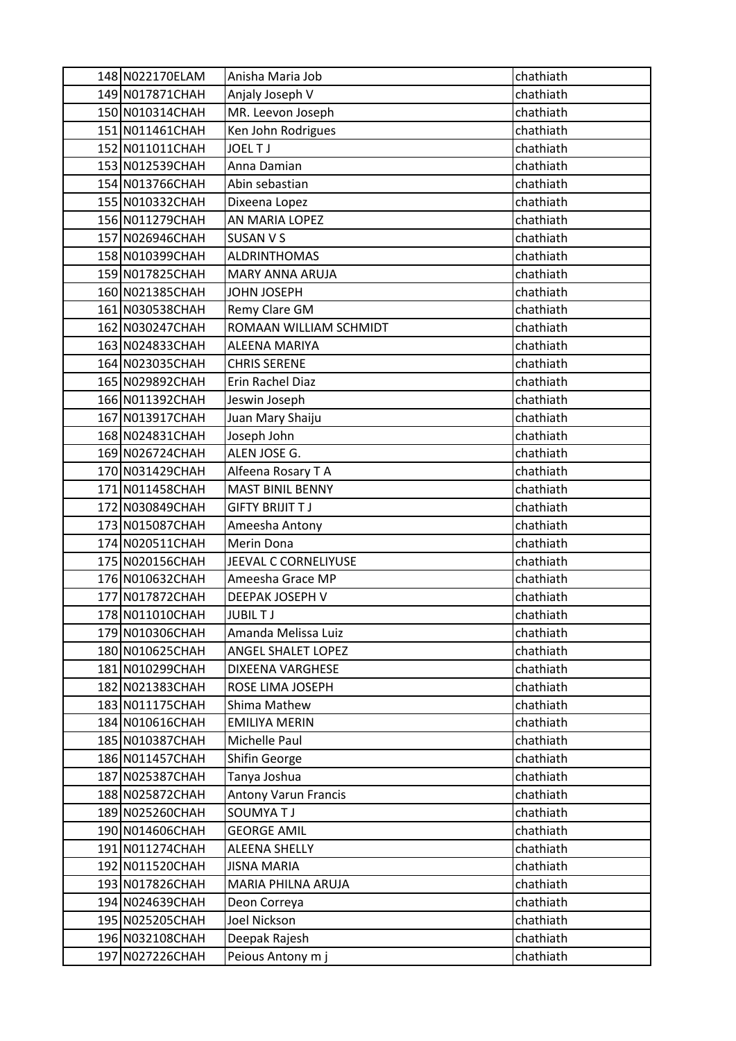| | | | |
|---|---|---|---|
| 148 | N022170ELAM | Anisha Maria Job | chathiath |
| 149 | N017871CHAH | Anjaly Joseph V | chathiath |
| 150 | N010314CHAH | MR. Leevon Joseph | chathiath |
| 151 | N011461CHAH | Ken John Rodrigues | chathiath |
| 152 | N011011CHAH | JOEL T J | chathiath |
| 153 | N012539CHAH | Anna Damian | chathiath |
| 154 | N013766CHAH | Abin sebastian | chathiath |
| 155 | N010332CHAH | Dixeena Lopez | chathiath |
| 156 | N011279CHAH | AN MARIA LOPEZ | chathiath |
| 157 | N026946CHAH | SUSAN V S | chathiath |
| 158 | N010399CHAH | ALDRINTHOMAS | chathiath |
| 159 | N017825CHAH | MARY ANNA ARUJA | chathiath |
| 160 | N021385CHAH | JOHN JOSEPH | chathiath |
| 161 | N030538CHAH | Remy Clare GM | chathiath |
| 162 | N030247CHAH | ROMAAN WILLIAM SCHMIDT | chathiath |
| 163 | N024833CHAH | ALEENA MARIYA | chathiath |
| 164 | N023035CHAH | CHRIS SERENE | chathiath |
| 165 | N029892CHAH | Erin Rachel Diaz | chathiath |
| 166 | N011392CHAH | Jeswin Joseph | chathiath |
| 167 | N013917CHAH | Juan Mary Shaiju | chathiath |
| 168 | N024831CHAH | Joseph John | chathiath |
| 169 | N026724CHAH | ALEN JOSE G. | chathiath |
| 170 | N031429CHAH | Alfeena Rosary T A | chathiath |
| 171 | N011458CHAH | MAST BINIL BENNY | chathiath |
| 172 | N030849CHAH | GIFTY BRIJIT T J | chathiath |
| 173 | N015087CHAH | Ameesha Antony | chathiath |
| 174 | N020511CHAH | Merin Dona | chathiath |
| 175 | N020156CHAH | JEEVAL C CORNELIYUSE | chathiath |
| 176 | N010632CHAH | Ameesha Grace MP | chathiath |
| 177 | N017872CHAH | DEEPAK JOSEPH V | chathiath |
| 178 | N011010CHAH | JUBIL T J | chathiath |
| 179 | N010306CHAH | Amanda Melissa Luiz | chathiath |
| 180 | N010625CHAH | ANGEL SHALET LOPEZ | chathiath |
| 181 | N010299CHAH | DIXEENA VARGHESE | chathiath |
| 182 | N021383CHAH | ROSE LIMA JOSEPH | chathiath |
| 183 | N011175CHAH | Shima Mathew | chathiath |
| 184 | N010616CHAH | EMILIYA MERIN | chathiath |
| 185 | N010387CHAH | Michelle Paul | chathiath |
| 186 | N011457CHAH | Shifin George | chathiath |
| 187 | N025387CHAH | Tanya Joshua | chathiath |
| 188 | N025872CHAH | Antony Varun Francis | chathiath |
| 189 | N025260CHAH | SOUMYA T J | chathiath |
| 190 | N014606CHAH | GEORGE AMIL | chathiath |
| 191 | N011274CHAH | ALEENA SHELLY | chathiath |
| 192 | N011520CHAH | JISNA MARIA | chathiath |
| 193 | N017826CHAH | MARIA PHILNA ARUJA | chathiath |
| 194 | N024639CHAH | Deon Correya | chathiath |
| 195 | N025205CHAH | Joel Nickson | chathiath |
| 196 | N032108CHAH | Deepak Rajesh | chathiath |
| 197 | N027226CHAH | Peious Antony m j | chathiath |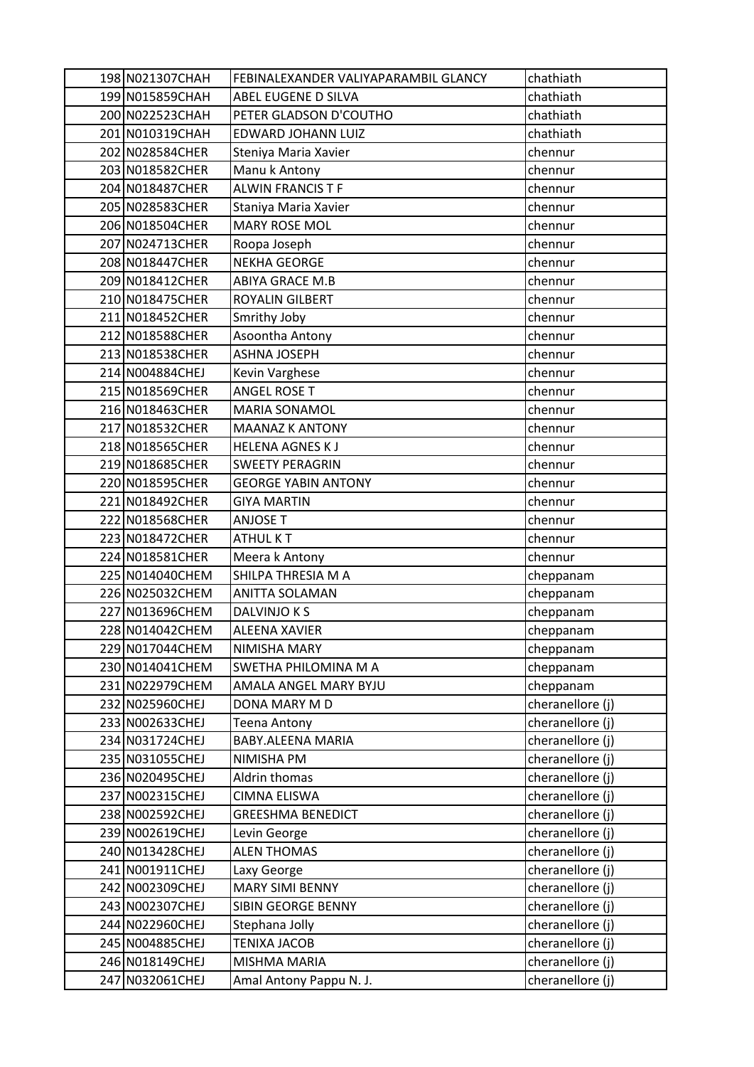| | | | |
|---|---|---|---|
| 198 | N021307CHAH | FEBINALEXANDER VALIYAPARAMBIL GLANCY | chathiath |
| 199 | N015859CHAH | ABEL EUGENE D SILVA | chathiath |
| 200 | N022523CHAH | PETER GLADSON D'COUTHO | chathiath |
| 201 | N010319CHAH | EDWARD JOHANN LUIZ | chathiath |
| 202 | N028584CHER | Steniya Maria Xavier | chennur |
| 203 | N018582CHER | Manu k Antony | chennur |
| 204 | N018487CHER | ALWIN FRANCIS T F | chennur |
| 205 | N028583CHER | Staniya Maria Xavier | chennur |
| 206 | N018504CHER | MARY ROSE MOL | chennur |
| 207 | N024713CHER | Roopa Joseph | chennur |
| 208 | N018447CHER | NEKHA GEORGE | chennur |
| 209 | N018412CHER | ABIYA GRACE M.B | chennur |
| 210 | N018475CHER | ROYALIN GILBERT | chennur |
| 211 | N018452CHER | Smrithy Joby | chennur |
| 212 | N018588CHER | Asoontha Antony | chennur |
| 213 | N018538CHER | ASHNA JOSEPH | chennur |
| 214 | N004884CHEJ | Kevin Varghese | chennur |
| 215 | N018569CHER | ANGEL ROSE T | chennur |
| 216 | N018463CHER | MARIA SONAMOL | chennur |
| 217 | N018532CHER | MAANAZ K ANTONY | chennur |
| 218 | N018565CHER | HELENA AGNES K J | chennur |
| 219 | N018685CHER | SWEETY PERAGRIN | chennur |
| 220 | N018595CHER | GEORGE YABIN ANTONY | chennur |
| 221 | N018492CHER | GIYA MARTIN | chennur |
| 222 | N018568CHER | ANJOSE T | chennur |
| 223 | N018472CHER | ATHUL K T | chennur |
| 224 | N018581CHER | Meera k Antony | chennur |
| 225 | N014040CHEM | SHILPA THRESIA M A | cheppanam |
| 226 | N025032CHEM | ANITTA SOLAMAN | cheppanam |
| 227 | N013696CHEM | DALVINJO K S | cheppanam |
| 228 | N014042CHEM | ALEENA XAVIER | cheppanam |
| 229 | N017044CHEM | NIMISHA MARY | cheppanam |
| 230 | N014041CHEM | SWETHA PHILOMINA M A | cheppanam |
| 231 | N022979CHEM | AMALA ANGEL MARY BYJU | cheppanam |
| 232 | N025960CHEJ | DONA MARY M D | cheranellore (j) |
| 233 | N002633CHEJ | Teena Antony | cheranellore (j) |
| 234 | N031724CHEJ | BABY.ALEENA MARIA | cheranellore (j) |
| 235 | N031055CHEJ | NIMISHA PM | cheranellore (j) |
| 236 | N020495CHEJ | Aldrin thomas | cheranellore (j) |
| 237 | N002315CHEJ | CIMNA ELISWA | cheranellore (j) |
| 238 | N002592CHEJ | GREESHMA BENEDICT | cheranellore (j) |
| 239 | N002619CHEJ | Levin George | cheranellore (j) |
| 240 | N013428CHEJ | ALEN THOMAS | cheranellore (j) |
| 241 | N001911CHEJ | Laxy George | cheranellore (j) |
| 242 | N002309CHEJ | MARY SIMI BENNY | cheranellore (j) |
| 243 | N002307CHEJ | SIBIN GEORGE BENNY | cheranellore (j) |
| 244 | N022960CHEJ | Stephana Jolly | cheranellore (j) |
| 245 | N004885CHEJ | TENIXA JACOB | cheranellore (j) |
| 246 | N018149CHEJ | MISHMA MARIA | cheranellore (j) |
| 247 | N032061CHEJ | Amal Antony Pappu N. J. | cheranellore (j) |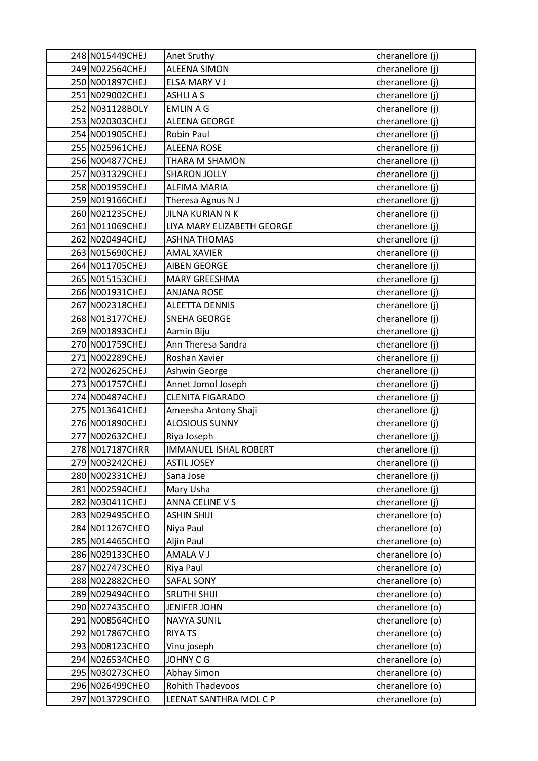| | | | |
|---|---|---|---|
| 248 | N015449CHEJ | Anet Sruthy | cheranellore (j) |
| 249 | N022564CHEJ | ALEENA SIMON | cheranellore (j) |
| 250 | N001897CHEJ | ELSA MARY V J | cheranellore (j) |
| 251 | N029002CHEJ | ASHLI A S | cheranellore (j) |
| 252 | N031128BOLY | EMLIN A G | cheranellore (j) |
| 253 | N020303CHEJ | ALEENA GEORGE | cheranellore (j) |
| 254 | N001905CHEJ | Robin Paul | cheranellore (j) |
| 255 | N025961CHEJ | ALEENA ROSE | cheranellore (j) |
| 256 | N004877CHEJ | THARA M SHAMON | cheranellore (j) |
| 257 | N031329CHEJ | SHARON JOLLY | cheranellore (j) |
| 258 | N001959CHEJ | ALFIMA MARIA | cheranellore (j) |
| 259 | N019166CHEJ | Theresa Agnus N J | cheranellore (j) |
| 260 | N021235CHEJ | JILNA KURIAN N K | cheranellore (j) |
| 261 | N011069CHEJ | LIYA MARY ELIZABETH GEORGE | cheranellore (j) |
| 262 | N020494CHEJ | ASHNA THOMAS | cheranellore (j) |
| 263 | N015690CHEJ | AMAL XAVIER | cheranellore (j) |
| 264 | N011705CHEJ | AIBEN GEORGE | cheranellore (j) |
| 265 | N015153CHEJ | MARY GREESHMA | cheranellore (j) |
| 266 | N001931CHEJ | ANJANA ROSE | cheranellore (j) |
| 267 | N002318CHEJ | ALEETTA DENNIS | cheranellore (j) |
| 268 | N013177CHEJ | SNEHA GEORGE | cheranellore (j) |
| 269 | N001893CHEJ | Aamin Biju | cheranellore (j) |
| 270 | N001759CHEJ | Ann Theresa Sandra | cheranellore (j) |
| 271 | N002289CHEJ | Roshan Xavier | cheranellore (j) |
| 272 | N002625CHEJ | Ashwin George | cheranellore (j) |
| 273 | N001757CHEJ | Annet Jomol Joseph | cheranellore (j) |
| 274 | N004874CHEJ | CLENITA FIGARADO | cheranellore (j) |
| 275 | N013641CHEJ | Ameesha Antony Shaji | cheranellore (j) |
| 276 | N001890CHEJ | ALOSIOUS SUNNY | cheranellore (j) |
| 277 | N002632CHEJ | Riya Joseph | cheranellore (j) |
| 278 | N017187CHRR | IMMANUEL ISHAL ROBERT | cheranellore (j) |
| 279 | N003242CHEJ | ASTIL JOSEY | cheranellore (j) |
| 280 | N002331CHEJ | Sana Jose | cheranellore (j) |
| 281 | N002594CHEJ | Mary Usha | cheranellore (j) |
| 282 | N030411CHEJ | ANNA CELINE V S | cheranellore (j) |
| 283 | N029495CHEO | ASHIN SHIJI | cheranellore (o) |
| 284 | N011267CHEO | Niya Paul | cheranellore (o) |
| 285 | N014465CHEO | Aljin Paul | cheranellore (o) |
| 286 | N029133CHEO | AMALA V J | cheranellore (o) |
| 287 | N027473CHEO | Riya Paul | cheranellore (o) |
| 288 | N022882CHEO | SAFAL SONY | cheranellore (o) |
| 289 | N029494CHEO | SRUTHI SHIJI | cheranellore (o) |
| 290 | N027435CHEO | JENIFER JOHN | cheranellore (o) |
| 291 | N008564CHEO | NAVYA SUNIL | cheranellore (o) |
| 292 | N017867CHEO | RIYA TS | cheranellore (o) |
| 293 | N008123CHEO | Vinu joseph | cheranellore (o) |
| 294 | N026534CHEO | JOHNY C G | cheranellore (o) |
| 295 | N030273CHEO | Abhay Simon | cheranellore (o) |
| 296 | N026499CHEO | Rohith Thadevoos | cheranellore (o) |
| 297 | N013729CHEO | LEENAT SANTHRA MOL C P | cheranellore (o) |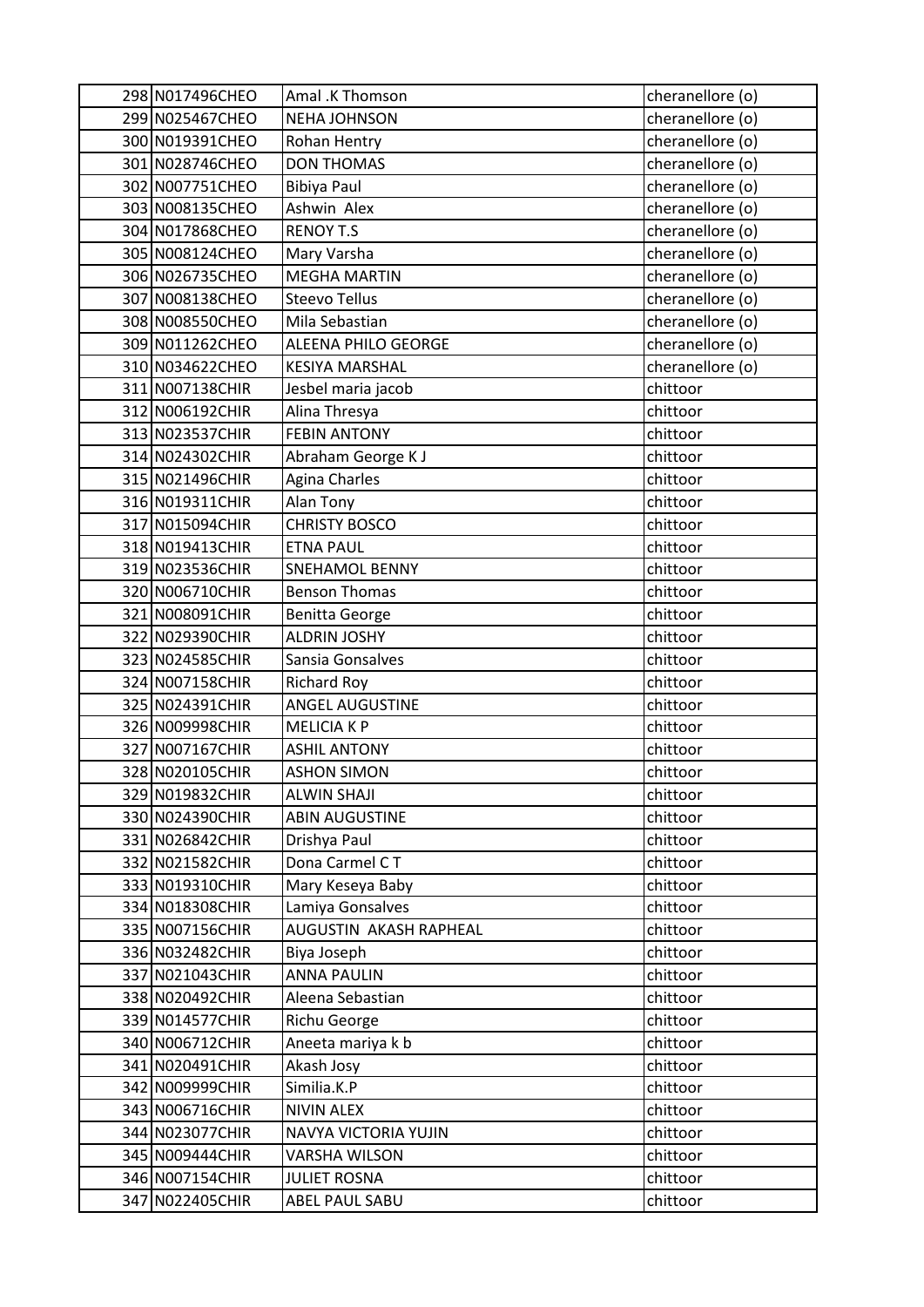| | | | |
|---|---|---|---|
| 298 | N017496CHEO | Amal .K Thomson | cheranellore (o) |
| 299 | N025467CHEO | NEHA JOHNSON | cheranellore (o) |
| 300 | N019391CHEO | Rohan Hentry | cheranellore (o) |
| 301 | N028746CHEO | DON THOMAS | cheranellore (o) |
| 302 | N007751CHEO | Bibiya Paul | cheranellore (o) |
| 303 | N008135CHEO | Ashwin Alex | cheranellore (o) |
| 304 | N017868CHEO | RENOY T.S | cheranellore (o) |
| 305 | N008124CHEO | Mary Varsha | cheranellore (o) |
| 306 | N026735CHEO | MEGHA MARTIN | cheranellore (o) |
| 307 | N008138CHEO | Steevo Tellus | cheranellore (o) |
| 308 | N008550CHEO | Mila Sebastian | cheranellore (o) |
| 309 | N011262CHEO | ALEENA PHILO GEORGE | cheranellore (o) |
| 310 | N034622CHEO | KESIYA MARSHAL | cheranellore (o) |
| 311 | N007138CHIR | Jesbel maria jacob | chittoor |
| 312 | N006192CHIR | Alina Thresya | chittoor |
| 313 | N023537CHIR | FEBIN ANTONY | chittoor |
| 314 | N024302CHIR | Abraham George K J | chittoor |
| 315 | N021496CHIR | Agina Charles | chittoor |
| 316 | N019311CHIR | Alan Tony | chittoor |
| 317 | N015094CHIR | CHRISTY BOSCO | chittoor |
| 318 | N019413CHIR | ETNA PAUL | chittoor |
| 319 | N023536CHIR | SNEHAMOL BENNY | chittoor |
| 320 | N006710CHIR | Benson Thomas | chittoor |
| 321 | N008091CHIR | Benitta George | chittoor |
| 322 | N029390CHIR | ALDRIN JOSHY | chittoor |
| 323 | N024585CHIR | Sansia Gonsalves | chittoor |
| 324 | N007158CHIR | Richard Roy | chittoor |
| 325 | N024391CHIR | ANGEL AUGUSTINE | chittoor |
| 326 | N009998CHIR | MELICIA K P | chittoor |
| 327 | N007167CHIR | ASHIL ANTONY | chittoor |
| 328 | N020105CHIR | ASHON SIMON | chittoor |
| 329 | N019832CHIR | ALWIN SHAJI | chittoor |
| 330 | N024390CHIR | ABIN AUGUSTINE | chittoor |
| 331 | N026842CHIR | Drishya Paul | chittoor |
| 332 | N021582CHIR | Dona Carmel C T | chittoor |
| 333 | N019310CHIR | Mary Keseya Baby | chittoor |
| 334 | N018308CHIR | Lamiya Gonsalves | chittoor |
| 335 | N007156CHIR | AUGUSTIN AKASH RAPHEAL | chittoor |
| 336 | N032482CHIR | Biya Joseph | chittoor |
| 337 | N021043CHIR | ANNA PAULIN | chittoor |
| 338 | N020492CHIR | Aleena Sebastian | chittoor |
| 339 | N014577CHIR | Richu George | chittoor |
| 340 | N006712CHIR | Aneeta mariya k b | chittoor |
| 341 | N020491CHIR | Akash Josy | chittoor |
| 342 | N009999CHIR | Similia.K.P | chittoor |
| 343 | N006716CHIR | NIVIN ALEX | chittoor |
| 344 | N023077CHIR | NAVYA VICTORIA YUJIN | chittoor |
| 345 | N009444CHIR | VARSHA WILSON | chittoor |
| 346 | N007154CHIR | JULIET ROSNA | chittoor |
| 347 | N022405CHIR | ABEL PAUL SABU | chittoor |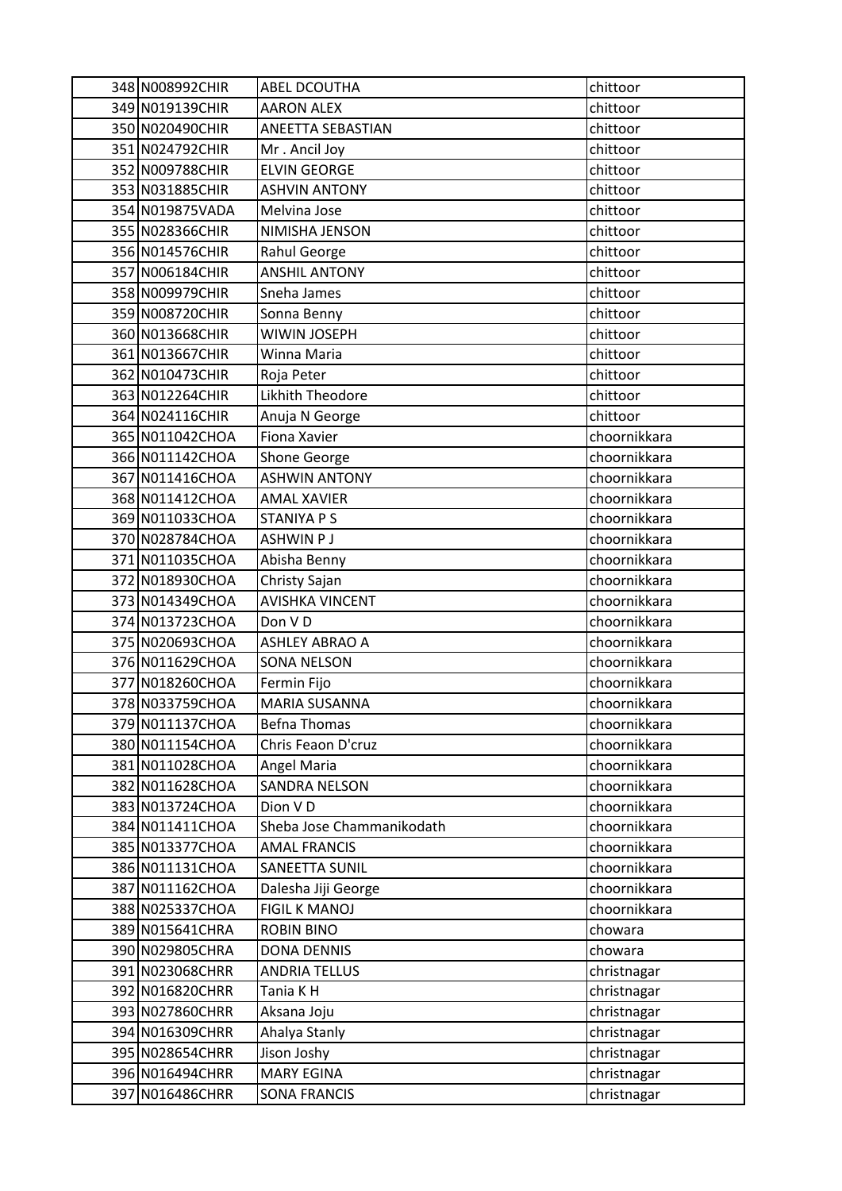| | | | |
|---|---|---|---|
| 348 | N008992CHIR | ABEL DCOUTHA | chittoor |
| 349 | N019139CHIR | AARON ALEX | chittoor |
| 350 | N020490CHIR | ANEETTA SEBASTIAN | chittoor |
| 351 | N024792CHIR | Mr . Ancil Joy | chittoor |
| 352 | N009788CHIR | ELVIN GEORGE | chittoor |
| 353 | N031885CHIR | ASHVIN ANTONY | chittoor |
| 354 | N019875VADA | Melvina Jose | chittoor |
| 355 | N028366CHIR | NIMISHA JENSON | chittoor |
| 356 | N014576CHIR | Rahul George | chittoor |
| 357 | N006184CHIR | ANSHIL ANTONY | chittoor |
| 358 | N009979CHIR | Sneha James | chittoor |
| 359 | N008720CHIR | Sonna Benny | chittoor |
| 360 | N013668CHIR | WIWIN JOSEPH | chittoor |
| 361 | N013667CHIR | Winna Maria | chittoor |
| 362 | N010473CHIR | Roja Peter | chittoor |
| 363 | N012264CHIR | Likhith Theodore | chittoor |
| 364 | N024116CHIR | Anuja N George | chittoor |
| 365 | N011042CHOA | Fiona Xavier | choornikkara |
| 366 | N011142CHOA | Shone George | choornikkara |
| 367 | N011416CHOA | ASHWIN ANTONY | choornikkara |
| 368 | N011412CHOA | AMAL XAVIER | choornikkara |
| 369 | N011033CHOA | STANIYA P S | choornikkara |
| 370 | N028784CHOA | ASHWIN P J | choornikkara |
| 371 | N011035CHOA | Abisha Benny | choornikkara |
| 372 | N018930CHOA | Christy Sajan | choornikkara |
| 373 | N014349CHOA | AVISHKA VINCENT | choornikkara |
| 374 | N013723CHOA | Don V D | choornikkara |
| 375 | N020693CHOA | ASHLEY ABRAO A | choornikkara |
| 376 | N011629CHOA | SONA NELSON | choornikkara |
| 377 | N018260CHOA | Fermin Fijo | choornikkara |
| 378 | N033759CHOA | MARIA SUSANNA | choornikkara |
| 379 | N011137CHOA | Befna Thomas | choornikkara |
| 380 | N011154CHOA | Chris Feaon D'cruz | choornikkara |
| 381 | N011028CHOA | Angel Maria | choornikkara |
| 382 | N011628CHOA | SANDRA NELSON | choornikkara |
| 383 | N013724CHOA | Dion V D | choornikkara |
| 384 | N011411CHOA | Sheba Jose Chammanikodath | choornikkara |
| 385 | N013377CHOA | AMAL FRANCIS | choornikkara |
| 386 | N011131CHOA | SANEETTA SUNIL | choornikkara |
| 387 | N011162CHOA | Dalesha Jiji George | choornikkara |
| 388 | N025337CHOA | FIGIL K MANOJ | choornikkara |
| 389 | N015641CHRA | ROBIN BINO | chowara |
| 390 | N029805CHRA | DONA DENNIS | chowara |
| 391 | N023068CHRR | ANDRIA TELLUS | christnagar |
| 392 | N016820CHRR | Tania K H | christnagar |
| 393 | N027860CHRR | Aksana Joju | christnagar |
| 394 | N016309CHRR | Ahalya Stanly | christnagar |
| 395 | N028654CHRR | Jison Joshy | christnagar |
| 396 | N016494CHRR | MARY EGINA | christnagar |
| 397 | N016486CHRR | SONA FRANCIS | christnagar |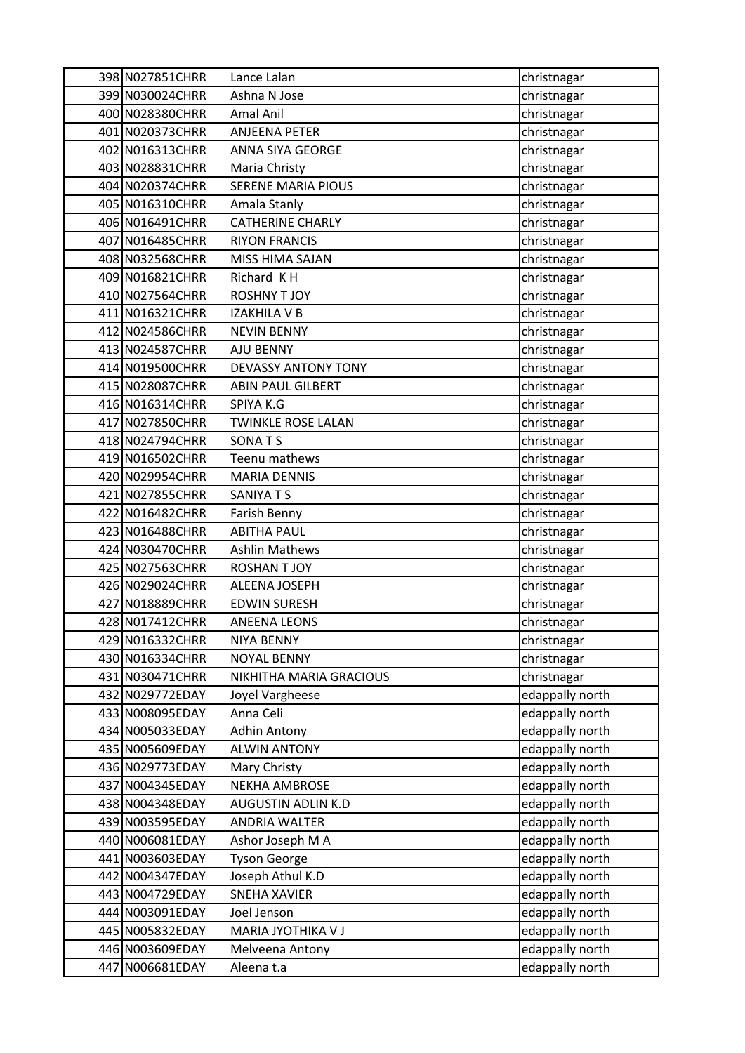| 398 | N027851CHRR | Lance Lalan | christnagar |
|---|---|---|---|
| 399 | N030024CHRR | Ashna N Jose | christnagar |
| 400 | N028380CHRR | Amal Anil | christnagar |
| 401 | N020373CHRR | ANJEENA PETER | christnagar |
| 402 | N016313CHRR | ANNA SIYA GEORGE | christnagar |
| 403 | N028831CHRR | Maria Christy | christnagar |
| 404 | N020374CHRR | SERENE MARIA PIOUS | christnagar |
| 405 | N016310CHRR | Amala Stanly | christnagar |
| 406 | N016491CHRR | CATHERINE CHARLY | christnagar |
| 407 | N016485CHRR | RIYON FRANCIS | christnagar |
| 408 | N032568CHRR | MISS HIMA SAJAN | christnagar |
| 409 | N016821CHRR | Richard K H | christnagar |
| 410 | N027564CHRR | ROSHNY T JOY | christnagar |
| 411 | N016321CHRR | IZAKHILA V B | christnagar |
| 412 | N024586CHRR | NEVIN BENNY | christnagar |
| 413 | N024587CHRR | AJU BENNY | christnagar |
| 414 | N019500CHRR | DEVASSY ANTONY TONY | christnagar |
| 415 | N028087CHRR | ABIN PAUL GILBERT | christnagar |
| 416 | N016314CHRR | SPIYA K.G | christnagar |
| 417 | N027850CHRR | TWINKLE ROSE LALAN | christnagar |
| 418 | N024794CHRR | SONA T S | christnagar |
| 419 | N016502CHRR | Teenu mathews | christnagar |
| 420 | N029954CHRR | MARIA DENNIS | christnagar |
| 421 | N027855CHRR | SANIYA T S | christnagar |
| 422 | N016482CHRR | Farish Benny | christnagar |
| 423 | N016488CHRR | ABITHA PAUL | christnagar |
| 424 | N030470CHRR | Ashlin Mathews | christnagar |
| 425 | N027563CHRR | ROSHAN T JOY | christnagar |
| 426 | N029024CHRR | ALEENA JOSEPH | christnagar |
| 427 | N018889CHRR | EDWIN SURESH | christnagar |
| 428 | N017412CHRR | ANEENA LEONS | christnagar |
| 429 | N016332CHRR | NIYA BENNY | christnagar |
| 430 | N016334CHRR | NOYAL BENNY | christnagar |
| 431 | N030471CHRR | NIKHITHA MARIA GRACIOUS | christnagar |
| 432 | N029772EDAY | Joyel Vargheese | edappally north |
| 433 | N008095EDAY | Anna Celi | edappally north |
| 434 | N005033EDAY | Adhin Antony | edappally north |
| 435 | N005609EDAY | ALWIN ANTONY | edappally north |
| 436 | N029773EDAY | Mary Christy | edappally north |
| 437 | N004345EDAY | NEKHA AMBROSE | edappally north |
| 438 | N004348EDAY | AUGUSTIN ADLIN K.D | edappally north |
| 439 | N003595EDAY | ANDRIA WALTER | edappally north |
| 440 | N006081EDAY | Ashor Joseph M A | edappally north |
| 441 | N003603EDAY | Tyson George | edappally north |
| 442 | N004347EDAY | Joseph Athul K.D | edappally north |
| 443 | N004729EDAY | SNEHA XAVIER | edappally north |
| 444 | N003091EDAY | Joel Jenson | edappally north |
| 445 | N005832EDAY | MARIA JYOTHIKA V J | edappally north |
| 446 | N003609EDAY | Melveena Antony | edappally north |
| 447 | N006681EDAY | Aleena t.a | edappally north |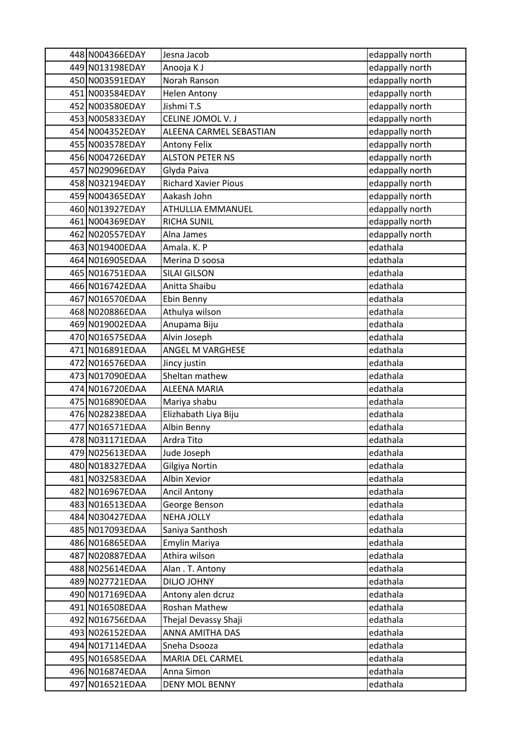| | | | |
|---|---|---|---|
| 448 | N004366EDAY | Jesna Jacob | edappally north |
| 449 | N013198EDAY | Anooja K J | edappally north |
| 450 | N003591EDAY | Norah Ranson | edappally north |
| 451 | N003584EDAY | Helen Antony | edappally north |
| 452 | N003580EDAY | Jishmi T.S | edappally north |
| 453 | N005833EDAY | CELINE JOMOL V. J | edappally north |
| 454 | N004352EDAY | ALEENA CARMEL SEBASTIAN | edappally north |
| 455 | N003578EDAY | Antony Felix | edappally north |
| 456 | N004726EDAY | ALSTON PETER NS | edappally north |
| 457 | N029096EDAY | Glyda Paiva | edappally north |
| 458 | N032194EDAY | Richard Xavier Pious | edappally north |
| 459 | N004365EDAY | Aakash John | edappally north |
| 460 | N013927EDAY | ATHULLIA EMMANUEL | edappally north |
| 461 | N004369EDAY | RICHA SUNIL | edappally north |
| 462 | N020557EDAY | Alna James | edappally north |
| 463 | N019400EDAA | Amala. K. P | edathala |
| 464 | N016905EDAA | Merina D soosa | edathala |
| 465 | N016751EDAA | SILAI GILSON | edathala |
| 466 | N016742EDAA | Anitta Shaibu | edathala |
| 467 | N016570EDAA | Ebin Benny | edathala |
| 468 | N020886EDAA | Athulya wilson | edathala |
| 469 | N019002EDAA | Anupama Biju | edathala |
| 470 | N016575EDAA | Alvin Joseph | edathala |
| 471 | N016891EDAA | ANGEL M VARGHESE | edathala |
| 472 | N016576EDAA | Jincy justin | edathala |
| 473 | N017090EDAA | Sheltan mathew | edathala |
| 474 | N016720EDAA | ALEENA MARIA | edathala |
| 475 | N016890EDAA | Mariya shabu | edathala |
| 476 | N028238EDAA | Elizhabath Liya Biju | edathala |
| 477 | N016571EDAA | Albin Benny | edathala |
| 478 | N031171EDAA | Ardra Tito | edathala |
| 479 | N025613EDAA | Jude Joseph | edathala |
| 480 | N018327EDAA | Gilgiya Nortin | edathala |
| 481 | N032583EDAA | Albin Xevior | edathala |
| 482 | N016967EDAA | Ancil Antony | edathala |
| 483 | N016513EDAA | George Benson | edathala |
| 484 | N030427EDAA | NEHA JOLLY | edathala |
| 485 | N017093EDAA | Saniya Santhosh | edathala |
| 486 | N016865EDAA | Emylin Mariya | edathala |
| 487 | N020887EDAA | Athira wilson | edathala |
| 488 | N025614EDAA | Alan . T. Antony | edathala |
| 489 | N027721EDAA | DILJO JOHNY | edathala |
| 490 | N017169EDAA | Antony alen dcruz | edathala |
| 491 | N016508EDAA | Roshan Mathew | edathala |
| 492 | N016756EDAA | Thejal Devassy Shaji | edathala |
| 493 | N026152EDAA | ANNA AMITHA DAS | edathala |
| 494 | N017114EDAA | Sneha Dsooza | edathala |
| 495 | N016585EDAA | MARIA DEL CARMEL | edathala |
| 496 | N016874EDAA | Anna Simon | edathala |
| 497 | N016521EDAA | DENY MOL BENNY | edathala |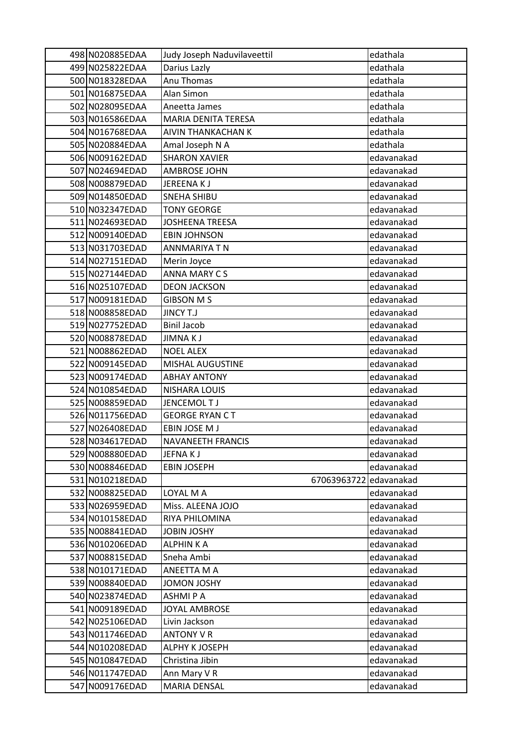| | | | |
|---|---|---|---|
| 498 | N020885EDAA | Judy Joseph Naduvilaveettil | edathala |
| 499 | N025822EDAA | Darius Lazly | edathala |
| 500 | N018328EDAA | Anu Thomas | edathala |
| 501 | N016875EDAA | Alan Simon | edathala |
| 502 | N028095EDAA | Aneetta James | edathala |
| 503 | N016586EDAA | MARIA DENITA TERESA | edathala |
| 504 | N016768EDAA | AIVIN THANKACHAN K | edathala |
| 505 | N020884EDAA | Amal Joseph N A | edathala |
| 506 | N009162EDAD | SHARON XAVIER | edavanakad |
| 507 | N024694EDAD | AMBROSE JOHN | edavanakad |
| 508 | N008879EDAD | JEREENA K J | edavanakad |
| 509 | N014850EDAD | SNEHA SHIBU | edavanakad |
| 510 | N032347EDAD | TONY GEORGE | edavanakad |
| 511 | N024693EDAD | JOSHEENA TREESA | edavanakad |
| 512 | N009140EDAD | EBIN JOHNSON | edavanakad |
| 513 | N031703EDAD | ANNMARIYA T N | edavanakad |
| 514 | N027151EDAD | Merin Joyce | edavanakad |
| 515 | N027144EDAD | ANNA MARY C S | edavanakad |
| 516 | N025107EDAD | DEON JACKSON | edavanakad |
| 517 | N009181EDAD | GIBSON M S | edavanakad |
| 518 | N008858EDAD | JINCY T.J | edavanakad |
| 519 | N027752EDAD | Binil Jacob | edavanakad |
| 520 | N008878EDAD | JIMNA K J | edavanakad |
| 521 | N008862EDAD | NOEL ALEX | edavanakad |
| 522 | N009145EDAD | MISHAL AUGUSTINE | edavanakad |
| 523 | N009174EDAD | ABHAY ANTONY | edavanakad |
| 524 | N010854EDAD | NISHARA LOUIS | edavanakad |
| 525 | N008859EDAD | JENCEMOL T J | edavanakad |
| 526 | N011756EDAD | GEORGE RYAN C T | edavanakad |
| 527 | N026408EDAD | EBIN JOSE M J | edavanakad |
| 528 | N034617EDAD | NAVANEETH FRANCIS | edavanakad |
| 529 | N008880EDAD | JEFNA K J | edavanakad |
| 530 | N008846EDAD | EBIN JOSEPH | edavanakad |
| 531 | N010218EDAD | 67063963722 | edavanakad |
| 532 | N008825EDAD | LOYAL M A | edavanakad |
| 533 | N026959EDAD | Miss. ALEENA JOJO | edavanakad |
| 534 | N010158EDAD | RIYA PHILOMINA | edavanakad |
| 535 | N008841EDAD | JOBIN JOSHY | edavanakad |
| 536 | N010206EDAD | ALPHIN K A | edavanakad |
| 537 | N008815EDAD | Sneha Ambi | edavanakad |
| 538 | N010171EDAD | ANEETTA M A | edavanakad |
| 539 | N008840EDAD | JOMON JOSHY | edavanakad |
| 540 | N023874EDAD | ASHMI P A | edavanakad |
| 541 | N009189EDAD | JOYAL AMBROSE | edavanakad |
| 542 | N025106EDAD | Livin Jackson | edavanakad |
| 543 | N011746EDAD | ANTONY V R | edavanakad |
| 544 | N010208EDAD | ALPHY K JOSEPH | edavanakad |
| 545 | N010847EDAD | Christina Jibin | edavanakad |
| 546 | N011747EDAD | Ann Mary V R | edavanakad |
| 547 | N009176EDAD | MARIA DENSAL | edavanakad |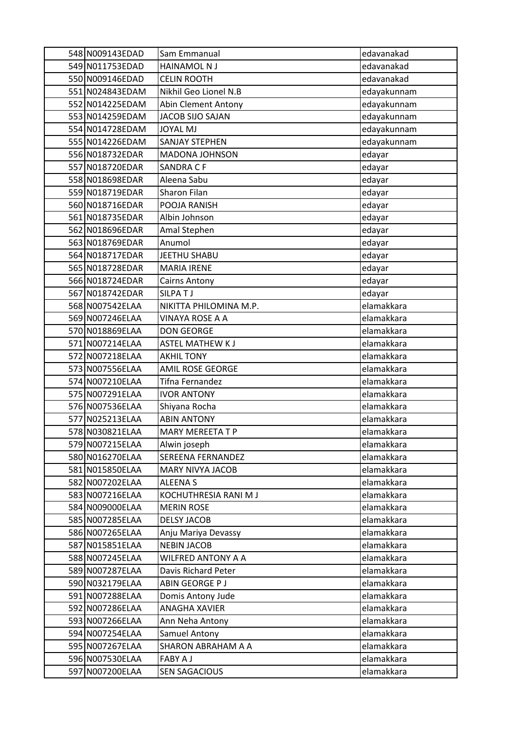| 548 | N009143EDAD | Sam Emmanual | edavanakad |
|---|---|---|---|
| 549 | N011753EDAD | HAINAMOL N J | edavanakad |
| 550 | N009146EDAD | CELIN ROOTH | edavanakad |
| 551 | N024843EDAM | Nikhil Geo Lionel N.B | edayakunnam |
| 552 | N014225EDAM | Abin Clement Antony | edayakunnam |
| 553 | N014259EDAM | JACOB SIJO SAJAN | edayakunnam |
| 554 | N014728EDAM | JOYAL MJ | edayakunnam |
| 555 | N014226EDAM | SANJAY STEPHEN | edayakunnam |
| 556 | N018732EDAR | MADONA JOHNSON | edayar |
| 557 | N018720EDAR | SANDRA C F | edayar |
| 558 | N018698EDAR | Aleena Sabu | edayar |
| 559 | N018719EDAR | Sharon Filan | edayar |
| 560 | N018716EDAR | POOJA RANISH | edayar |
| 561 | N018735EDAR | Albin Johnson | edayar |
| 562 | N018696EDAR | Amal Stephen | edayar |
| 563 | N018769EDAR | Anumol | edayar |
| 564 | N018717EDAR | JEETHU SHABU | edayar |
| 565 | N018728EDAR | MARIA IRENE | edayar |
| 566 | N018724EDAR | Cairns Antony | edayar |
| 567 | N018742EDAR | SILPA T J | edayar |
| 568 | N007542ELAA | NIKITTA PHILOMINA M.P. | elamakkara |
| 569 | N007246ELAA | VINAYA ROSE A A | elamakkara |
| 570 | N018869ELAA | DON GEORGE | elamakkara |
| 571 | N007214ELAA | ASTEL MATHEW K J | elamakkara |
| 572 | N007218ELAA | AKHIL TONY | elamakkara |
| 573 | N007556ELAA | AMIL ROSE GEORGE | elamakkara |
| 574 | N007210ELAA | Tifna Fernandez | elamakkara |
| 575 | N007291ELAA | IVOR ANTONY | elamakkara |
| 576 | N007536ELAA | Shiyana Rocha | elamakkara |
| 577 | N025213ELAA | ABIN ANTONY | elamakkara |
| 578 | N030821ELAA | MARY MEREETA T P | elamakkara |
| 579 | N007215ELAA | Alwin joseph | elamakkara |
| 580 | N016270ELAA | SEREENA FERNANDEZ | elamakkara |
| 581 | N015850ELAA | MARY NIVYA JACOB | elamakkara |
| 582 | N007202ELAA | ALEENA S | elamakkara |
| 583 | N007216ELAA | KOCHUTHRESIA RANI M J | elamakkara |
| 584 | N009000ELAA | MERIN ROSE | elamakkara |
| 585 | N007285ELAA | DELSY JACOB | elamakkara |
| 586 | N007265ELAA | Anju Mariya Devassy | elamakkara |
| 587 | N015851ELAA | NEBIN JACOB | elamakkara |
| 588 | N007245ELAA | WILFRED ANTONY A A | elamakkara |
| 589 | N007287ELAA | Davis Richard Peter | elamakkara |
| 590 | N032179ELAA | ABIN GEORGE P J | elamakkara |
| 591 | N007288ELAA | Domis Antony Jude | elamakkara |
| 592 | N007286ELAA | ANAGHA XAVIER | elamakkara |
| 593 | N007266ELAA | Ann Neha Antony | elamakkara |
| 594 | N007254ELAA | Samuel Antony | elamakkara |
| 595 | N007267ELAA | SHARON ABRAHAM A A | elamakkara |
| 596 | N007530ELAA | FABY A J | elamakkara |
| 597 | N007200ELAA | SEN SAGACIOUS | elamakkara |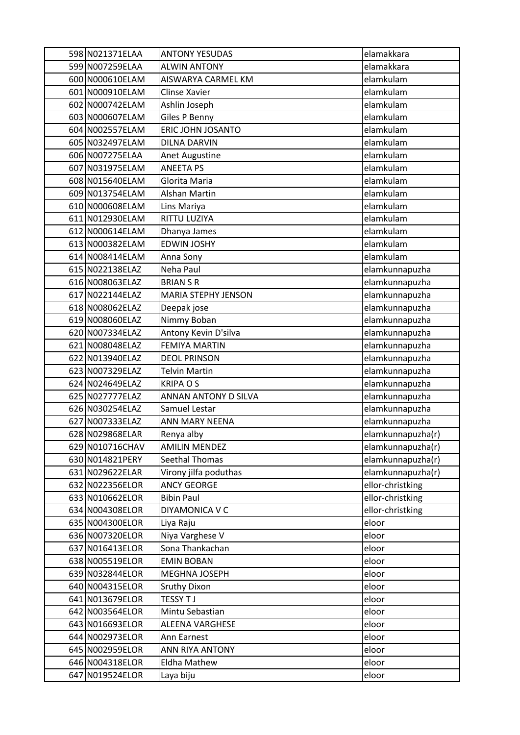| | | | |
|---|---|---|---|
| 598 | N021371ELAA | ANTONY YESUDAS | elamakkara |
| 599 | N007259ELAA | ALWIN ANTONY | elamakkara |
| 600 | N000610ELAM | AISWARYA CARMEL KM | elamkulam |
| 601 | N000910ELAM | Clinse Xavier | elamkulam |
| 602 | N000742ELAM | Ashlin Joseph | elamkulam |
| 603 | N000607ELAM | Giles P Benny | elamkulam |
| 604 | N002557ELAM | ERIC JOHN JOSANTO | elamkulam |
| 605 | N032497ELAM | DILNA DARVIN | elamkulam |
| 606 | N007275ELAA | Anet Augustine | elamkulam |
| 607 | N031975ELAM | ANEETA PS | elamkulam |
| 608 | N015640ELAM | Glorita Maria | elamkulam |
| 609 | N013754ELAM | Alshan Martin | elamkulam |
| 610 | N000608ELAM | Lins Mariya | elamkulam |
| 611 | N012930ELAM | RITTU LUZIYA | elamkulam |
| 612 | N000614ELAM | Dhanya James | elamkulam |
| 613 | N000382ELAM | EDWIN JOSHY | elamkulam |
| 614 | N008414ELAM | Anna Sony | elamkulam |
| 615 | N022138ELAZ | Neha Paul | elamkunnapuzha |
| 616 | N008063ELAZ | BRIAN S R | elamkunnapuzha |
| 617 | N022144ELAZ | MARIA STEPHY JENSON | elamkunnapuzha |
| 618 | N008062ELAZ | Deepak jose | elamkunnapuzha |
| 619 | N008060ELAZ | Nimmy Boban | elamkunnapuzha |
| 620 | N007334ELAZ | Antony Kevin D'silva | elamkunnapuzha |
| 621 | N008048ELAZ | FEMIYA MARTIN | elamkunnapuzha |
| 622 | N013940ELAZ | DEOL PRINSON | elamkunnapuzha |
| 623 | N007329ELAZ | Telvin Martin | elamkunnapuzha |
| 624 | N024649ELAZ | KRIPA O S | elamkunnapuzha |
| 625 | N027777ELAZ | ANNAN ANTONY D SILVA | elamkunnapuzha |
| 626 | N030254ELAZ | Samuel Lestar | elamkunnapuzha |
| 627 | N007333ELAZ | ANN MARY NEENA | elamkunnapuzha |
| 628 | N029868ELAR | Renya alby | elamkunnapuzha(r) |
| 629 | N010716CHAV | AMILIN MENDEZ | elamkunnapuzha(r) |
| 630 | N014821PERY | Seethal Thomas | elamkunnapuzha(r) |
| 631 | N029622ELAR | Virony jilfa poduthas | elamkunnapuzha(r) |
| 632 | N022356ELOR | ANCY GEORGE | ellor-christking |
| 633 | N010662ELOR | Bibin Paul | ellor-christking |
| 634 | N004308ELOR | DIYAMONICA V C | ellor-christking |
| 635 | N004300ELOR | Liya Raju | eloor |
| 636 | N007320ELOR | Niya Varghese V | eloor |
| 637 | N016413ELOR | Sona Thankachan | eloor |
| 638 | N005519ELOR | EMIN BOBAN | eloor |
| 639 | N032844ELOR | MEGHNA JOSEPH | eloor |
| 640 | N004315ELOR | Sruthy Dixon | eloor |
| 641 | N013679ELOR | TESSY T J | eloor |
| 642 | N003564ELOR | Mintu Sebastian | eloor |
| 643 | N016693ELOR | ALEENA VARGHESE | eloor |
| 644 | N002973ELOR | Ann Earnest | eloor |
| 645 | N002959ELOR | ANN RIYA ANTONY | eloor |
| 646 | N004318ELOR | Eldha Mathew | eloor |
| 647 | N019524ELOR | Laya biju | eloor |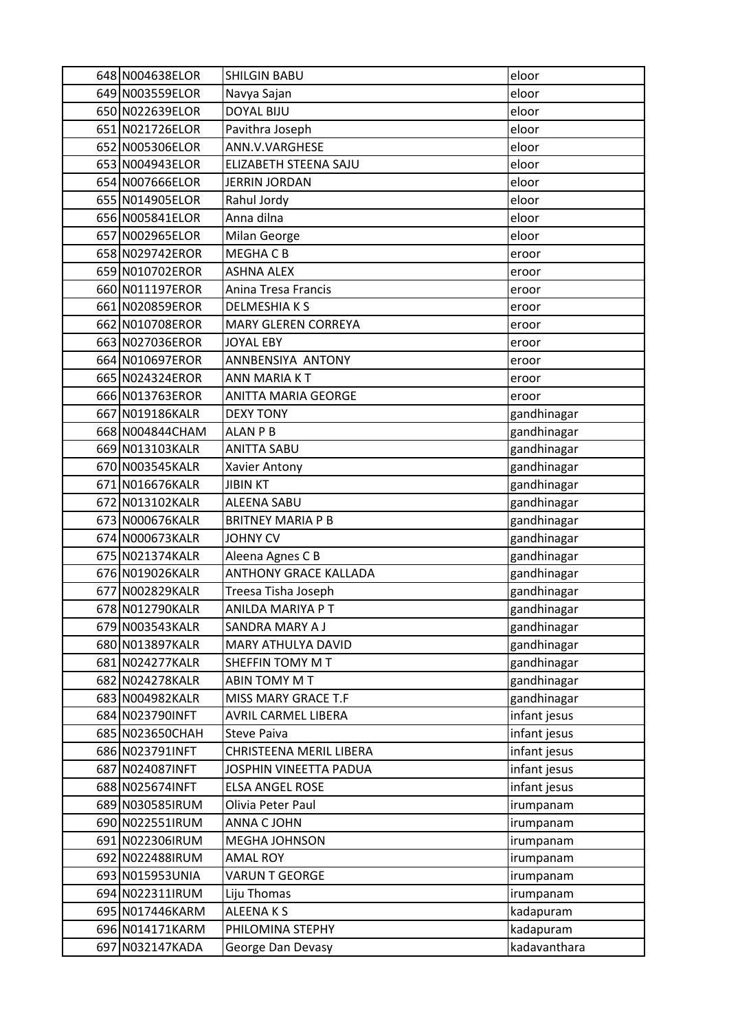| | | | |
|---|---|---|---|
| 648 | N004638ELOR | SHILGIN BABU | eloor |
| 649 | N003559ELOR | Navya Sajan | eloor |
| 650 | N022639ELOR | DOYAL BIJU | eloor |
| 651 | N021726ELOR | Pavithra Joseph | eloor |
| 652 | N005306ELOR | ANN.V.VARGHESE | eloor |
| 653 | N004943ELOR | ELIZABETH STEENA SAJU | eloor |
| 654 | N007666ELOR | JERRIN JORDAN | eloor |
| 655 | N014905ELOR | Rahul Jordy | eloor |
| 656 | N005841ELOR | Anna dilna | eloor |
| 657 | N002965ELOR | Milan George | eloor |
| 658 | N029742EROR | MEGHA C B | eroor |
| 659 | N010702EROR | ASHNA ALEX | eroor |
| 660 | N011197EROR | Anina Tresa Francis | eroor |
| 661 | N020859EROR | DELMESHIA K S | eroor |
| 662 | N010708EROR | MARY GLEREN CORREYA | eroor |
| 663 | N027036EROR | JOYAL EBY | eroor |
| 664 | N010697EROR | ANNBENSIYA ANTONY | eroor |
| 665 | N024324EROR | ANN MARIA K T | eroor |
| 666 | N013763EROR | ANITTA MARIA GEORGE | eroor |
| 667 | N019186KALR | DEXY TONY | gandhinagar |
| 668 | N004844CHAM | ALAN P B | gandhinagar |
| 669 | N013103KALR | ANITTA SABU | gandhinagar |
| 670 | N003545KALR | Xavier Antony | gandhinagar |
| 671 | N016676KALR | JIBIN KT | gandhinagar |
| 672 | N013102KALR | ALEENA SABU | gandhinagar |
| 673 | N000676KALR | BRITNEY MARIA P B | gandhinagar |
| 674 | N000673KALR | JOHNY CV | gandhinagar |
| 675 | N021374KALR | Aleena Agnes C B | gandhinagar |
| 676 | N019026KALR | ANTHONY GRACE KALLADA | gandhinagar |
| 677 | N002829KALR | Treesa Tisha Joseph | gandhinagar |
| 678 | N012790KALR | ANILDA MARIYA P T | gandhinagar |
| 679 | N003543KALR | SANDRA MARY A J | gandhinagar |
| 680 | N013897KALR | MARY ATHULYA DAVID | gandhinagar |
| 681 | N024277KALR | SHEFFIN TOMY M T | gandhinagar |
| 682 | N024278KALR | ABIN TOMY M T | gandhinagar |
| 683 | N004982KALR | MISS MARY GRACE T.F | gandhinagar |
| 684 | N023790INFT | AVRIL CARMEL LIBERA | infant jesus |
| 685 | N023650CHAH | Steve Paiva | infant jesus |
| 686 | N023791INFT | CHRISTEENA MERIL LIBERA | infant jesus |
| 687 | N024087INFT | JOSPHIN VINEETTA PADUA | infant jesus |
| 688 | N025674INFT | ELSA ANGEL ROSE | infant jesus |
| 689 | N030585IRUM | Olivia Peter Paul | irumpanam |
| 690 | N022551IRUM | ANNA C JOHN | irumpanam |
| 691 | N022306IRUM | MEGHA JOHNSON | irumpanam |
| 692 | N022488IRUM | AMAL ROY | irumpanam |
| 693 | N015953UNIA | VARUN T GEORGE | irumpanam |
| 694 | N022311IRUM | Liju Thomas | irumpanam |
| 695 | N017446KARM | ALEENA K S | kadapuram |
| 696 | N014171KARM | PHILOMINA STEPHY | kadapuram |
| 697 | N032147KADA | George Dan Devasy | kadavanthara |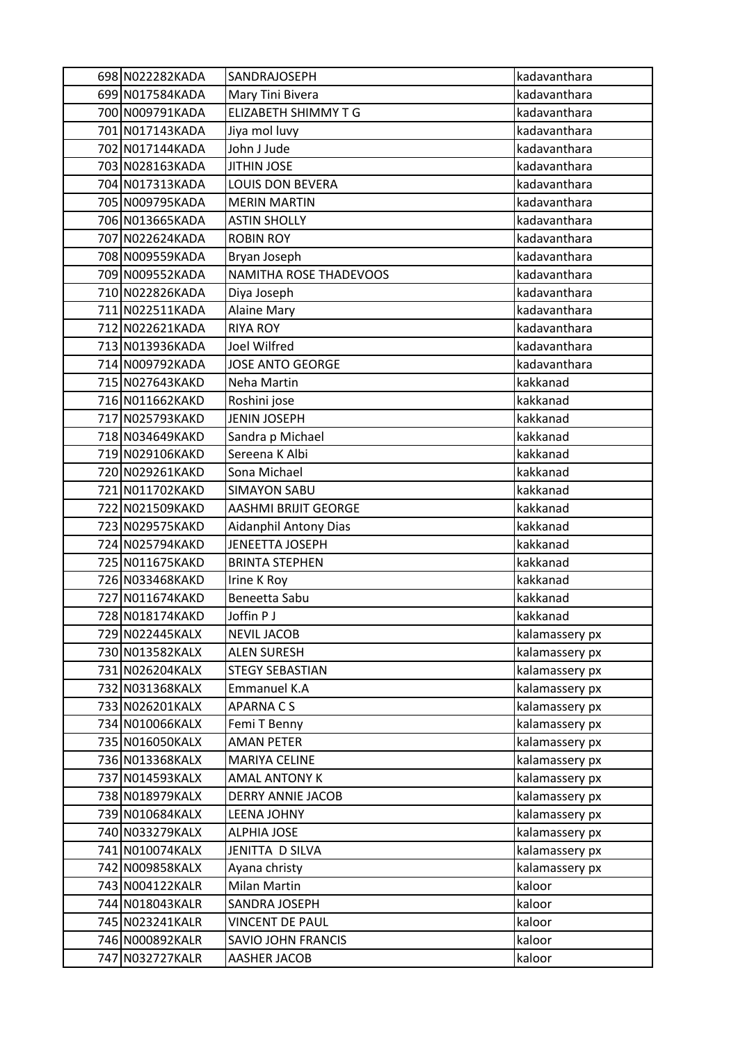| | | | |
|---|---|---|---|
| 698 | N022282KADA | SANDRAJOSEPH | kadavanthara |
| 699 | N017584KADA | Mary Tini Bivera | kadavanthara |
| 700 | N009791KADA | ELIZABETH SHIMMY T G | kadavanthara |
| 701 | N017143KADA | Jiya mol luvy | kadavanthara |
| 702 | N017144KADA | John J Jude | kadavanthara |
| 703 | N028163KADA | JITHIN JOSE | kadavanthara |
| 704 | N017313KADA | LOUIS DON BEVERA | kadavanthara |
| 705 | N009795KADA | MERIN MARTIN | kadavanthara |
| 706 | N013665KADA | ASTIN SHOLLY | kadavanthara |
| 707 | N022624KADA | ROBIN ROY | kadavanthara |
| 708 | N009559KADA | Bryan Joseph | kadavanthara |
| 709 | N009552KADA | NAMITHA ROSE THADEVOOS | kadavanthara |
| 710 | N022826KADA | Diya Joseph | kadavanthara |
| 711 | N022511KADA | Alaine Mary | kadavanthara |
| 712 | N022621KADA | RIYA ROY | kadavanthara |
| 713 | N013936KADA | Joel Wilfred | kadavanthara |
| 714 | N009792KADA | JOSE ANTO GEORGE | kadavanthara |
| 715 | N027643KAKD | Neha Martin | kakkanad |
| 716 | N011662KAKD | Roshini jose | kakkanad |
| 717 | N025793KAKD | JENIN JOSEPH | kakkanad |
| 718 | N034649KAKD | Sandra p Michael | kakkanad |
| 719 | N029106KAKD | Sereena K Albi | kakkanad |
| 720 | N029261KAKD | Sona Michael | kakkanad |
| 721 | N011702KAKD | SIMAYON SABU | kakkanad |
| 722 | N021509KAKD | AASHMI BRIJIT GEORGE | kakkanad |
| 723 | N029575KAKD | Aidanphil Antony Dias | kakkanad |
| 724 | N025794KAKD | JENEETTA JOSEPH | kakkanad |
| 725 | N011675KAKD | BRINTA STEPHEN | kakkanad |
| 726 | N033468KAKD | Irine K Roy | kakkanad |
| 727 | N011674KAKD | Beneetta Sabu | kakkanad |
| 728 | N018174KAKD | Joffin P J | kakkanad |
| 729 | N022445KALX | NEVIL JACOB | kalamassery px |
| 730 | N013582KALX | ALEN SURESH | kalamassery px |
| 731 | N026204KALX | STEGY SEBASTIAN | kalamassery px |
| 732 | N031368KALX | Emmanuel K.A | kalamassery px |
| 733 | N026201KALX | APARNA C S | kalamassery px |
| 734 | N010066KALX | Femi T Benny | kalamassery px |
| 735 | N016050KALX | AMAN PETER | kalamassery px |
| 736 | N013368KALX | MARIYA CELINE | kalamassery px |
| 737 | N014593KALX | AMAL ANTONY K | kalamassery px |
| 738 | N018979KALX | DERRY ANNIE JACOB | kalamassery px |
| 739 | N010684KALX | LEENA JOHNY | kalamassery px |
| 740 | N033279KALX | ALPHIA JOSE | kalamassery px |
| 741 | N010074KALX | JENITTA D SILVA | kalamassery px |
| 742 | N009858KALX | Ayana christy | kalamassery px |
| 743 | N004122KALR | Milan Martin | kaloor |
| 744 | N018043KALR | SANDRA JOSEPH | kaloor |
| 745 | N023241KALR | VINCENT DE PAUL | kaloor |
| 746 | N000892KALR | SAVIO JOHN FRANCIS | kaloor |
| 747 | N032727KALR | AASHER JACOB | kaloor |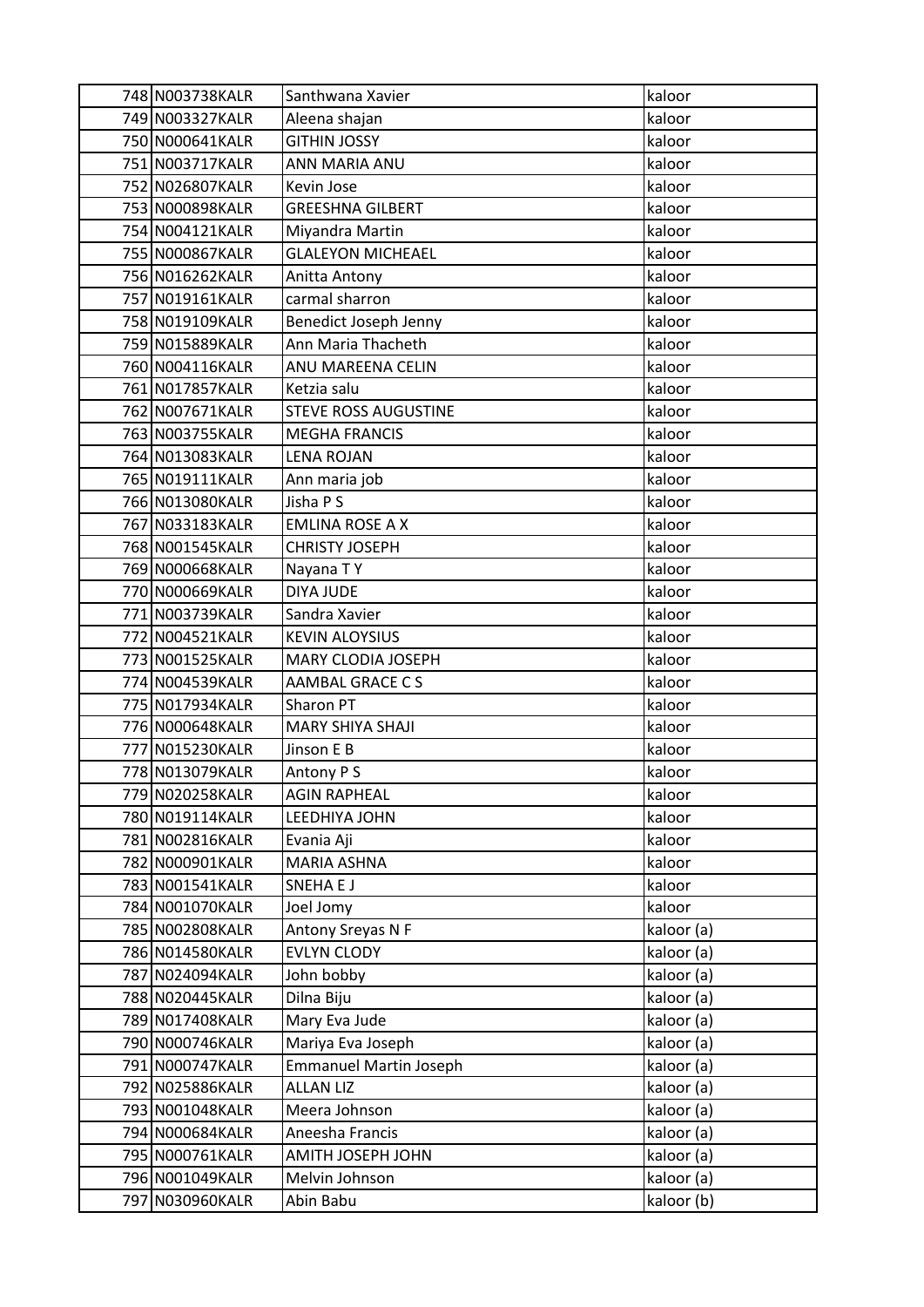| | | | |
|---|---|---|---|
| 748 | N003738KALR | Santhwana Xavier | kaloor |
| 749 | N003327KALR | Aleena shajan | kaloor |
| 750 | N000641KALR | GITHIN JOSSY | kaloor |
| 751 | N003717KALR | ANN MARIA ANU | kaloor |
| 752 | N026807KALR | Kevin Jose | kaloor |
| 753 | N000898KALR | GREESHNA GILBERT | kaloor |
| 754 | N004121KALR | Miyandra Martin | kaloor |
| 755 | N000867KALR | GLALEYON MICHEAEL | kaloor |
| 756 | N016262KALR | Anitta Antony | kaloor |
| 757 | N019161KALR | carmal sharron | kaloor |
| 758 | N019109KALR | Benedict Joseph Jenny | kaloor |
| 759 | N015889KALR | Ann Maria Thacheth | kaloor |
| 760 | N004116KALR | ANU MAREENA CELIN | kaloor |
| 761 | N017857KALR | Ketzia salu | kaloor |
| 762 | N007671KALR | STEVE ROSS AUGUSTINE | kaloor |
| 763 | N003755KALR | MEGHA FRANCIS | kaloor |
| 764 | N013083KALR | LENA ROJAN | kaloor |
| 765 | N019111KALR | Ann maria job | kaloor |
| 766 | N013080KALR | Jisha P S | kaloor |
| 767 | N033183KALR | EMLINA ROSE A X | kaloor |
| 768 | N001545KALR | CHRISTY JOSEPH | kaloor |
| 769 | N000668KALR | Nayana T Y | kaloor |
| 770 | N000669KALR | DIYA JUDE | kaloor |
| 771 | N003739KALR | Sandra Xavier | kaloor |
| 772 | N004521KALR | KEVIN ALOYSIUS | kaloor |
| 773 | N001525KALR | MARY CLODIA JOSEPH | kaloor |
| 774 | N004539KALR | AAMBAL GRACE C S | kaloor |
| 775 | N017934KALR | Sharon PT | kaloor |
| 776 | N000648KALR | MARY SHIYA SHAJI | kaloor |
| 777 | N015230KALR | Jinson E B | kaloor |
| 778 | N013079KALR | Antony P S | kaloor |
| 779 | N020258KALR | AGIN RAPHEAL | kaloor |
| 780 | N019114KALR | LEEDHIYA JOHN | kaloor |
| 781 | N002816KALR | Evania Aji | kaloor |
| 782 | N000901KALR | MARIA ASHNA | kaloor |
| 783 | N001541KALR | SNEHA E J | kaloor |
| 784 | N001070KALR | Joel Jomy | kaloor |
| 785 | N002808KALR | Antony Sreyas N F | kaloor (a) |
| 786 | N014580KALR | EVLYN CLODY | kaloor (a) |
| 787 | N024094KALR | John bobby | kaloor (a) |
| 788 | N020445KALR | Dilna Biju | kaloor (a) |
| 789 | N017408KALR | Mary Eva Jude | kaloor (a) |
| 790 | N000746KALR | Mariya Eva Joseph | kaloor (a) |
| 791 | N000747KALR | Emmanuel Martin Joseph | kaloor (a) |
| 792 | N025886KALR | ALLAN LIZ | kaloor (a) |
| 793 | N001048KALR | Meera Johnson | kaloor (a) |
| 794 | N000684KALR | Aneesha Francis | kaloor (a) |
| 795 | N000761KALR | AMITH JOSEPH JOHN | kaloor (a) |
| 796 | N001049KALR | Melvin Johnson | kaloor (a) |
| 797 | N030960KALR | Abin Babu | kaloor (b) |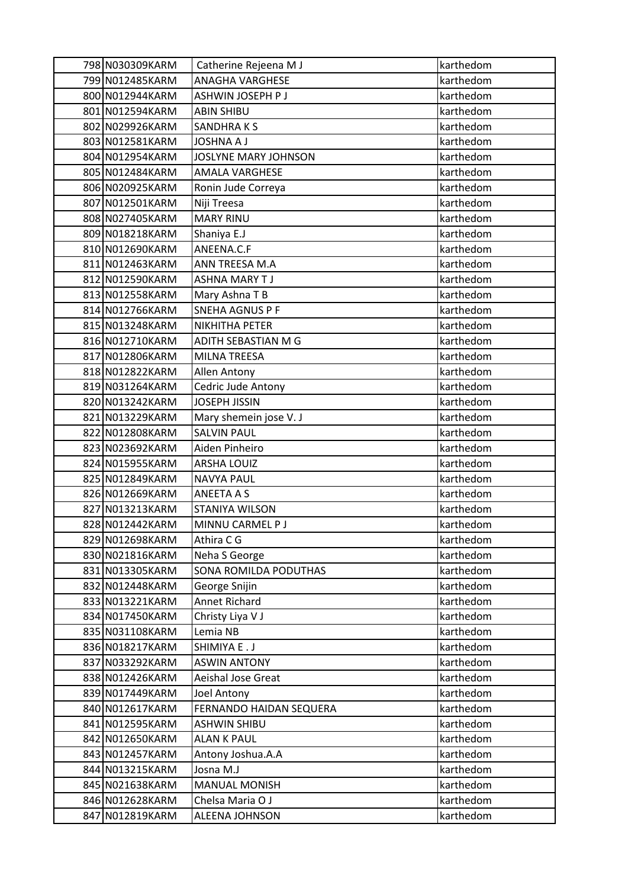| 798 | N030309KARM | Catherine Rejeena M J | karthedom |
|---|---|---|---|
| 799 | N012485KARM | ANAGHA VARGHESE | karthedom |
| 800 | N012944KARM | ASHWIN JOSEPH P J | karthedom |
| 801 | N012594KARM | ABIN SHIBU | karthedom |
| 802 | N029926KARM | SANDHRA K S | karthedom |
| 803 | N012581KARM | JOSHNA A J | karthedom |
| 804 | N012954KARM | JOSLYNE MARY JOHNSON | karthedom |
| 805 | N012484KARM | AMALA VARGHESE | karthedom |
| 806 | N020925KARM | Ronin Jude Correya | karthedom |
| 807 | N012501KARM | Niji Treesa | karthedom |
| 808 | N027405KARM | MARY RINU | karthedom |
| 809 | N018218KARM | Shaniya E.J | karthedom |
| 810 | N012690KARM | ANEENA.C.F | karthedom |
| 811 | N012463KARM | ANN TREESA M.A | karthedom |
| 812 | N012590KARM | ASHNA MARY T J | karthedom |
| 813 | N012558KARM | Mary Ashna T B | karthedom |
| 814 | N012766KARM | SNEHA AGNUS P F | karthedom |
| 815 | N013248KARM | NIKHITHA PETER | karthedom |
| 816 | N012710KARM | ADITH SEBASTIAN M G | karthedom |
| 817 | N012806KARM | MILNA TREESA | karthedom |
| 818 | N012822KARM | Allen Antony | karthedom |
| 819 | N031264KARM | Cedric Jude Antony | karthedom |
| 820 | N013242KARM | JOSEPH JISSIN | karthedom |
| 821 | N013229KARM | Mary shemein jose V. J | karthedom |
| 822 | N012808KARM | SALVIN PAUL | karthedom |
| 823 | N023692KARM | Aiden Pinheiro | karthedom |
| 824 | N015955KARM | ARSHA LOUIZ | karthedom |
| 825 | N012849KARM | NAVYA PAUL | karthedom |
| 826 | N012669KARM | ANEETA A S | karthedom |
| 827 | N013213KARM | STANIYA WILSON | karthedom |
| 828 | N012442KARM | MINNU CARMEL P J | karthedom |
| 829 | N012698KARM | Athira C G | karthedom |
| 830 | N021816KARM | Neha S George | karthedom |
| 831 | N013305KARM | SONA ROMILDA PODUTHAS | karthedom |
| 832 | N012448KARM | George Snijin | karthedom |
| 833 | N013221KARM | Annet Richard | karthedom |
| 834 | N017450KARM | Christy Liya V J | karthedom |
| 835 | N031108KARM | Lemia NB | karthedom |
| 836 | N018217KARM | SHIMIYA E . J | karthedom |
| 837 | N033292KARM | ASWIN ANTONY | karthedom |
| 838 | N012426KARM | Aeishal Jose Great | karthedom |
| 839 | N017449KARM | Joel Antony | karthedom |
| 840 | N012617KARM | FERNANDO HAIDAN SEQUERA | karthedom |
| 841 | N012595KARM | ASHWIN SHIBU | karthedom |
| 842 | N012650KARM | ALAN K PAUL | karthedom |
| 843 | N012457KARM | Antony Joshua.A.A | karthedom |
| 844 | N013215KARM | Josna M.J | karthedom |
| 845 | N021638KARM | MANUAL MONISH | karthedom |
| 846 | N012628KARM | Chelsa Maria O J | karthedom |
| 847 | N012819KARM | ALEENA JOHNSON | karthedom |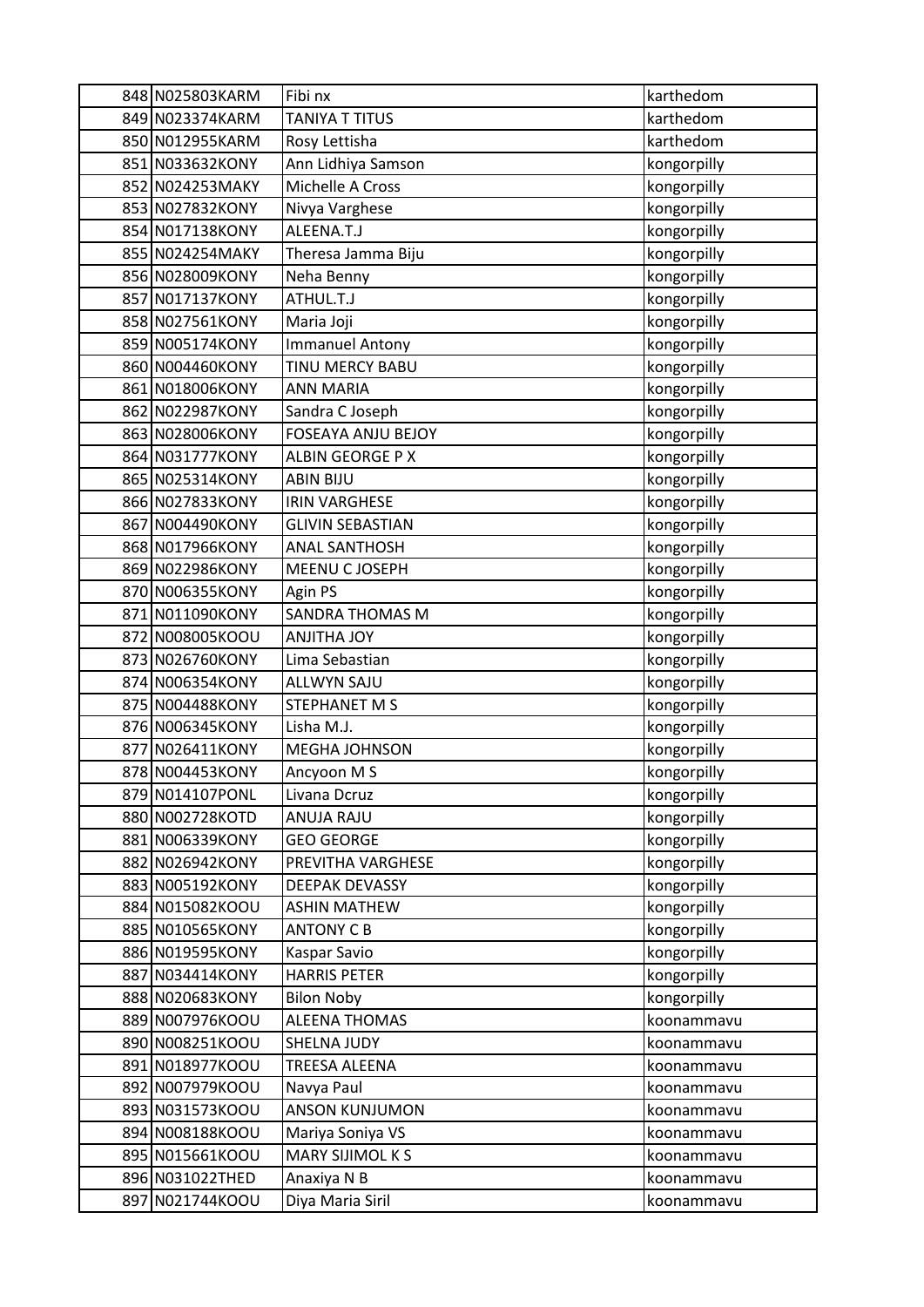| | | | |
|---|---|---|---|
| 848 | N025803KARM | Fibi nx | karthedom |
| 849 | N023374KARM | TANIYA T TITUS | karthedom |
| 850 | N012955KARM | Rosy Lettisha | karthedom |
| 851 | N033632KONY | Ann Lidhiya Samson | kongorpilly |
| 852 | N024253MAKY | Michelle A Cross | kongorpilly |
| 853 | N027832KONY | Nivya Varghese | kongorpilly |
| 854 | N017138KONY | ALEENA.T.J | kongorpilly |
| 855 | N024254MAKY | Theresa Jamma Biju | kongorpilly |
| 856 | N028009KONY | Neha Benny | kongorpilly |
| 857 | N017137KONY | ATHUL.T.J | kongorpilly |
| 858 | N027561KONY | Maria Joji | kongorpilly |
| 859 | N005174KONY | Immanuel Antony | kongorpilly |
| 860 | N004460KONY | TINU MERCY BABU | kongorpilly |
| 861 | N018006KONY | ANN MARIA | kongorpilly |
| 862 | N022987KONY | Sandra C Joseph | kongorpilly |
| 863 | N028006KONY | FOSEAYA ANJU BEJOY | kongorpilly |
| 864 | N031777KONY | ALBIN GEORGE P X | kongorpilly |
| 865 | N025314KONY | ABIN BIJU | kongorpilly |
| 866 | N027833KONY | IRIN VARGHESE | kongorpilly |
| 867 | N004490KONY | GLIVIN SEBASTIAN | kongorpilly |
| 868 | N017966KONY | ANAL SANTHOSH | kongorpilly |
| 869 | N022986KONY | MEENU C JOSEPH | kongorpilly |
| 870 | N006355KONY | Agin PS | kongorpilly |
| 871 | N011090KONY | SANDRA THOMAS M | kongorpilly |
| 872 | N008005KOOU | ANJITHA JOY | kongorpilly |
| 873 | N026760KONY | Lima Sebastian | kongorpilly |
| 874 | N006354KONY | ALLWYN SAJU | kongorpilly |
| 875 | N004488KONY | STEPHANET M S | kongorpilly |
| 876 | N006345KONY | Lisha M.J. | kongorpilly |
| 877 | N026411KONY | MEGHA JOHNSON | kongorpilly |
| 878 | N004453KONY | Ancyoon M S | kongorpilly |
| 879 | N014107PONL | Livana Dcruz | kongorpilly |
| 880 | N002728KOTD | ANUJA RAJU | kongorpilly |
| 881 | N006339KONY | GEO GEORGE | kongorpilly |
| 882 | N026942KONY | PREVITHA VARGHESE | kongorpilly |
| 883 | N005192KONY | DEEPAK DEVASSY | kongorpilly |
| 884 | N015082KOOU | ASHIN MATHEW | kongorpilly |
| 885 | N010565KONY | ANTONY C B | kongorpilly |
| 886 | N019595KONY | Kaspar Savio | kongorpilly |
| 887 | N034414KONY | HARRIS PETER | kongorpilly |
| 888 | N020683KONY | Bilon Noby | kongorpilly |
| 889 | N007976KOOU | ALEENA THOMAS | koonammavu |
| 890 | N008251KOOU | SHELNA JUDY | koonammavu |
| 891 | N018977KOOU | TREESA ALEENA | koonammavu |
| 892 | N007979KOOU | Navya Paul | koonammavu |
| 893 | N031573KOOU | ANSON KUNJUMON | koonammavu |
| 894 | N008188KOOU | Mariya Soniya VS | koonammavu |
| 895 | N015661KOOU | MARY SIJIMOL K S | koonammavu |
| 896 | N031022THED | Anaxiya N B | koonammavu |
| 897 | N021744KOOU | Diya Maria Siril | koonammavu |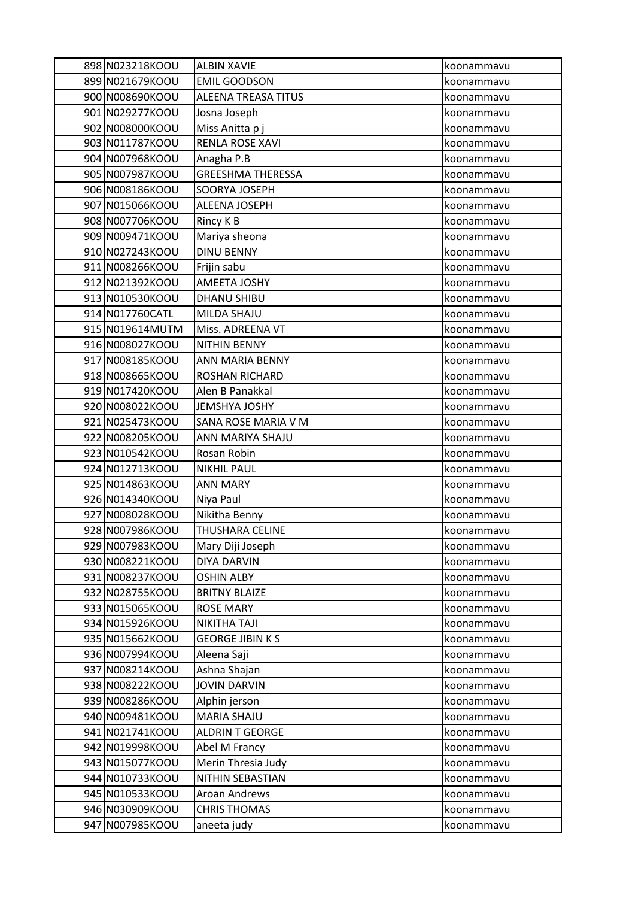| | | | |
|---|---|---|---|
| 898 | N023218KOOU | ALBIN XAVIE | koonammavu |
| 899 | N021679KOOU | EMIL GOODSON | koonammavu |
| 900 | N008690KOOU | ALEENA TREASA TITUS | koonammavu |
| 901 | N029277KOOU | Josna Joseph | koonammavu |
| 902 | N008000KOOU | Miss Anitta p j | koonammavu |
| 903 | N011787KOOU | RENLA ROSE XAVI | koonammavu |
| 904 | N007968KOOU | Anagha P.B | koonammavu |
| 905 | N007987KOOU | GREESHMA THERESSA | koonammavu |
| 906 | N008186KOOU | SOORYA JOSEPH | koonammavu |
| 907 | N015066KOOU | ALEENA JOSEPH | koonammavu |
| 908 | N007706KOOU | Rincy K B | koonammavu |
| 909 | N009471KOOU | Mariya sheona | koonammavu |
| 910 | N027243KOOU | DINU BENNY | koonammavu |
| 911 | N008266KOOU | Frijin sabu | koonammavu |
| 912 | N021392KOOU | AMEETA JOSHY | koonammavu |
| 913 | N010530KOOU | DHANU SHIBU | koonammavu |
| 914 | N017760CATL | MILDA SHAJU | koonammavu |
| 915 | N019614MUTM | Miss. ADREENA VT | koonammavu |
| 916 | N008027KOOU | NITHIN BENNY | koonammavu |
| 917 | N008185KOOU | ANN MARIA BENNY | koonammavu |
| 918 | N008665KOOU | ROSHAN RICHARD | koonammavu |
| 919 | N017420KOOU | Alen B Panakkal | koonammavu |
| 920 | N008022KOOU | JEMSHYA JOSHY | koonammavu |
| 921 | N025473KOOU | SANA ROSE MARIA V M | koonammavu |
| 922 | N008205KOOU | ANN MARIYA SHAJU | koonammavu |
| 923 | N010542KOOU | Rosan Robin | koonammavu |
| 924 | N012713KOOU | NIKHIL PAUL | koonammavu |
| 925 | N014863KOOU | ANN MARY | koonammavu |
| 926 | N014340KOOU | Niya Paul | koonammavu |
| 927 | N008028KOOU | Nikitha Benny | koonammavu |
| 928 | N007986KOOU | THUSHARA CELINE | koonammavu |
| 929 | N007983KOOU | Mary Diji Joseph | koonammavu |
| 930 | N008221KOOU | DIYA DARVIN | koonammavu |
| 931 | N008237KOOU | OSHIN ALBY | koonammavu |
| 932 | N028755KOOU | BRITNY BLAIZE | koonammavu |
| 933 | N015065KOOU | ROSE MARY | koonammavu |
| 934 | N015926KOOU | NIKITHA TAJI | koonammavu |
| 935 | N015662KOOU | GEORGE JIBIN K S | koonammavu |
| 936 | N007994KOOU | Aleena Saji | koonammavu |
| 937 | N008214KOOU | Ashna Shajan | koonammavu |
| 938 | N008222KOOU | JOVIN DARVIN | koonammavu |
| 939 | N008286KOOU | Alphin jerson | koonammavu |
| 940 | N009481KOOU | MARIA SHAJU | koonammavu |
| 941 | N021741KOOU | ALDRIN T GEORGE | koonammavu |
| 942 | N019998KOOU | Abel M Francy | koonammavu |
| 943 | N015077KOOU | Merin Thresia Judy | koonammavu |
| 944 | N010733KOOU | NITHIN SEBASTIAN | koonammavu |
| 945 | N010533KOOU | Aroan Andrews | koonammavu |
| 946 | N030909KOOU | CHRIS THOMAS | koonammavu |
| 947 | N007985KOOU | aneeta judy | koonammavu |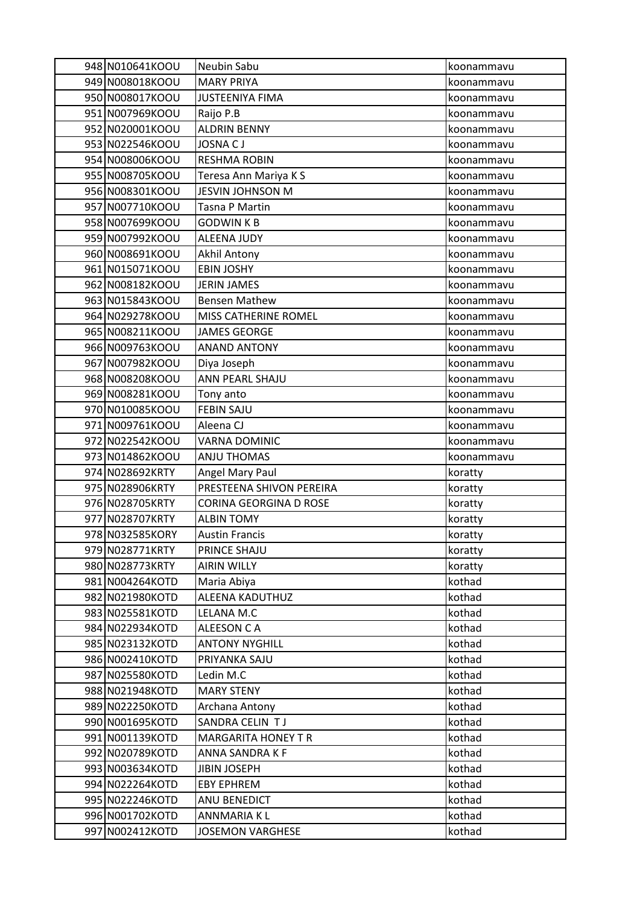| | | | |
|---|---|---|---|
| 948 | N010641KOOU | Neubin Sabu | koonammavu |
| 949 | N008018KOOU | MARY PRIYA | koonammavu |
| 950 | N008017KOOU | JUSTEENIYA FIMA | koonammavu |
| 951 | N007969KOOU | Raijo P.B | koonammavu |
| 952 | N020001KOOU | ALDRIN BENNY | koonammavu |
| 953 | N022546KOOU | JOSNA C J | koonammavu |
| 954 | N008006KOOU | RESHMA ROBIN | koonammavu |
| 955 | N008705KOOU | Teresa Ann Mariya K S | koonammavu |
| 956 | N008301KOOU | JESVIN JOHNSON M | koonammavu |
| 957 | N007710KOOU | Tasna P Martin | koonammavu |
| 958 | N007699KOOU | GODWIN K B | koonammavu |
| 959 | N007992KOOU | ALEENA JUDY | koonammavu |
| 960 | N008691KOOU | Akhil Antony | koonammavu |
| 961 | N015071KOOU | EBIN JOSHY | koonammavu |
| 962 | N008182KOOU | JERIN JAMES | koonammavu |
| 963 | N015843KOOU | Bensen Mathew | koonammavu |
| 964 | N029278KOOU | MISS CATHERINE ROMEL | koonammavu |
| 965 | N008211KOOU | JAMES GEORGE | koonammavu |
| 966 | N009763KOOU | ANAND ANTONY | koonammavu |
| 967 | N007982KOOU | Diya Joseph | koonammavu |
| 968 | N008208KOOU | ANN PEARL SHAJU | koonammavu |
| 969 | N008281KOOU | Tony anto | koonammavu |
| 970 | N010085KOOU | FEBIN SAJU | koonammavu |
| 971 | N009761KOOU | Aleena CJ | koonammavu |
| 972 | N022542KOOU | VARNA DOMINIC | koonammavu |
| 973 | N014862KOOU | ANJU THOMAS | koonammavu |
| 974 | N028692KRTY | Angel Mary Paul | koratty |
| 975 | N028906KRTY | PRESTEENA SHIVON PEREIRA | koratty |
| 976 | N028705KRTY | CORINA GEORGINA D ROSE | koratty |
| 977 | N028707KRTY | ALBIN TOMY | koratty |
| 978 | N032585KORY | Austin Francis | koratty |
| 979 | N028771KRTY | PRINCE SHAJU | koratty |
| 980 | N028773KRTY | AIRIN WILLY | koratty |
| 981 | N004264KOTD | Maria Abiya | kothad |
| 982 | N021980KOTD | ALEENA KADUTHUZ | kothad |
| 983 | N025581KOTD | LELANA M.C | kothad |
| 984 | N022934KOTD | ALEESON C A | kothad |
| 985 | N023132KOTD | ANTONY NYGHILL | kothad |
| 986 | N002410KOTD | PRIYANKA SAJU | kothad |
| 987 | N025580KOTD | Ledin M.C | kothad |
| 988 | N021948KOTD | MARY STENY | kothad |
| 989 | N022250KOTD | Archana Antony | kothad |
| 990 | N001695KOTD | SANDRA CELIN T J | kothad |
| 991 | N001139KOTD | MARGARITA HONEY T R | kothad |
| 992 | N020789KOTD | ANNA SANDRA K F | kothad |
| 993 | N003634KOTD | JIBIN JOSEPH | kothad |
| 994 | N022264KOTD | EBY EPHREM | kothad |
| 995 | N022246KOTD | ANU BENEDICT | kothad |
| 996 | N001702KOTD | ANNMARIA K L | kothad |
| 997 | N002412KOTD | JOSEMON VARGHESE | kothad |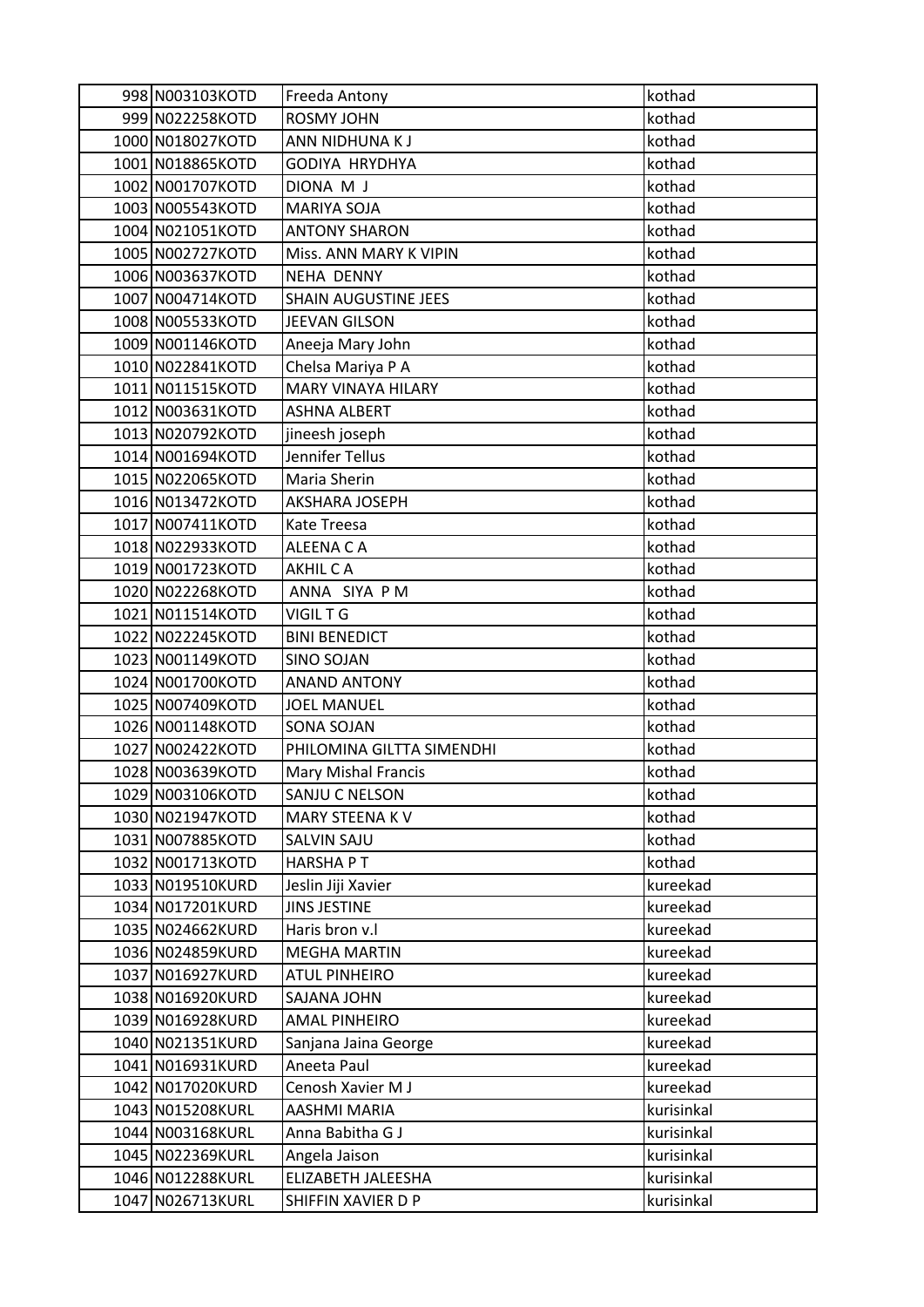| | | | |
|---|---|---|---|
| 998 | N003103KOTD | Freeda Antony | kothad |
| 999 | N022258KOTD | ROSMY JOHN | kothad |
| 1000 | N018027KOTD | ANN NIDHUNA K J | kothad |
| 1001 | N018865KOTD | GODIYA HRYDHYA | kothad |
| 1002 | N001707KOTD | DIONA M J | kothad |
| 1003 | N005543KOTD | MARIYA SOJA | kothad |
| 1004 | N021051KOTD | ANTONY SHARON | kothad |
| 1005 | N002727KOTD | Miss. ANN MARY K VIPIN | kothad |
| 1006 | N003637KOTD | NEHA DENNY | kothad |
| 1007 | N004714KOTD | SHAIN AUGUSTINE JEES | kothad |
| 1008 | N005533KOTD | JEEVAN GILSON | kothad |
| 1009 | N001146KOTD | Aneeja Mary John | kothad |
| 1010 | N022841KOTD | Chelsa Mariya P A | kothad |
| 1011 | N011515KOTD | MARY VINAYA HILARY | kothad |
| 1012 | N003631KOTD | ASHNA ALBERT | kothad |
| 1013 | N020792KOTD | jineesh joseph | kothad |
| 1014 | N001694KOTD | Jennifer Tellus | kothad |
| 1015 | N022065KOTD | Maria Sherin | kothad |
| 1016 | N013472KOTD | AKSHARA JOSEPH | kothad |
| 1017 | N007411KOTD | Kate Treesa | kothad |
| 1018 | N022933KOTD | ALEENA C A | kothad |
| 1019 | N001723KOTD | AKHIL C A | kothad |
| 1020 | N022268KOTD | ANNA SIYA P M | kothad |
| 1021 | N011514KOTD | VIGIL T G | kothad |
| 1022 | N022245KOTD | BINI BENEDICT | kothad |
| 1023 | N001149KOTD | SINO SOJAN | kothad |
| 1024 | N001700KOTD | ANAND ANTONY | kothad |
| 1025 | N007409KOTD | JOEL MANUEL | kothad |
| 1026 | N001148KOTD | SONA SOJAN | kothad |
| 1027 | N002422KOTD | PHILOMINA GILTTA SIMENDHI | kothad |
| 1028 | N003639KOTD | Mary Mishal Francis | kothad |
| 1029 | N003106KOTD | SANJU C NELSON | kothad |
| 1030 | N021947KOTD | MARY STEENA K V | kothad |
| 1031 | N007885KOTD | SALVIN SAJU | kothad |
| 1032 | N001713KOTD | HARSHA P T | kothad |
| 1033 | N019510KURD | Jeslin Jiji Xavier | kureekad |
| 1034 | N017201KURD | JINS JESTINE | kureekad |
| 1035 | N024662KURD | Haris bron v.l | kureekad |
| 1036 | N024859KURD | MEGHA MARTIN | kureekad |
| 1037 | N016927KURD | ATUL PINHEIRO | kureekad |
| 1038 | N016920KURD | SAJANA JOHN | kureekad |
| 1039 | N016928KURD | AMAL PINHEIRO | kureekad |
| 1040 | N021351KURD | Sanjana Jaina George | kureekad |
| 1041 | N016931KURD | Aneeta Paul | kureekad |
| 1042 | N017020KURD | Cenosh Xavier M J | kureekad |
| 1043 | N015208KURL | AASHMI MARIA | kurisinkal |
| 1044 | N003168KURL | Anna Babitha G J | kurisinkal |
| 1045 | N022369KURL | Angela Jaison | kurisinkal |
| 1046 | N012288KURL | ELIZABETH JALEESHA | kurisinkal |
| 1047 | N026713KURL | SHIFFIN XAVIER D P | kurisinkal |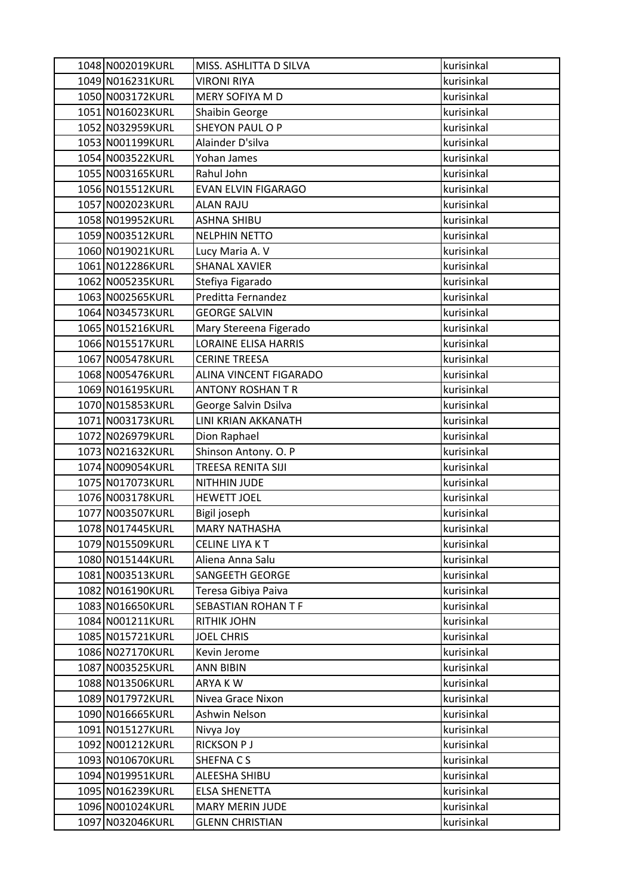| 1048 | N002019KURL | MISS. ASHLITTA D SILVA | kurisinkal |
|---|---|---|---|
| 1049 | N016231KURL | VIRONI RIYA | kurisinkal |
| 1050 | N003172KURL | MERY SOFIYA M D | kurisinkal |
| 1051 | N016023KURL | Shaibin George | kurisinkal |
| 1052 | N032959KURL | SHEYON PAUL O P | kurisinkal |
| 1053 | N001199KURL | Alainder D'silva | kurisinkal |
| 1054 | N003522KURL | Yohan James | kurisinkal |
| 1055 | N003165KURL | Rahul John | kurisinkal |
| 1056 | N015512KURL | EVAN ELVIN FIGARAGO | kurisinkal |
| 1057 | N002023KURL | ALAN RAJU | kurisinkal |
| 1058 | N019952KURL | ASHNA SHIBU | kurisinkal |
| 1059 | N003512KURL | NELPHIN NETTO | kurisinkal |
| 1060 | N019021KURL | Lucy Maria A. V | kurisinkal |
| 1061 | N012286KURL | SHANAL XAVIER | kurisinkal |
| 1062 | N005235KURL | Stefiya Figarado | kurisinkal |
| 1063 | N002565KURL | Preditta Fernandez | kurisinkal |
| 1064 | N034573KURL | GEORGE SALVIN | kurisinkal |
| 1065 | N015216KURL | Mary Stereena Figerado | kurisinkal |
| 1066 | N015517KURL | LORAINE ELISA HARRIS | kurisinkal |
| 1067 | N005478KURL | CERINE TREESA | kurisinkal |
| 1068 | N005476KURL | ALINA VINCENT FIGARADO | kurisinkal |
| 1069 | N016195KURL | ANTONY ROSHAN T R | kurisinkal |
| 1070 | N015853KURL | George Salvin Dsilva | kurisinkal |
| 1071 | N003173KURL | LINI KRIAN AKKANATH | kurisinkal |
| 1072 | N026979KURL | Dion Raphael | kurisinkal |
| 1073 | N021632KURL | Shinson Antony. O. P | kurisinkal |
| 1074 | N009054KURL | TREESA RENITA SIJI | kurisinkal |
| 1075 | N017073KURL | NITHHIN JUDE | kurisinkal |
| 1076 | N003178KURL | HEWETT JOEL | kurisinkal |
| 1077 | N003507KURL | Bigil joseph | kurisinkal |
| 1078 | N017445KURL | MARY NATHASHA | kurisinkal |
| 1079 | N015509KURL | CELINE LIYA K T | kurisinkal |
| 1080 | N015144KURL | Aliena Anna Salu | kurisinkal |
| 1081 | N003513KURL | SANGEETH GEORGE | kurisinkal |
| 1082 | N016190KURL | Teresa Gibiya Paiva | kurisinkal |
| 1083 | N016650KURL | SEBASTIAN ROHAN T F | kurisinkal |
| 1084 | N001211KURL | RITHIK JOHN | kurisinkal |
| 1085 | N015721KURL | JOEL CHRIS | kurisinkal |
| 1086 | N027170KURL | Kevin Jerome | kurisinkal |
| 1087 | N003525KURL | ANN BIBIN | kurisinkal |
| 1088 | N013506KURL | ARYA K W | kurisinkal |
| 1089 | N017972KURL | Nivea Grace Nixon | kurisinkal |
| 1090 | N016665KURL | Ashwin Nelson | kurisinkal |
| 1091 | N015127KURL | Nivya Joy | kurisinkal |
| 1092 | N001212KURL | RICKSON P J | kurisinkal |
| 1093 | N010670KURL | SHEFNA C S | kurisinkal |
| 1094 | N019951KURL | ALEESHA SHIBU | kurisinkal |
| 1095 | N016239KURL | ELSA SHENETTA | kurisinkal |
| 1096 | N001024KURL | MARY MERIN JUDE | kurisinkal |
| 1097 | N032046KURL | GLENN CHRISTIAN | kurisinkal |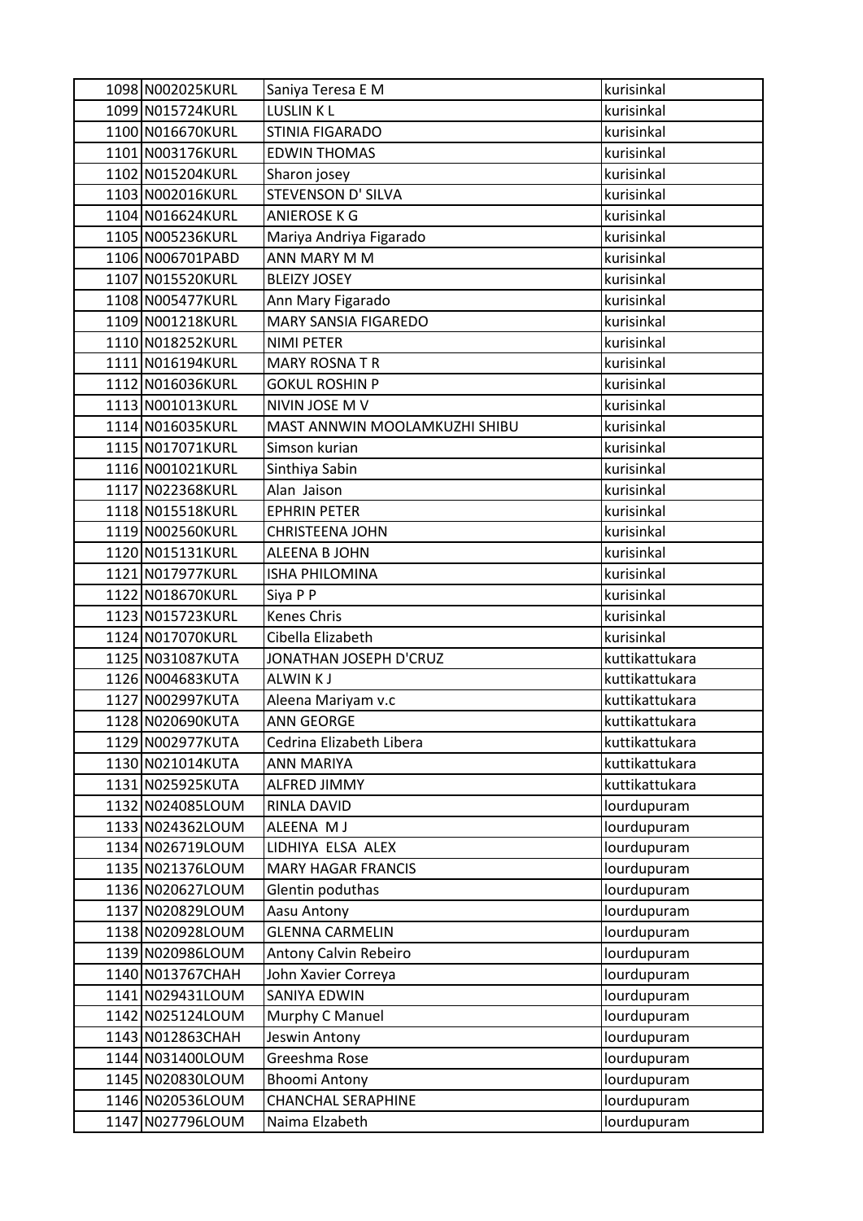| 1098 | N002025KURL | Saniya Teresa E M | kurisinkal |
|---|---|---|---|
| 1099 | N015724KURL | LUSLIN K L | kurisinkal |
| 1100 | N016670KURL | STINIA FIGARADO | kurisinkal |
| 1101 | N003176KURL | EDWIN THOMAS | kurisinkal |
| 1102 | N015204KURL | Sharon josey | kurisinkal |
| 1103 | N002016KURL | STEVENSON D' SILVA | kurisinkal |
| 1104 | N016624KURL | ANIEROSE K G | kurisinkal |
| 1105 | N005236KURL | Mariya Andriya Figarado | kurisinkal |
| 1106 | N006701PABD | ANN MARY M M | kurisinkal |
| 1107 | N015520KURL | BLEIZY JOSEY | kurisinkal |
| 1108 | N005477KURL | Ann Mary Figarado | kurisinkal |
| 1109 | N001218KURL | MARY SANSIA FIGAREDO | kurisinkal |
| 1110 | N018252KURL | NIMI PETER | kurisinkal |
| 1111 | N016194KURL | MARY ROSNA T R | kurisinkal |
| 1112 | N016036KURL | GOKUL ROSHIN P | kurisinkal |
| 1113 | N001013KURL | NIVIN JOSE M V | kurisinkal |
| 1114 | N016035KURL | MAST ANNWIN MOOLAMKUZHI SHIBU | kurisinkal |
| 1115 | N017071KURL | Simson kurian | kurisinkal |
| 1116 | N001021KURL | Sinthiya Sabin | kurisinkal |
| 1117 | N022368KURL | Alan Jaison | kurisinkal |
| 1118 | N015518KURL | EPHRIN PETER | kurisinkal |
| 1119 | N002560KURL | CHRISTEENA JOHN | kurisinkal |
| 1120 | N015131KURL | ALEENA B JOHN | kurisinkal |
| 1121 | N017977KURL | ISHA PHILOMINA | kurisinkal |
| 1122 | N018670KURL | Siya P P | kurisinkal |
| 1123 | N015723KURL | Kenes Chris | kurisinkal |
| 1124 | N017070KURL | Cibella Elizabeth | kurisinkal |
| 1125 | N031087KUTA | JONATHAN JOSEPH D'CRUZ | kuttikattukara |
| 1126 | N004683KUTA | ALWIN K J | kuttikattukara |
| 1127 | N002997KUTA | Aleena Mariyam v.c | kuttikattukara |
| 1128 | N020690KUTA | ANN GEORGE | kuttikattukara |
| 1129 | N002977KUTA | Cedrina Elizabeth Libera | kuttikattukara |
| 1130 | N021014KUTA | ANN MARIYA | kuttikattukara |
| 1131 | N025925KUTA | ALFRED JIMMY | kuttikattukara |
| 1132 | N024085LOUM | RINLA DAVID | lourdupuram |
| 1133 | N024362LOUM | ALEENA M J | lourdupuram |
| 1134 | N026719LOUM | LIDHIYA ELSA ALEX | lourdupuram |
| 1135 | N021376LOUM | MARY HAGAR FRANCIS | lourdupuram |
| 1136 | N020627LOUM | Glentin poduthas | lourdupuram |
| 1137 | N020829LOUM | Aasu Antony | lourdupuram |
| 1138 | N020928LOUM | GLENNA CARMELIN | lourdupuram |
| 1139 | N020986LOUM | Antony Calvin Rebeiro | lourdupuram |
| 1140 | N013767CHAH | John Xavier Correya | lourdupuram |
| 1141 | N029431LOUM | SANIYA EDWIN | lourdupuram |
| 1142 | N025124LOUM | Murphy C Manuel | lourdupuram |
| 1143 | N012863CHAH | Jeswin Antony | lourdupuram |
| 1144 | N031400LOUM | Greeshma Rose | lourdupuram |
| 1145 | N020830LOUM | Bhoomi Antony | lourdupuram |
| 1146 | N020536LOUM | CHANCHAL SERAPHINE | lourdupuram |
| 1147 | N027796LOUM | Naima Elzabeth | lourdupuram |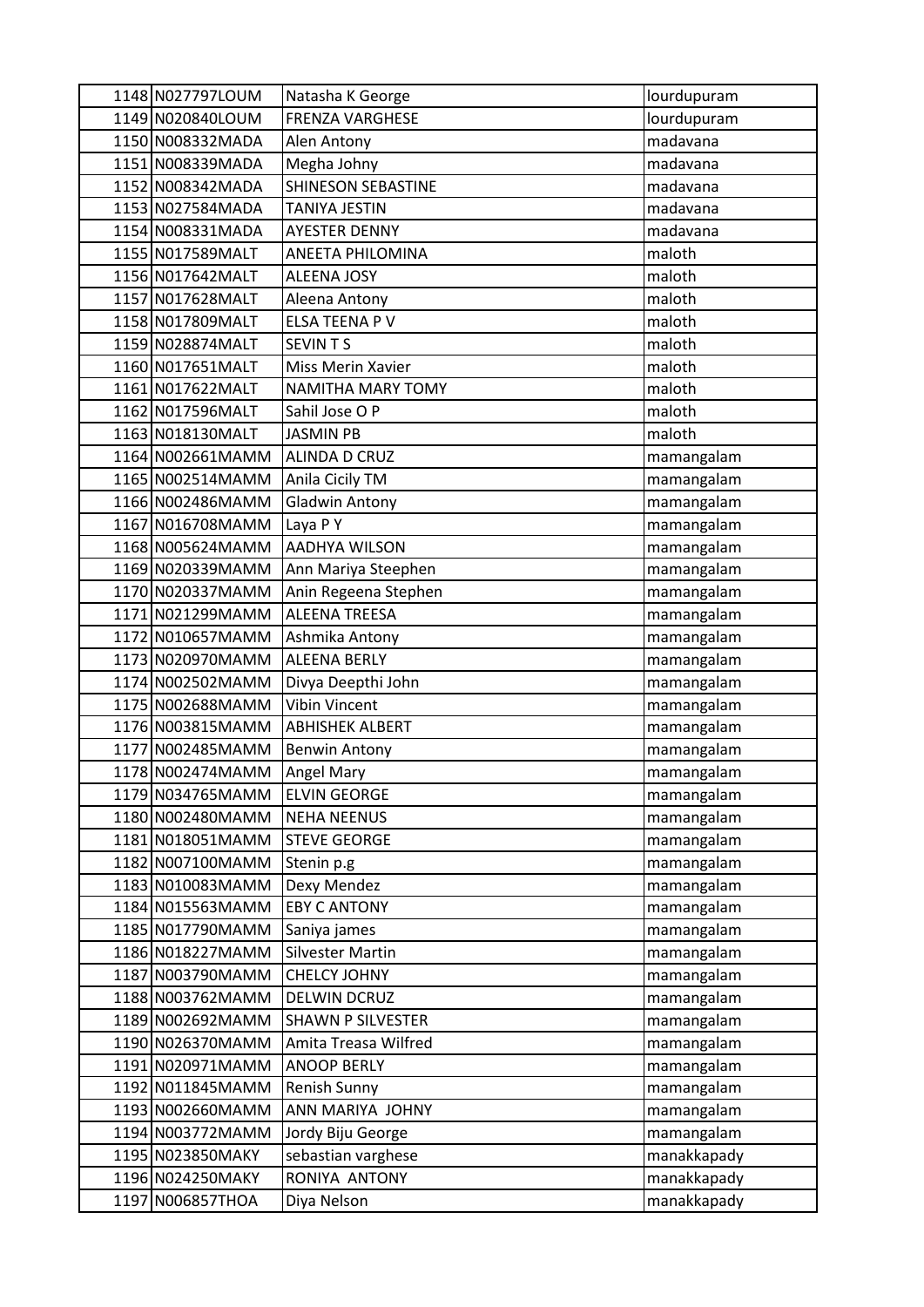| | | | |
|---|---|---|---|
| 1148 | N027797LOUM | Natasha K George | lourdupuram |
| 1149 | N020840LOUM | FRENZA VARGHESE | lourdupuram |
| 1150 | N008332MADA | Alen Antony | madavana |
| 1151 | N008339MADA | Megha Johny | madavana |
| 1152 | N008342MADA | SHINESON SEBASTINE | madavana |
| 1153 | N027584MADA | TANIYA JESTIN | madavana |
| 1154 | N008331MADA | AYESTER DENNY | madavana |
| 1155 | N017589MALT | ANEETA PHILOMINA | maloth |
| 1156 | N017642MALT | ALEENA JOSY | maloth |
| 1157 | N017628MALT | Aleena Antony | maloth |
| 1158 | N017809MALT | ELSA TEENA P V | maloth |
| 1159 | N028874MALT | SEVIN T S | maloth |
| 1160 | N017651MALT | Miss Merin Xavier | maloth |
| 1161 | N017622MALT | NAMITHA MARY TOMY | maloth |
| 1162 | N017596MALT | Sahil Jose O P | maloth |
| 1163 | N018130MALT | JASMIN PB | maloth |
| 1164 | N002661MAMM | ALINDA D CRUZ | mamangalam |
| 1165 | N002514MAMM | Anila Cicily TM | mamangalam |
| 1166 | N002486MAMM | Gladwin Antony | mamangalam |
| 1167 | N016708MAMM | Laya P Y | mamangalam |
| 1168 | N005624MAMM | AADHYA WILSON | mamangalam |
| 1169 | N020339MAMM | Ann Mariya Steephen | mamangalam |
| 1170 | N020337MAMM | Anin Regeena Stephen | mamangalam |
| 1171 | N021299MAMM | ALEENA TREESA | mamangalam |
| 1172 | N010657MAMM | Ashmika Antony | mamangalam |
| 1173 | N020970MAMM | ALEENA BERLY | mamangalam |
| 1174 | N002502MAMM | Divya Deepthi John | mamangalam |
| 1175 | N002688MAMM | Vibin Vincent | mamangalam |
| 1176 | N003815MAMM | ABHISHEK ALBERT | mamangalam |
| 1177 | N002485MAMM | Benwin Antony | mamangalam |
| 1178 | N002474MAMM | Angel Mary | mamangalam |
| 1179 | N034765MAMM | ELVIN GEORGE | mamangalam |
| 1180 | N002480MAMM | NEHA NEENUS | mamangalam |
| 1181 | N018051MAMM | STEVE GEORGE | mamangalam |
| 1182 | N007100MAMM | Stenin p.g | mamangalam |
| 1183 | N010083MAMM | Dexy Mendez | mamangalam |
| 1184 | N015563MAMM | EBY C ANTONY | mamangalam |
| 1185 | N017790MAMM | Saniya james | mamangalam |
| 1186 | N018227MAMM | Silvester Martin | mamangalam |
| 1187 | N003790MAMM | CHELCY JOHNY | mamangalam |
| 1188 | N003762MAMM | DELWIN DCRUZ | mamangalam |
| 1189 | N002692MAMM | SHAWN P SILVESTER | mamangalam |
| 1190 | N026370MAMM | Amita Treasa Wilfred | mamangalam |
| 1191 | N020971MAMM | ANOOP BERLY | mamangalam |
| 1192 | N011845MAMM | Renish Sunny | mamangalam |
| 1193 | N002660MAMM | ANN MARIYA JOHNY | mamangalam |
| 1194 | N003772MAMM | Jordy Biju George | mamangalam |
| 1195 | N023850MAKY | sebastian varghese | manakkapady |
| 1196 | N024250MAKY | RONIYA ANTONY | manakkapady |
| 1197 | N006857THOA | Diya Nelson | manakkapady |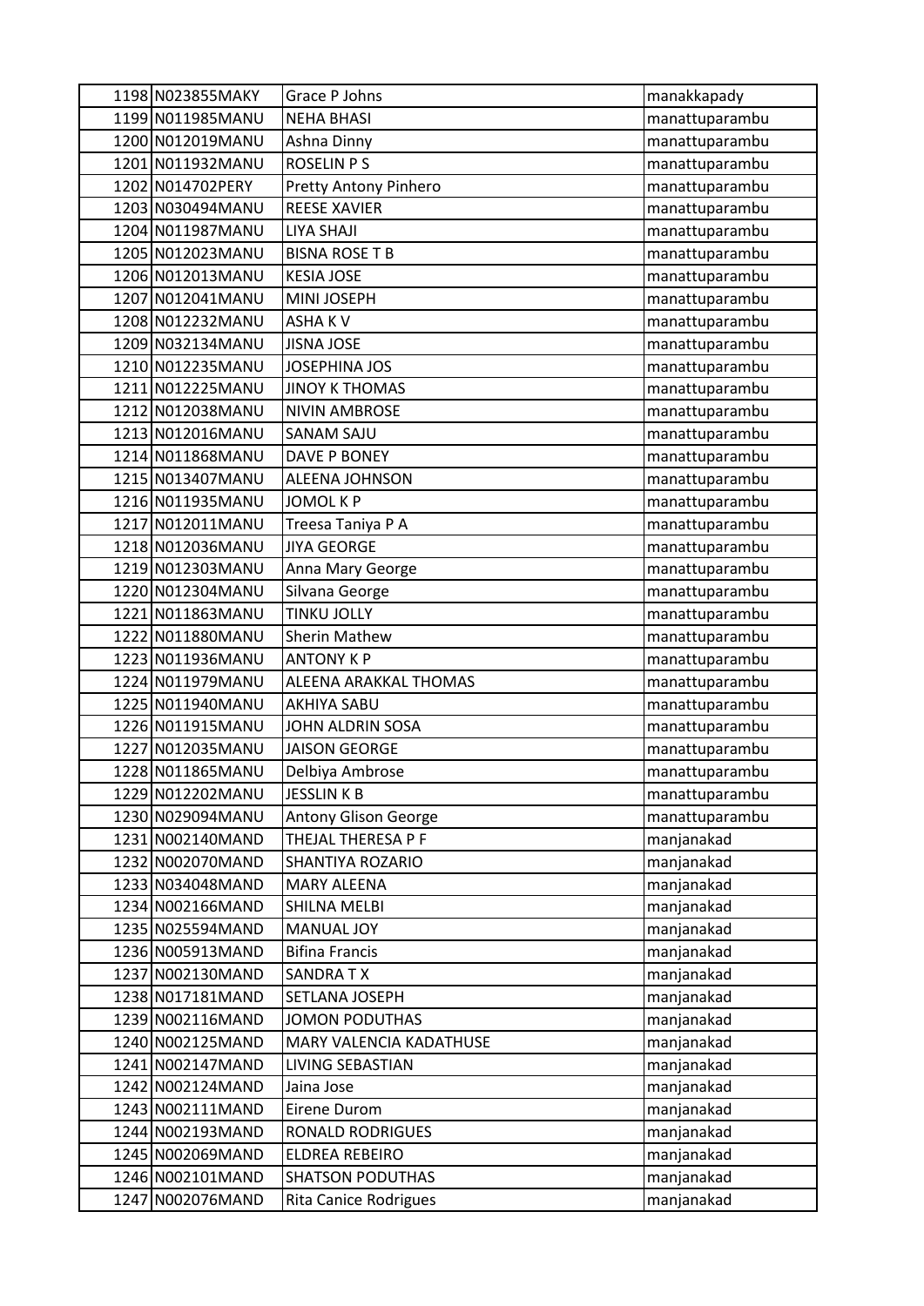| | | | |
|---|---|---|---|
| 1198 | N023855MAKY | Grace P Johns | manakkapady |
| 1199 | N011985MANU | NEHA BHASI | manattuparambu |
| 1200 | N012019MANU | Ashna Dinny | manattuparambu |
| 1201 | N011932MANU | ROSELIN P S | manattuparambu |
| 1202 | N014702PERY | Pretty Antony Pinhero | manattuparambu |
| 1203 | N030494MANU | REESE XAVIER | manattuparambu |
| 1204 | N011987MANU | LIYA SHAJI | manattuparambu |
| 1205 | N012023MANU | BISNA ROSE T B | manattuparambu |
| 1206 | N012013MANU | KESIA JOSE | manattuparambu |
| 1207 | N012041MANU | MINI JOSEPH | manattuparambu |
| 1208 | N012232MANU | ASHA K V | manattuparambu |
| 1209 | N032134MANU | JISNA JOSE | manattuparambu |
| 1210 | N012235MANU | JOSEPHINA JOS | manattuparambu |
| 1211 | N012225MANU | JINOY K THOMAS | manattuparambu |
| 1212 | N012038MANU | NIVIN AMBROSE | manattuparambu |
| 1213 | N012016MANU | SANAM SAJU | manattuparambu |
| 1214 | N011868MANU | DAVE P BONEY | manattuparambu |
| 1215 | N013407MANU | ALEENA JOHNSON | manattuparambu |
| 1216 | N011935MANU | JOMOL K P | manattuparambu |
| 1217 | N012011MANU | Treesa Taniya P A | manattuparambu |
| 1218 | N012036MANU | JIYA GEORGE | manattuparambu |
| 1219 | N012303MANU | Anna Mary George | manattuparambu |
| 1220 | N012304MANU | Silvana George | manattuparambu |
| 1221 | N011863MANU | TINKU JOLLY | manattuparambu |
| 1222 | N011880MANU | Sherin Mathew | manattuparambu |
| 1223 | N011936MANU | ANTONY K P | manattuparambu |
| 1224 | N011979MANU | ALEENA ARAKKAL THOMAS | manattuparambu |
| 1225 | N011940MANU | AKHIYA SABU | manattuparambu |
| 1226 | N011915MANU | JOHN ALDRIN SOSA | manattuparambu |
| 1227 | N012035MANU | JAISON GEORGE | manattuparambu |
| 1228 | N011865MANU | Delbiya Ambrose | manattuparambu |
| 1229 | N012202MANU | JESSLIN K B | manattuparambu |
| 1230 | N029094MANU | Antony Glison George | manattuparambu |
| 1231 | N002140MAND | THEJAL THERESA P F | manjanakad |
| 1232 | N002070MAND | SHANTIYA ROZARIO | manjanakad |
| 1233 | N034048MAND | MARY ALEENA | manjanakad |
| 1234 | N002166MAND | SHILNA MELBI | manjanakad |
| 1235 | N025594MAND | MANUAL JOY | manjanakad |
| 1236 | N005913MAND | Bifina Francis | manjanakad |
| 1237 | N002130MAND | SANDRA T X | manjanakad |
| 1238 | N017181MAND | SETLANA JOSEPH | manjanakad |
| 1239 | N002116MAND | JOMON PODUTHAS | manjanakad |
| 1240 | N002125MAND | MARY VALENCIA KADATHUSE | manjanakad |
| 1241 | N002147MAND | LIVING SEBASTIAN | manjanakad |
| 1242 | N002124MAND | Jaina Jose | manjanakad |
| 1243 | N002111MAND | Eirene Durom | manjanakad |
| 1244 | N002193MAND | RONALD RODRIGUES | manjanakad |
| 1245 | N002069MAND | ELDREA REBEIRO | manjanakad |
| 1246 | N002101MAND | SHATSON PODUTHAS | manjanakad |
| 1247 | N002076MAND | Rita Canice Rodrigues | manjanakad |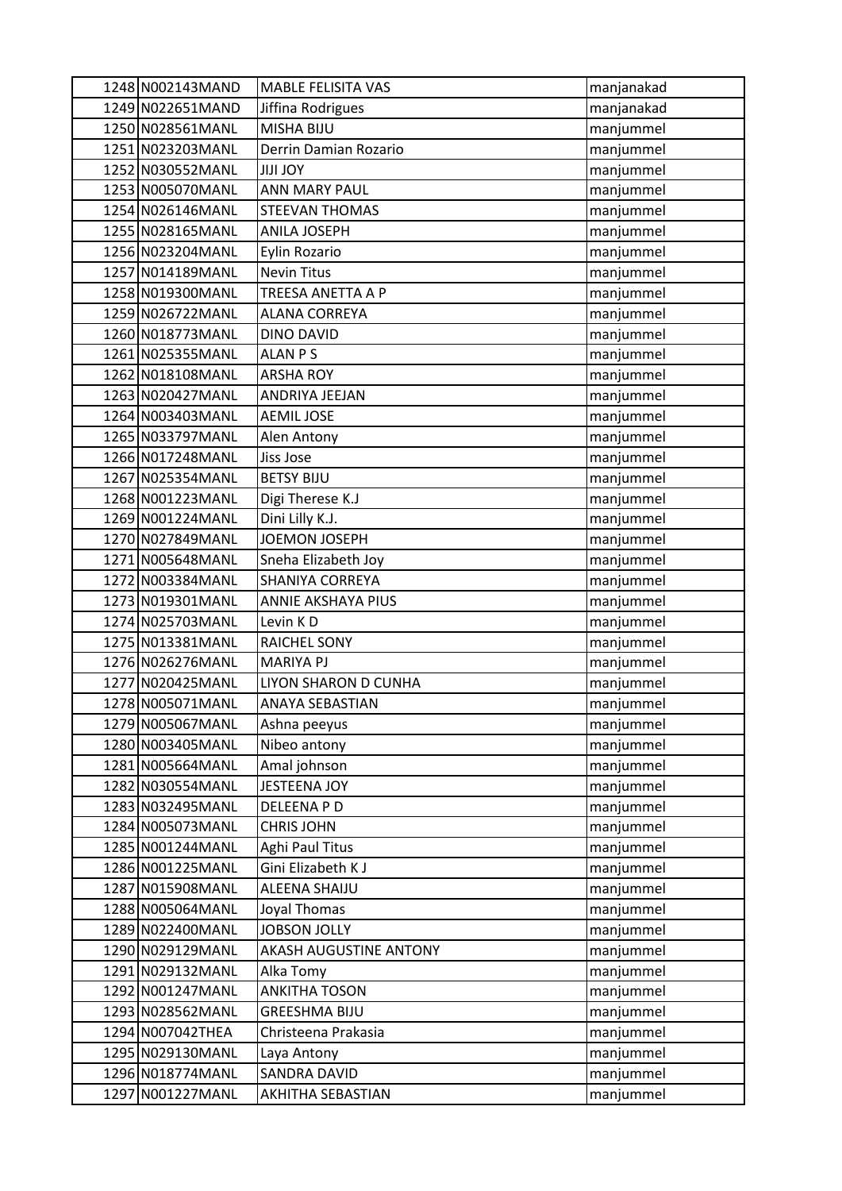| | | | |
|---|---|---|---|
| 1248 | N002143MAND | MABLE FELISITA VAS | manjanakad |
| 1249 | N022651MAND | Jiffina Rodrigues | manjanakad |
| 1250 | N028561MANL | MISHA BIJU | manjummel |
| 1251 | N023203MANL | Derrin Damian Rozario | manjummel |
| 1252 | N030552MANL | JIJI JOY | manjummel |
| 1253 | N005070MANL | ANN MARY PAUL | manjummel |
| 1254 | N026146MANL | STEEVAN THOMAS | manjummel |
| 1255 | N028165MANL | ANILA JOSEPH | manjummel |
| 1256 | N023204MANL | Eylin Rozario | manjummel |
| 1257 | N014189MANL | Nevin Titus | manjummel |
| 1258 | N019300MANL | TREESA ANETTA A P | manjummel |
| 1259 | N026722MANL | ALANA CORREYA | manjummel |
| 1260 | N018773MANL | DINO DAVID | manjummel |
| 1261 | N025355MANL | ALAN P S | manjummel |
| 1262 | N018108MANL | ARSHA ROY | manjummel |
| 1263 | N020427MANL | ANDRIYA JEEJAN | manjummel |
| 1264 | N003403MANL | AEMIL JOSE | manjummel |
| 1265 | N033797MANL | Alen Antony | manjummel |
| 1266 | N017248MANL | Jiss Jose | manjummel |
| 1267 | N025354MANL | BETSY BIJU | manjummel |
| 1268 | N001223MANL | Digi Therese K.J | manjummel |
| 1269 | N001224MANL | Dini Lilly K.J. | manjummel |
| 1270 | N027849MANL | JOEMON JOSEPH | manjummel |
| 1271 | N005648MANL | Sneha Elizabeth Joy | manjummel |
| 1272 | N003384MANL | SHANIYA CORREYA | manjummel |
| 1273 | N019301MANL | ANNIE AKSHAYA PIUS | manjummel |
| 1274 | N025703MANL | Levin K D | manjummel |
| 1275 | N013381MANL | RAICHEL SONY | manjummel |
| 1276 | N026276MANL | MARIYA PJ | manjummel |
| 1277 | N020425MANL | LIYON SHARON D CUNHA | manjummel |
| 1278 | N005071MANL | ANAYA SEBASTIAN | manjummel |
| 1279 | N005067MANL | Ashna peeyus | manjummel |
| 1280 | N003405MANL | Nibeo antony | manjummel |
| 1281 | N005664MANL | Amal johnson | manjummel |
| 1282 | N030554MANL | JESTEENA JOY | manjummel |
| 1283 | N032495MANL | DELEENA P D | manjummel |
| 1284 | N005073MANL | CHRIS JOHN | manjummel |
| 1285 | N001244MANL | Aghi Paul Titus | manjummel |
| 1286 | N001225MANL | Gini Elizabeth K J | manjummel |
| 1287 | N015908MANL | ALEENA SHAIJU | manjummel |
| 1288 | N005064MANL | Joyal Thomas | manjummel |
| 1289 | N022400MANL | JOBSON JOLLY | manjummel |
| 1290 | N029129MANL | AKASH AUGUSTINE ANTONY | manjummel |
| 1291 | N029132MANL | Alka Tomy | manjummel |
| 1292 | N001247MANL | ANKITHA TOSON | manjummel |
| 1293 | N028562MANL | GREESHMA BIJU | manjummel |
| 1294 | N007042THEA | Christeena Prakasia | manjummel |
| 1295 | N029130MANL | Laya Antony | manjummel |
| 1296 | N018774MANL | SANDRA DAVID | manjummel |
| 1297 | N001227MANL | AKHITHA SEBASTIAN | manjummel |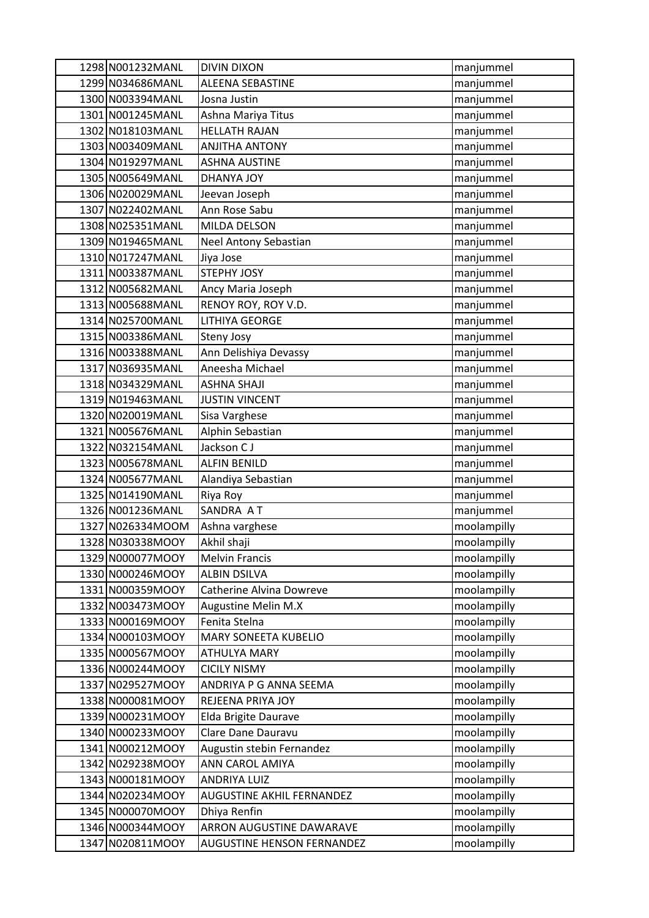| | | | |
|---|---|---|---|
| 1298 | N001232MANL | DIVIN DIXON | manjummel |
| 1299 | N034686MANL | ALEENA SEBASTINE | manjummel |
| 1300 | N003394MANL | Josna Justin | manjummel |
| 1301 | N001245MANL | Ashna Mariya Titus | manjummel |
| 1302 | N018103MANL | HELLATH RAJAN | manjummel |
| 1303 | N003409MANL | ANJITHA ANTONY | manjummel |
| 1304 | N019297MANL | ASHNA AUSTINE | manjummel |
| 1305 | N005649MANL | DHANYA JOY | manjummel |
| 1306 | N020029MANL | Jeevan Joseph | manjummel |
| 1307 | N022402MANL | Ann Rose Sabu | manjummel |
| 1308 | N025351MANL | MILDA DELSON | manjummel |
| 1309 | N019465MANL | Neel Antony Sebastian | manjummel |
| 1310 | N017247MANL | Jiya Jose | manjummel |
| 1311 | N003387MANL | STEPHY JOSY | manjummel |
| 1312 | N005682MANL | Ancy Maria Joseph | manjummel |
| 1313 | N005688MANL | RENOY ROY, ROY V.D. | manjummel |
| 1314 | N025700MANL | LITHIYA GEORGE | manjummel |
| 1315 | N003386MANL | Steny Josy | manjummel |
| 1316 | N003388MANL | Ann Delishiya Devassy | manjummel |
| 1317 | N036935MANL | Aneesha Michael | manjummel |
| 1318 | N034329MANL | ASHNA SHAJI | manjummel |
| 1319 | N019463MANL | JUSTIN VINCENT | manjummel |
| 1320 | N020019MANL | Sisa Varghese | manjummel |
| 1321 | N005676MANL | Alphin Sebastian | manjummel |
| 1322 | N032154MANL | Jackson C J | manjummel |
| 1323 | N005678MANL | ALFIN BENILD | manjummel |
| 1324 | N005677MANL | Alandiya Sebastian | manjummel |
| 1325 | N014190MANL | Riya Roy | manjummel |
| 1326 | N001236MANL | SANDRA A T | manjummel |
| 1327 | N026334MOOM | Ashna varghese | moolampilly |
| 1328 | N030338MOOY | Akhil shaji | moolampilly |
| 1329 | N000077MOOY | Melvin Francis | moolampilly |
| 1330 | N000246MOOY | ALBIN DSILVA | moolampilly |
| 1331 | N000359MOOY | Catherine Alvina Dowreve | moolampilly |
| 1332 | N003473MOOY | Augustine Melin M.X | moolampilly |
| 1333 | N000169MOOY | Fenita Stelna | moolampilly |
| 1334 | N000103MOOY | MARY SONEETA KUBELIO | moolampilly |
| 1335 | N000567MOOY | ATHULYA MARY | moolampilly |
| 1336 | N000244MOOY | CICILY NISMY | moolampilly |
| 1337 | N029527MOOY | ANDRIYA P G ANNA SEEMA | moolampilly |
| 1338 | N000081MOOY | REJEENA PRIYA JOY | moolampilly |
| 1339 | N000231MOOY | Elda Brigite Daurave | moolampilly |
| 1340 | N000233MOOY | Clare Dane Dauravu | moolampilly |
| 1341 | N000212MOOY | Augustin stebin Fernandez | moolampilly |
| 1342 | N029238MOOY | ANN CAROL AMIYA | moolampilly |
| 1343 | N000181MOOY | ANDRIYA LUIZ | moolampilly |
| 1344 | N020234MOOY | AUGUSTINE AKHIL FERNANDEZ | moolampilly |
| 1345 | N000070MOOY | Dhiya Renfin | moolampilly |
| 1346 | N000344MOOY | ARRON AUGUSTINE DAWARAVE | moolampilly |
| 1347 | N020811MOOY | AUGUSTINE HENSON FERNANDEZ | moolampilly |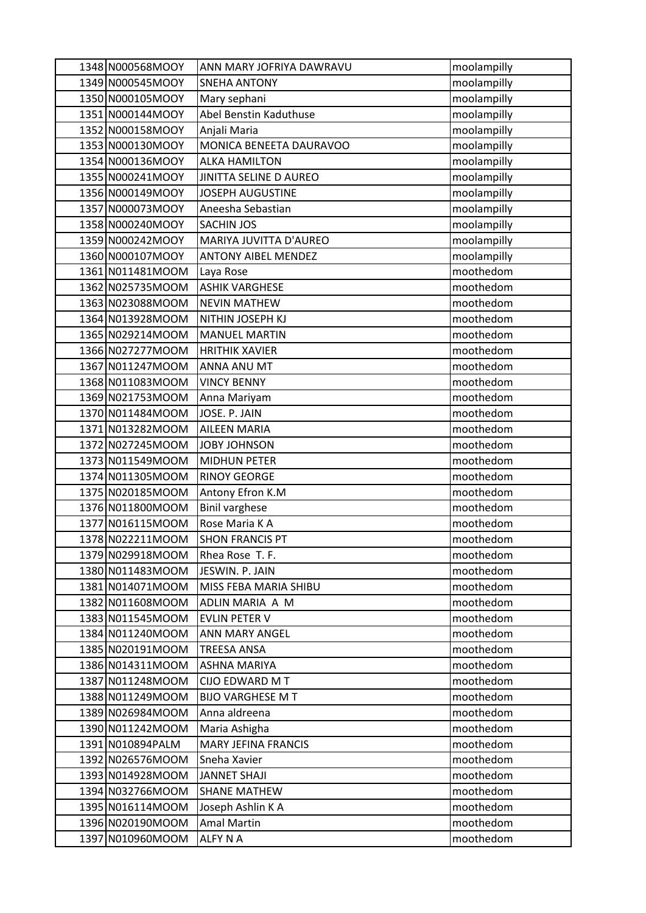| | | | |
|---|---|---|---|
| 1348 | N000568MOOY | ANN MARY JOFRIYA DAWRAVU | moolampilly |
| 1349 | N000545MOOY | SNEHA ANTONY | moolampilly |
| 1350 | N000105MOOY | Mary sephani | moolampilly |
| 1351 | N000144MOOY | Abel Benstin Kaduthuse | moolampilly |
| 1352 | N000158MOOY | Anjali Maria | moolampilly |
| 1353 | N000130MOOY | MONICA BENEETA DAURAVOO | moolampilly |
| 1354 | N000136MOOY | ALKA HAMILTON | moolampilly |
| 1355 | N000241MOOY | JINITTA SELINE D AUREO | moolampilly |
| 1356 | N000149MOOY | JOSEPH AUGUSTINE | moolampilly |
| 1357 | N000073MOOY | Aneesha Sebastian | moolampilly |
| 1358 | N000240MOOY | SACHIN JOS | moolampilly |
| 1359 | N000242MOOY | MARIYA JUVITTA D'AUREO | moolampilly |
| 1360 | N000107MOOY | ANTONY AIBEL MENDEZ | moolampilly |
| 1361 | N011481MOOM | Laya Rose | moothedom |
| 1362 | N025735MOOM | ASHIK VARGHESE | moothedom |
| 1363 | N023088MOOM | NEVIN MATHEW | moothedom |
| 1364 | N013928MOOM | NITHIN JOSEPH KJ | moothedom |
| 1365 | N029214MOOM | MANUEL MARTIN | moothedom |
| 1366 | N027277MOOM | HRITHIK XAVIER | moothedom |
| 1367 | N011247MOOM | ANNA ANU MT | moothedom |
| 1368 | N011083MOOM | VINCY BENNY | moothedom |
| 1369 | N021753MOOM | Anna Mariyam | moothedom |
| 1370 | N011484MOOM | JOSE. P. JAIN | moothedom |
| 1371 | N013282MOOM | AILEEN MARIA | moothedom |
| 1372 | N027245MOOM | JOBY JOHNSON | moothedom |
| 1373 | N011549MOOM | MIDHUN PETER | moothedom |
| 1374 | N011305MOOM | RINOY GEORGE | moothedom |
| 1375 | N020185MOOM | Antony Efron K.M | moothedom |
| 1376 | N011800MOOM | Binil varghese | moothedom |
| 1377 | N016115MOOM | Rose Maria K A | moothedom |
| 1378 | N022211MOOM | SHON FRANCIS PT | moothedom |
| 1379 | N029918MOOM | Rhea Rose T. F. | moothedom |
| 1380 | N011483MOOM | JESWIN. P. JAIN | moothedom |
| 1381 | N014071MOOM | MISS FEBA MARIA SHIBU | moothedom |
| 1382 | N011608MOOM | ADLIN MARIA A M | moothedom |
| 1383 | N011545MOOM | EVLIN PETER V | moothedom |
| 1384 | N011240MOOM | ANN MARY ANGEL | moothedom |
| 1385 | N020191MOOM | TREESA ANSA | moothedom |
| 1386 | N014311MOOM | ASHNA MARIYA | moothedom |
| 1387 | N011248MOOM | CIJO EDWARD M T | moothedom |
| 1388 | N011249MOOM | BIJO VARGHESE M T | moothedom |
| 1389 | N026984MOOM | Anna aldreena | moothedom |
| 1390 | N011242MOOM | Maria Ashigha | moothedom |
| 1391 | N010894PALM | MARY JEFINA FRANCIS | moothedom |
| 1392 | N026576MOOM | Sneha Xavier | moothedom |
| 1393 | N014928MOOM | JANNET SHAJI | moothedom |
| 1394 | N032766MOOM | SHANE MATHEW | moothedom |
| 1395 | N016114MOOM | Joseph Ashlin K A | moothedom |
| 1396 | N020190MOOM | Amal Martin | moothedom |
| 1397 | N010960MOOM | ALFY N A | moothedom |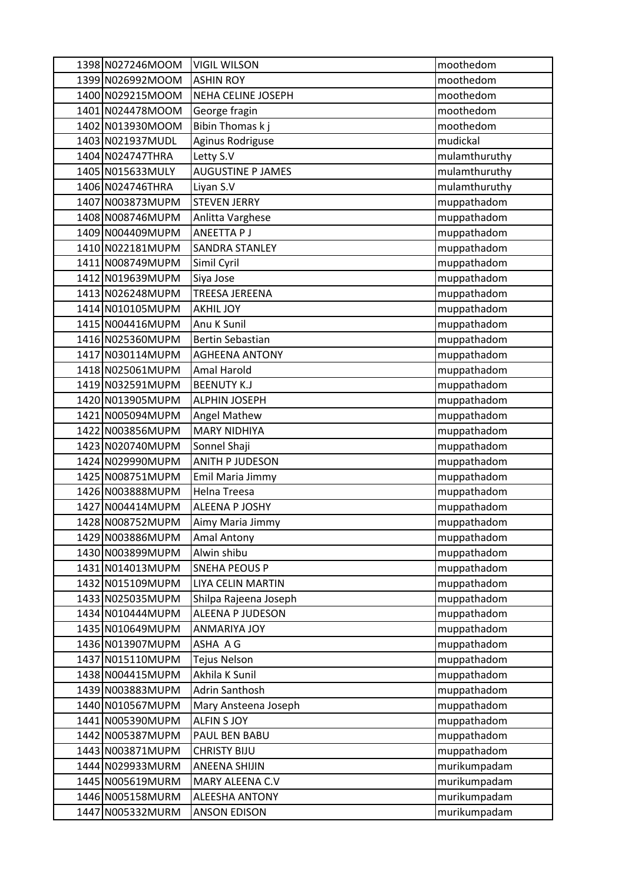| | | | |
|---|---|---|---|
| 1398 | N027246MOOM | VIGIL WILSON | moothedom |
| 1399 | N026992MOOM | ASHIN ROY | moothedom |
| 1400 | N029215MOOM | NEHA CELINE JOSEPH | moothedom |
| 1401 | N024478MOOM | George fragin | moothedom |
| 1402 | N013930MOOM | Bibin Thomas k j | moothedom |
| 1403 | N021937MUDL | Aginus Rodriguse | mudickal |
| 1404 | N024747THRA | Letty S.V | mulamthuruthy |
| 1405 | N015633MULY | AUGUSTINE P JAMES | mulamthuruthy |
| 1406 | N024746THRA | Liyan S.V | mulamthuruthy |
| 1407 | N003873MUPM | STEVEN JERRY | muppathadom |
| 1408 | N008746MUPM | Anlitta Varghese | muppathadom |
| 1409 | N004409MUPM | ANEETTA P J | muppathadom |
| 1410 | N022181MUPM | SANDRA STANLEY | muppathadom |
| 1411 | N008749MUPM | Simil Cyril | muppathadom |
| 1412 | N019639MUPM | Siya Jose | muppathadom |
| 1413 | N026248MUPM | TREESA JEREENA | muppathadom |
| 1414 | N010105MUPM | AKHIL JOY | muppathadom |
| 1415 | N004416MUPM | Anu K Sunil | muppathadom |
| 1416 | N025360MUPM | Bertin Sebastian | muppathadom |
| 1417 | N030114MUPM | AGHEENA ANTONY | muppathadom |
| 1418 | N025061MUPM | Amal Harold | muppathadom |
| 1419 | N032591MUPM | BEENUTY K.J | muppathadom |
| 1420 | N013905MUPM | ALPHIN JOSEPH | muppathadom |
| 1421 | N005094MUPM | Angel Mathew | muppathadom |
| 1422 | N003856MUPM | MARY NIDHIYA | muppathadom |
| 1423 | N020740MUPM | Sonnel Shaji | muppathadom |
| 1424 | N029990MUPM | ANITH P JUDESON | muppathadom |
| 1425 | N008751MUPM | Emil Maria Jimmy | muppathadom |
| 1426 | N003888MUPM | Helna Treesa | muppathadom |
| 1427 | N004414MUPM | ALEENA P JOSHY | muppathadom |
| 1428 | N008752MUPM | Aimy Maria Jimmy | muppathadom |
| 1429 | N003886MUPM | Amal Antony | muppathadom |
| 1430 | N003899MUPM | Alwin shibu | muppathadom |
| 1431 | N014013MUPM | SNEHA PEOUS P | muppathadom |
| 1432 | N015109MUPM | LIYA CELIN MARTIN | muppathadom |
| 1433 | N025035MUPM | Shilpa Rajeena Joseph | muppathadom |
| 1434 | N010444MUPM | ALEENA P JUDESON | muppathadom |
| 1435 | N010649MUPM | ANMARIYA JOY | muppathadom |
| 1436 | N013907MUPM | ASHA A G | muppathadom |
| 1437 | N015110MUPM | Tejus Nelson | muppathadom |
| 1438 | N004415MUPM | Akhila K Sunil | muppathadom |
| 1439 | N003883MUPM | Adrin Santhosh | muppathadom |
| 1440 | N010567MUPM | Mary Ansteena Joseph | muppathadom |
| 1441 | N005390MUPM | ALFIN S JOY | muppathadom |
| 1442 | N005387MUPM | PAUL BEN BABU | muppathadom |
| 1443 | N003871MUPM | CHRISTY BIJU | muppathadom |
| 1444 | N029933MURM | ANEENA SHIJIN | murikumpadam |
| 1445 | N005619MURM | MARY ALEENA C.V | murikumpadam |
| 1446 | N005158MURM | ALEESHA ANTONY | murikumpadam |
| 1447 | N005332MURM | ANSON EDISON | murikumpadam |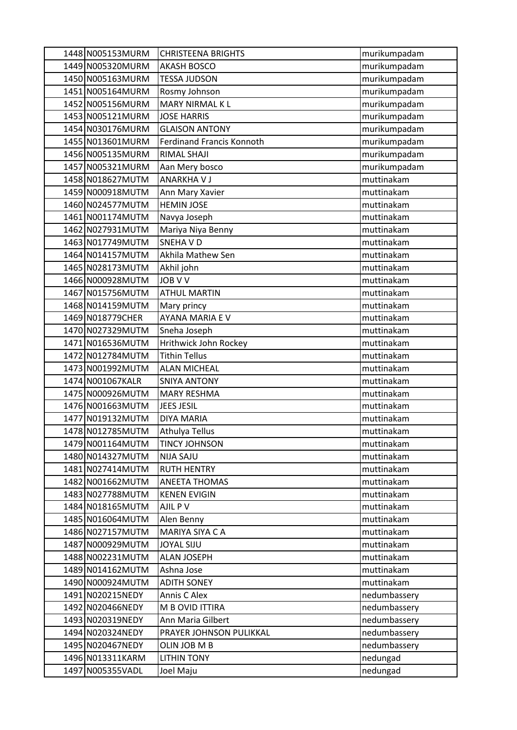| 1448 | N005153MURM | CHRISTEENA BRIGHTS | murikumpadam |
|---|---|---|---|
| 1449 | N005320MURM | AKASH BOSCO | murikumpadam |
| 1450 | N005163MURM | TESSA JUDSON | murikumpadam |
| 1451 | N005164MURM | Rosmy Johnson | murikumpadam |
| 1452 | N005156MURM | MARY NIRMAL K L | murikumpadam |
| 1453 | N005121MURM | JOSE HARRIS | murikumpadam |
| 1454 | N030176MURM | GLAISON ANTONY | murikumpadam |
| 1455 | N013601MURM | Ferdinand Francis Konnoth | murikumpadam |
| 1456 | N005135MURM | RIMAL SHAJI | murikumpadam |
| 1457 | N005321MURM | Aan Mery bosco | murikumpadam |
| 1458 | N018627MUTM | ANARKHA V J | muttinakam |
| 1459 | N000918MUTM | Ann Mary Xavier | muttinakam |
| 1460 | N024577MUTM | HEMIN JOSE | muttinakam |
| 1461 | N001174MUTM | Navya Joseph | muttinakam |
| 1462 | N027931MUTM | Mariya Niya Benny | muttinakam |
| 1463 | N017749MUTM | SNEHA V D | muttinakam |
| 1464 | N014157MUTM | Akhila Mathew Sen | muttinakam |
| 1465 | N028173MUTM | Akhil john | muttinakam |
| 1466 | N000928MUTM | JOB V V | muttinakam |
| 1467 | N015756MUTM | ATHUL MARTIN | muttinakam |
| 1468 | N014159MUTM | Mary princy | muttinakam |
| 1469 | N018779CHER | AYANA MARIA E V | muttinakam |
| 1470 | N027329MUTM | Sneha Joseph | muttinakam |
| 1471 | N016536MUTM | Hrithwick John Rockey | muttinakam |
| 1472 | N012784MUTM | Tithin Tellus | muttinakam |
| 1473 | N001992MUTM | ALAN MICHEAL | muttinakam |
| 1474 | N001067KALR | SNIYA ANTONY | muttinakam |
| 1475 | N000926MUTM | MARY RESHMA | muttinakam |
| 1476 | N001663MUTM | JEES JESIL | muttinakam |
| 1477 | N019132MUTM | DIYA MARIA | muttinakam |
| 1478 | N012785MUTM | Athulya Tellus | muttinakam |
| 1479 | N001164MUTM | TINCY JOHNSON | muttinakam |
| 1480 | N014327MUTM | NIJA SAJU | muttinakam |
| 1481 | N027414MUTM | RUTH HENTRY | muttinakam |
| 1482 | N001662MUTM | ANEETA THOMAS | muttinakam |
| 1483 | N027788MUTM | KENEN EVIGIN | muttinakam |
| 1484 | N018165MUTM | AJIL P V | muttinakam |
| 1485 | N016064MUTM | Alen Benny | muttinakam |
| 1486 | N027157MUTM | MARIYA SIYA C A | muttinakam |
| 1487 | N000929MUTM | JOYAL SIJU | muttinakam |
| 1488 | N002231MUTM | ALAN JOSEPH | muttinakam |
| 1489 | N014162MUTM | Ashna Jose | muttinakam |
| 1490 | N000924MUTM | ADITH SONEY | muttinakam |
| 1491 | N020215NEDY | Annis C Alex | nedumbassery |
| 1492 | N020466NEDY | M B OVID ITTIRA | nedumbassery |
| 1493 | N020319NEDY | Ann Maria Gilbert | nedumbassery |
| 1494 | N020324NEDY | PRAYER JOHNSON PULIKKAL | nedumbassery |
| 1495 | N020467NEDY | OLIN JOB M B | nedumbassery |
| 1496 | N013311KARM | LITHIN TONY | nedungad |
| 1497 | N005355VADL | Joel Maju | nedungad |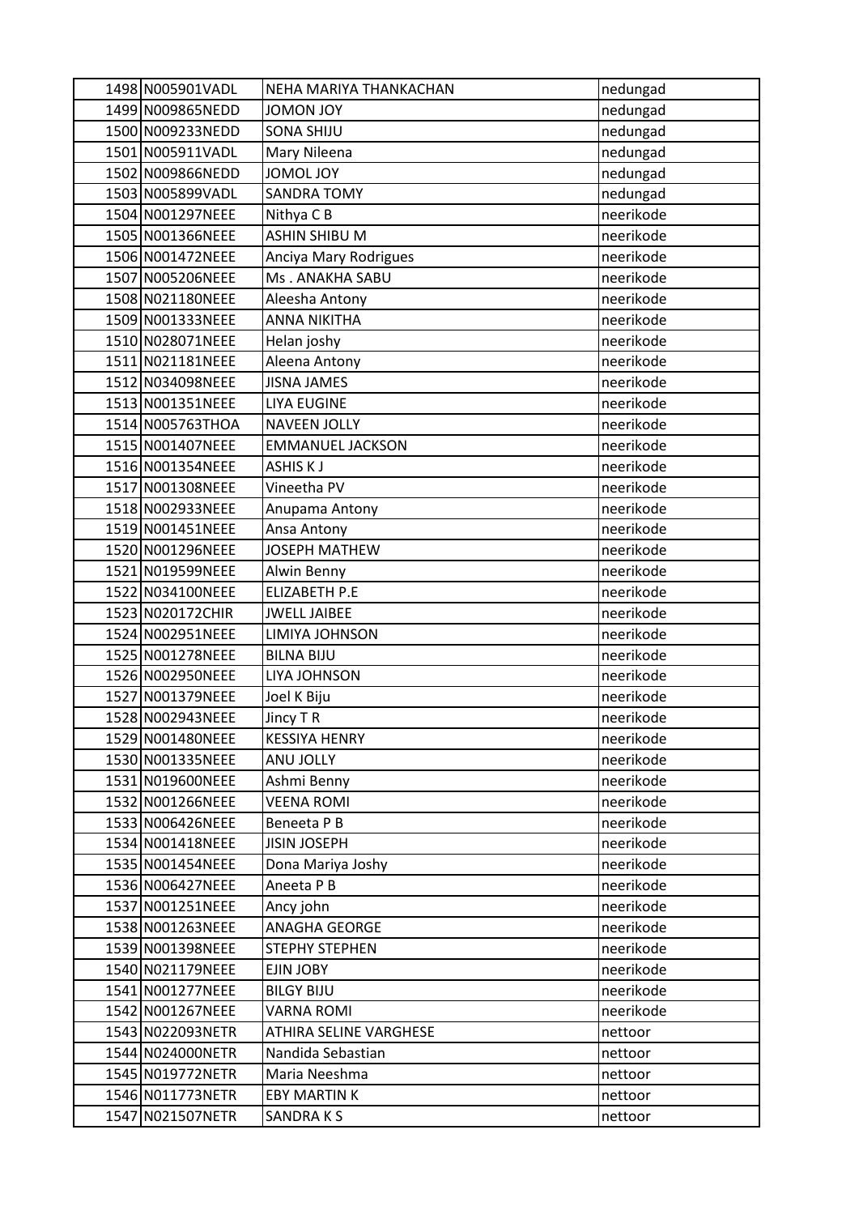| | | | |
|---|---|---|---|
| 1498 | N005901VADL | NEHA MARIYA THANKACHAN | nedungad |
| 1499 | N009865NEDD | JOMON JOY | nedungad |
| 1500 | N009233NEDD | SONA SHIJU | nedungad |
| 1501 | N005911VADL | Mary Nileena | nedungad |
| 1502 | N009866NEDD | JOMOL JOY | nedungad |
| 1503 | N005899VADL | SANDRA TOMY | nedungad |
| 1504 | N001297NEEE | Nithya C B | neerikode |
| 1505 | N001366NEEE | ASHIN SHIBU M | neerikode |
| 1506 | N001472NEEE | Anciya Mary Rodrigues | neerikode |
| 1507 | N005206NEEE | Ms . ANAKHA SABU | neerikode |
| 1508 | N021180NEEE | Aleesha Antony | neerikode |
| 1509 | N001333NEEE | ANNA NIKITHA | neerikode |
| 1510 | N028071NEEE | Helan joshy | neerikode |
| 1511 | N021181NEEE | Aleena Antony | neerikode |
| 1512 | N034098NEEE | JISNA JAMES | neerikode |
| 1513 | N001351NEEE | LIYA EUGINE | neerikode |
| 1514 | N005763THOA | NAVEEN JOLLY | neerikode |
| 1515 | N001407NEEE | EMMANUEL JACKSON | neerikode |
| 1516 | N001354NEEE | ASHIS K J | neerikode |
| 1517 | N001308NEEE | Vineetha PV | neerikode |
| 1518 | N002933NEEE | Anupama Antony | neerikode |
| 1519 | N001451NEEE | Ansa Antony | neerikode |
| 1520 | N001296NEEE | JOSEPH MATHEW | neerikode |
| 1521 | N019599NEEE | Alwin Benny | neerikode |
| 1522 | N034100NEEE | ELIZABETH P.E | neerikode |
| 1523 | N020172CHIR | JWELL JAIBEE | neerikode |
| 1524 | N002951NEEE | LIMIYA JOHNSON | neerikode |
| 1525 | N001278NEEE | BILNA BIJU | neerikode |
| 1526 | N002950NEEE | LIYA JOHNSON | neerikode |
| 1527 | N001379NEEE | Joel K Biju | neerikode |
| 1528 | N002943NEEE | Jincy T R | neerikode |
| 1529 | N001480NEEE | KESSIYA HENRY | neerikode |
| 1530 | N001335NEEE | ANU JOLLY | neerikode |
| 1531 | N019600NEEE | Ashmi Benny | neerikode |
| 1532 | N001266NEEE | VEENA ROMI | neerikode |
| 1533 | N006426NEEE | Beneeta P B | neerikode |
| 1534 | N001418NEEE | JISIN JOSEPH | neerikode |
| 1535 | N001454NEEE | Dona Mariya Joshy | neerikode |
| 1536 | N006427NEEE | Aneeta P B | neerikode |
| 1537 | N001251NEEE | Ancy john | neerikode |
| 1538 | N001263NEEE | ANAGHA GEORGE | neerikode |
| 1539 | N001398NEEE | STEPHY STEPHEN | neerikode |
| 1540 | N021179NEEE | EJIN JOBY | neerikode |
| 1541 | N001277NEEE | BILGY BIJU | neerikode |
| 1542 | N001267NEEE | VARNA ROMI | neerikode |
| 1543 | N022093NETR | ATHIRA SELINE VARGHESE | nettoor |
| 1544 | N024000NETR | Nandida Sebastian | nettoor |
| 1545 | N019772NETR | Maria Neeshma | nettoor |
| 1546 | N011773NETR | EBY MARTIN K | nettoor |
| 1547 | N021507NETR | SANDRA K S | nettoor |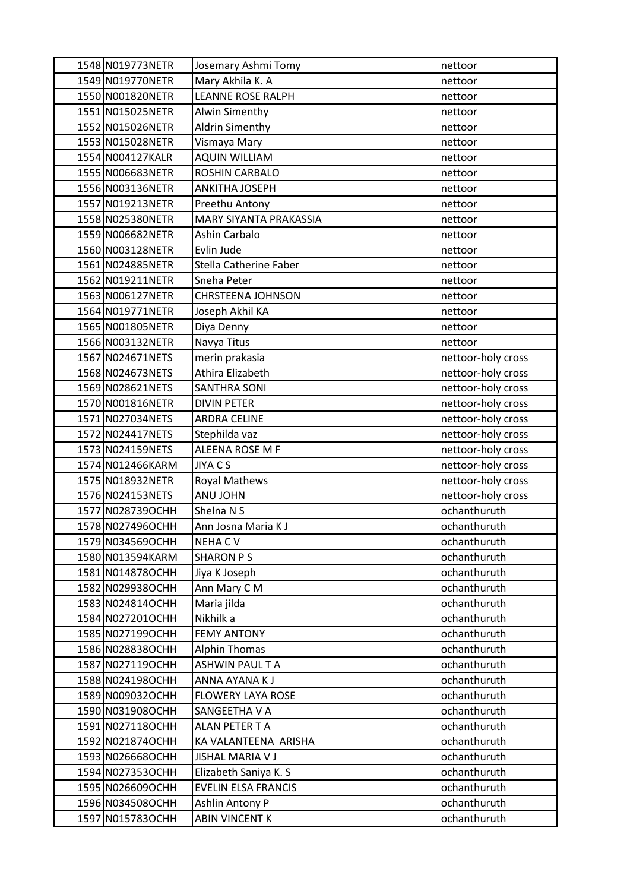| | | | |
|---|---|---|---|
| 1548 | N019773NETR | Josemary Ashmi Tomy | nettoor |
| 1549 | N019770NETR | Mary Akhila K. A | nettoor |
| 1550 | N001820NETR | LEANNE ROSE RALPH | nettoor |
| 1551 | N015025NETR | Alwin Simenthy | nettoor |
| 1552 | N015026NETR | Aldrin Simenthy | nettoor |
| 1553 | N015028NETR | Vismaya Mary | nettoor |
| 1554 | N004127KALR | AQUIN WILLIAM | nettoor |
| 1555 | N006683NETR | ROSHIN CARBALO | nettoor |
| 1556 | N003136NETR | ANKITHA JOSEPH | nettoor |
| 1557 | N019213NETR | Preethu Antony | nettoor |
| 1558 | N025380NETR | MARY SIYANTA PRAKASSIA | nettoor |
| 1559 | N006682NETR | Ashin Carbalo | nettoor |
| 1560 | N003128NETR | Evlin Jude | nettoor |
| 1561 | N024885NETR | Stella Catherine Faber | nettoor |
| 1562 | N019211NETR | Sneha Peter | nettoor |
| 1563 | N006127NETR | CHRSTEENA JOHNSON | nettoor |
| 1564 | N019771NETR | Joseph Akhil KA | nettoor |
| 1565 | N001805NETR | Diya Denny | nettoor |
| 1566 | N003132NETR | Navya Titus | nettoor |
| 1567 | N024671NETS | merin prakasia | nettoor-holy cross |
| 1568 | N024673NETS | Athira Elizabeth | nettoor-holy cross |
| 1569 | N028621NETS | SANTHRA SONI | nettoor-holy cross |
| 1570 | N001816NETR | DIVIN PETER | nettoor-holy cross |
| 1571 | N027034NETS | ARDRA CELINE | nettoor-holy cross |
| 1572 | N024417NETS | Stephilda vaz | nettoor-holy cross |
| 1573 | N024159NETS | ALEENA ROSE M F | nettoor-holy cross |
| 1574 | N012466KARM | JIYA C S | nettoor-holy cross |
| 1575 | N018932NETR | Royal Mathews | nettoor-holy cross |
| 1576 | N024153NETS | ANU JOHN | nettoor-holy cross |
| 1577 | N028739OCHH | Shelna N S | ochanthuruth |
| 1578 | N027496OCHH | Ann Josna Maria K J | ochanthuruth |
| 1579 | N034569OCHH | NEHA C V | ochanthuruth |
| 1580 | N013594KARM | SHARON P S | ochanthuruth |
| 1581 | N014878OCHH | Jiya K Joseph | ochanthuruth |
| 1582 | N029938OCHH | Ann Mary C M | ochanthuruth |
| 1583 | N024814OCHH | Maria jilda | ochanthuruth |
| 1584 | N027201OCHH | Nikhilk a | ochanthuruth |
| 1585 | N027199OCHH | FEMY ANTONY | ochanthuruth |
| 1586 | N028838OCHH | Alphin Thomas | ochanthuruth |
| 1587 | N027119OCHH | ASHWIN PAUL T A | ochanthuruth |
| 1588 | N024198OCHH | ANNA AYANA K J | ochanthuruth |
| 1589 | N009032OCHH | FLOWERY LAYA ROSE | ochanthuruth |
| 1590 | N031908OCHH | SANGEETHA V A | ochanthuruth |
| 1591 | N027118OCHH | ALAN PETER T A | ochanthuruth |
| 1592 | N021874OCHH | KA VALANTEENA ARISHA | ochanthuruth |
| 1593 | N026668OCHH | JISHAL MARIA V J | ochanthuruth |
| 1594 | N027353OCHH | Elizabeth Saniya K. S | ochanthuruth |
| 1595 | N026609OCHH | EVELIN ELSA FRANCIS | ochanthuruth |
| 1596 | N034508OCHH | Ashlin Antony P | ochanthuruth |
| 1597 | N015783OCHH | ABIN VINCENT K | ochanthuruth |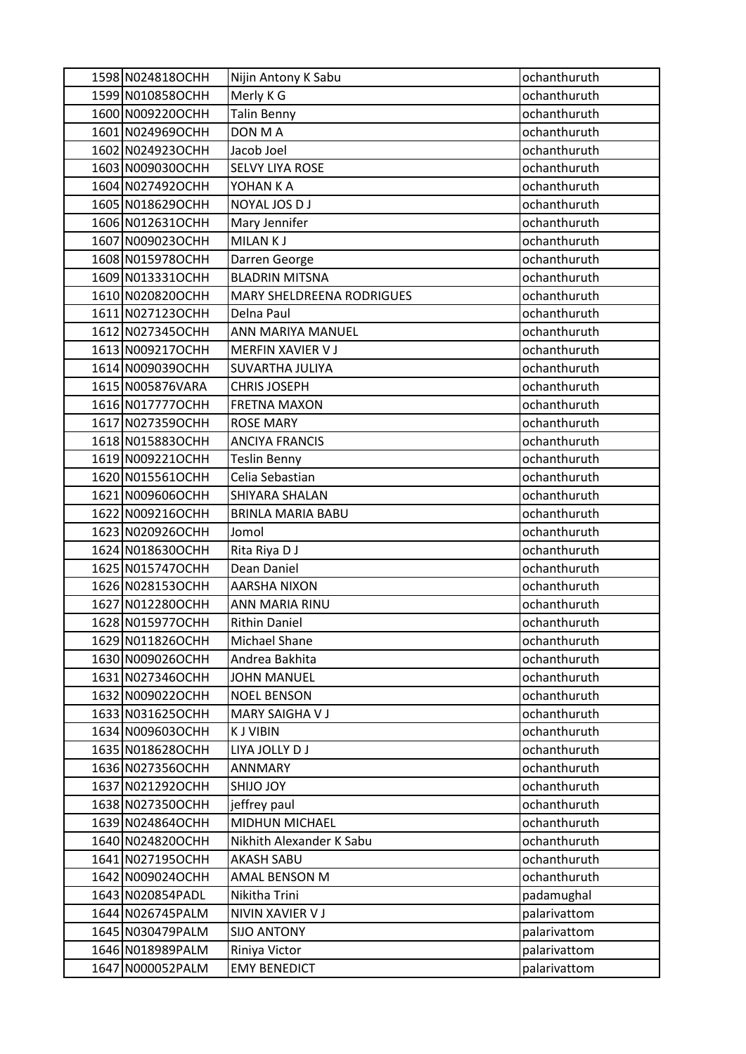| | | | |
|---|---|---|---|
| 1598 | N024818OCHH | Nijin Antony K Sabu | ochanthuruth |
| 1599 | N010858OCHH | Merly K G | ochanthuruth |
| 1600 | N009220OCHH | Talin Benny | ochanthuruth |
| 1601 | N024969OCHH | DON M A | ochanthuruth |
| 1602 | N024923OCHH | Jacob Joel | ochanthuruth |
| 1603 | N009030OCHH | SELVY LIYA ROSE | ochanthuruth |
| 1604 | N027492OCHH | YOHAN K A | ochanthuruth |
| 1605 | N018629OCHH | NOYAL JOS D J | ochanthuruth |
| 1606 | N012631OCHH | Mary Jennifer | ochanthuruth |
| 1607 | N009023OCHH | MILAN K J | ochanthuruth |
| 1608 | N015978OCHH | Darren George | ochanthuruth |
| 1609 | N013331OCHH | BLADRIN MITSNA | ochanthuruth |
| 1610 | N020820OCHH | MARY SHELDREENA RODRIGUES | ochanthuruth |
| 1611 | N027123OCHH | Delna Paul | ochanthuruth |
| 1612 | N027345OCHH | ANN MARIYA MANUEL | ochanthuruth |
| 1613 | N009217OCHH | MERFIN XAVIER V J | ochanthuruth |
| 1614 | N009039OCHH | SUVARTHA JULIYA | ochanthuruth |
| 1615 | N005876VARA | CHRIS JOSEPH | ochanthuruth |
| 1616 | N017777OCHH | FRETNA MAXON | ochanthuruth |
| 1617 | N027359OCHH | ROSE MARY | ochanthuruth |
| 1618 | N015883OCHH | ANCIYA FRANCIS | ochanthuruth |
| 1619 | N009221OCHH | Teslin Benny | ochanthuruth |
| 1620 | N015561OCHH | Celia Sebastian | ochanthuruth |
| 1621 | N009606OCHH | SHIYARA SHALAN | ochanthuruth |
| 1622 | N009216OCHH | BRINLA MARIA BABU | ochanthuruth |
| 1623 | N020926OCHH | Jomol | ochanthuruth |
| 1624 | N018630OCHH | Rita Riya D J | ochanthuruth |
| 1625 | N015747OCHH | Dean Daniel | ochanthuruth |
| 1626 | N028153OCHH | AARSHA NIXON | ochanthuruth |
| 1627 | N012280OCHH | ANN MARIA RINU | ochanthuruth |
| 1628 | N015977OCHH | Rithin Daniel | ochanthuruth |
| 1629 | N011826OCHH | Michael Shane | ochanthuruth |
| 1630 | N009026OCHH | Andrea Bakhita | ochanthuruth |
| 1631 | N027346OCHH | JOHN MANUEL | ochanthuruth |
| 1632 | N009022OCHH | NOEL BENSON | ochanthuruth |
| 1633 | N031625OCHH | MARY SAIGHA V J | ochanthuruth |
| 1634 | N009603OCHH | K J VIBIN | ochanthuruth |
| 1635 | N018628OCHH | LIYA JOLLY D J | ochanthuruth |
| 1636 | N027356OCHH | ANNMARY | ochanthuruth |
| 1637 | N021292OCHH | SHIJO JOY | ochanthuruth |
| 1638 | N027350OCHH | jeffrey paul | ochanthuruth |
| 1639 | N024864OCHH | MIDHUN MICHAEL | ochanthuruth |
| 1640 | N024820OCHH | Nikhith Alexander K Sabu | ochanthuruth |
| 1641 | N027195OCHH | AKASH SABU | ochanthuruth |
| 1642 | N009024OCHH | AMAL BENSON M | ochanthuruth |
| 1643 | N020854PADL | Nikitha Trini | padamughal |
| 1644 | N026745PALM | NIVIN XAVIER V J | palarivattom |
| 1645 | N030479PALM | SIJO ANTONY | palarivattom |
| 1646 | N018989PALM | Riniya Victor | palarivattom |
| 1647 | N000052PALM | EMY BENEDICT | palarivattom |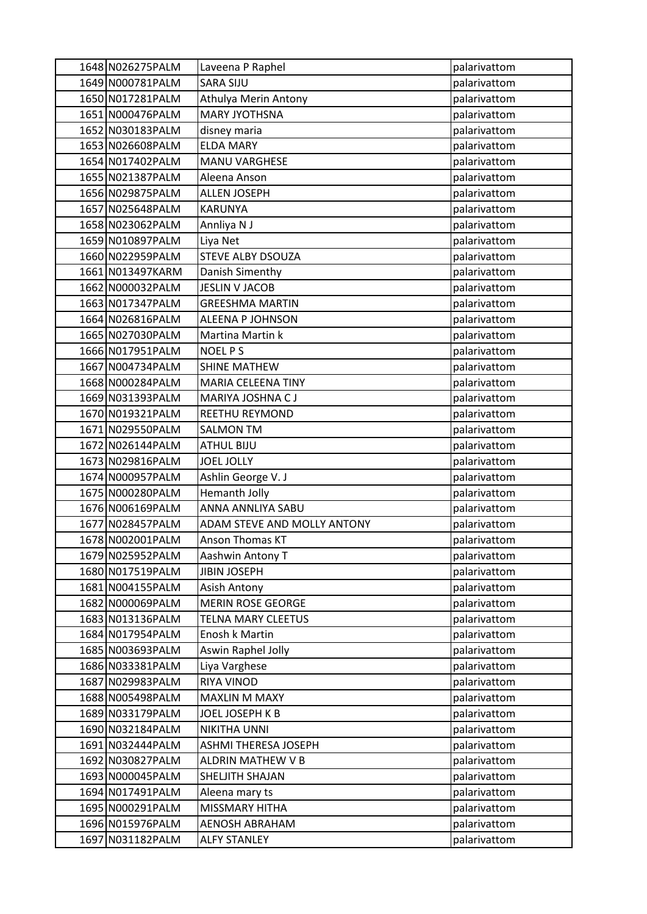| 1648 | N026275PALM | Laveena P Raphel | palarivattom |
|---|---|---|---|
| 1649 | N000781PALM | SARA SIJU | palarivattom |
| 1650 | N017281PALM | Athulya Merin Antony | palarivattom |
| 1651 | N000476PALM | MARY JYOTHSNA | palarivattom |
| 1652 | N030183PALM | disney maria | palarivattom |
| 1653 | N026608PALM | ELDA MARY | palarivattom |
| 1654 | N017402PALM | MANU VARGHESE | palarivattom |
| 1655 | N021387PALM | Aleena Anson | palarivattom |
| 1656 | N029875PALM | ALLEN JOSEPH | palarivattom |
| 1657 | N025648PALM | KARUNYA | palarivattom |
| 1658 | N023062PALM | Annliya N J | palarivattom |
| 1659 | N010897PALM | Liya Net | palarivattom |
| 1660 | N022959PALM | STEVE ALBY DSOUZA | palarivattom |
| 1661 | N013497KARM | Danish Simenthy | palarivattom |
| 1662 | N000032PALM | JESLIN V JACOB | palarivattom |
| 1663 | N017347PALM | GREESHMA MARTIN | palarivattom |
| 1664 | N026816PALM | ALEENA P JOHNSON | palarivattom |
| 1665 | N027030PALM | Martina Martin k | palarivattom |
| 1666 | N017951PALM | NOEL P S | palarivattom |
| 1667 | N004734PALM | SHINE MATHEW | palarivattom |
| 1668 | N000284PALM | MARIA CELEENA TINY | palarivattom |
| 1669 | N031393PALM | MARIYA JOSHNA C J | palarivattom |
| 1670 | N019321PALM | REETHU REYMOND | palarivattom |
| 1671 | N029550PALM | SALMON TM | palarivattom |
| 1672 | N026144PALM | ATHUL BIJU | palarivattom |
| 1673 | N029816PALM | JOEL JOLLY | palarivattom |
| 1674 | N000957PALM | Ashlin George V. J | palarivattom |
| 1675 | N000280PALM | Hemanth Jolly | palarivattom |
| 1676 | N006169PALM | ANNA ANNLIYA SABU | palarivattom |
| 1677 | N028457PALM | ADAM STEVE AND MOLLY ANTONY | palarivattom |
| 1678 | N002001PALM | Anson Thomas KT | palarivattom |
| 1679 | N025952PALM | Aashwin Antony T | palarivattom |
| 1680 | N017519PALM | JIBIN JOSEPH | palarivattom |
| 1681 | N004155PALM | Asish Antony | palarivattom |
| 1682 | N000069PALM | MERIN ROSE GEORGE | palarivattom |
| 1683 | N013136PALM | TELNA MARY CLEETUS | palarivattom |
| 1684 | N017954PALM | Enosh k Martin | palarivattom |
| 1685 | N003693PALM | Aswin Raphel Jolly | palarivattom |
| 1686 | N033381PALM | Liya Varghese | palarivattom |
| 1687 | N029983PALM | RIYA VINOD | palarivattom |
| 1688 | N005498PALM | MAXLIN M MAXY | palarivattom |
| 1689 | N033179PALM | JOEL JOSEPH K B | palarivattom |
| 1690 | N032184PALM | NIKITHA UNNI | palarivattom |
| 1691 | N032444PALM | ASHMI THERESA JOSEPH | palarivattom |
| 1692 | N030827PALM | ALDRIN MATHEW V B | palarivattom |
| 1693 | N000045PALM | SHELJITH SHAJAN | palarivattom |
| 1694 | N017491PALM | Aleena mary ts | palarivattom |
| 1695 | N000291PALM | MISSMARY HITHA | palarivattom |
| 1696 | N015976PALM | AENOSH ABRAHAM | palarivattom |
| 1697 | N031182PALM | ALFY STANLEY | palarivattom |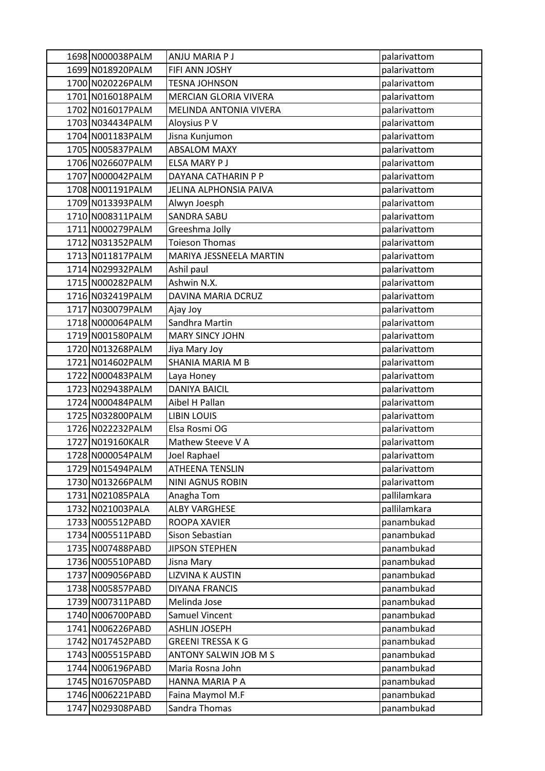| | | | |
|---|---|---|---|
| 1698 | N000038PALM | ANJU MARIA P J | palarivattom |
| 1699 | N018920PALM | FIFI ANN JOSHY | palarivattom |
| 1700 | N020226PALM | TESNA JOHNSON | palarivattom |
| 1701 | N016018PALM | MERCIAN GLORIA VIVERA | palarivattom |
| 1702 | N016017PALM | MELINDA ANTONIA VIVERA | palarivattom |
| 1703 | N034434PALM | Aloysius P V | palarivattom |
| 1704 | N001183PALM | Jisna Kunjumon | palarivattom |
| 1705 | N005837PALM | ABSALOM MAXY | palarivattom |
| 1706 | N026607PALM | ELSA MARY P J | palarivattom |
| 1707 | N000042PALM | DAYANA CATHARIN P P | palarivattom |
| 1708 | N001191PALM | JELINA ALPHONSIA PAIVA | palarivattom |
| 1709 | N013393PALM | Alwyn Joesph | palarivattom |
| 1710 | N008311PALM | SANDRA SABU | palarivattom |
| 1711 | N000279PALM | Greeshma Jolly | palarivattom |
| 1712 | N031352PALM | Toieson Thomas | palarivattom |
| 1713 | N011817PALM | MARIYA JESSNEELA MARTIN | palarivattom |
| 1714 | N029932PALM | Ashil paul | palarivattom |
| 1715 | N000282PALM | Ashwin N.X. | palarivattom |
| 1716 | N032419PALM | DAVINA MARIA DCRUZ | palarivattom |
| 1717 | N030079PALM | Ajay Joy | palarivattom |
| 1718 | N000064PALM | Sandhra Martin | palarivattom |
| 1719 | N001580PALM | MARY SINCY JOHN | palarivattom |
| 1720 | N013268PALM | Jiya Mary Joy | palarivattom |
| 1721 | N014602PALM | SHANIA MARIA M B | palarivattom |
| 1722 | N000483PALM | Laya Honey | palarivattom |
| 1723 | N029438PALM | DANIYA BAICIL | palarivattom |
| 1724 | N000484PALM | Aibel H Pallan | palarivattom |
| 1725 | N032800PALM | LIBIN LOUIS | palarivattom |
| 1726 | N022232PALM | Elsa Rosmi OG | palarivattom |
| 1727 | N019160KALR | Mathew Steeve V A | palarivattom |
| 1728 | N000054PALM | Joel Raphael | palarivattom |
| 1729 | N015494PALM | ATHEENA TENSLIN | palarivattom |
| 1730 | N013266PALM | NINI AGNUS ROBIN | palarivattom |
| 1731 | N021085PALA | Anagha Tom | pallilamkara |
| 1732 | N021003PALA | ALBY VARGHESE | pallilamkara |
| 1733 | N005512PABD | ROOPA XAVIER | panambukad |
| 1734 | N005511PABD | Sison Sebastian | panambukad |
| 1735 | N007488PABD | JIPSON STEPHEN | panambukad |
| 1736 | N005510PABD | Jisna Mary | panambukad |
| 1737 | N009056PABD | LIZVINA K AUSTIN | panambukad |
| 1738 | N005857PABD | DIYANA FRANCIS | panambukad |
| 1739 | N007311PABD | Melinda Jose | panambukad |
| 1740 | N006700PABD | Samuel Vincent | panambukad |
| 1741 | N006226PABD | ASHLIN JOSEPH | panambukad |
| 1742 | N017452PABD | GREENI TRESSA K G | panambukad |
| 1743 | N005515PABD | ANTONY SALWIN JOB M S | panambukad |
| 1744 | N006196PABD | Maria Rosna John | panambukad |
| 1745 | N016705PABD | HANNA MARIA P A | panambukad |
| 1746 | N006221PABD | Faina Maymol M.F | panambukad |
| 1747 | N029308PABD | Sandra Thomas | panambukad |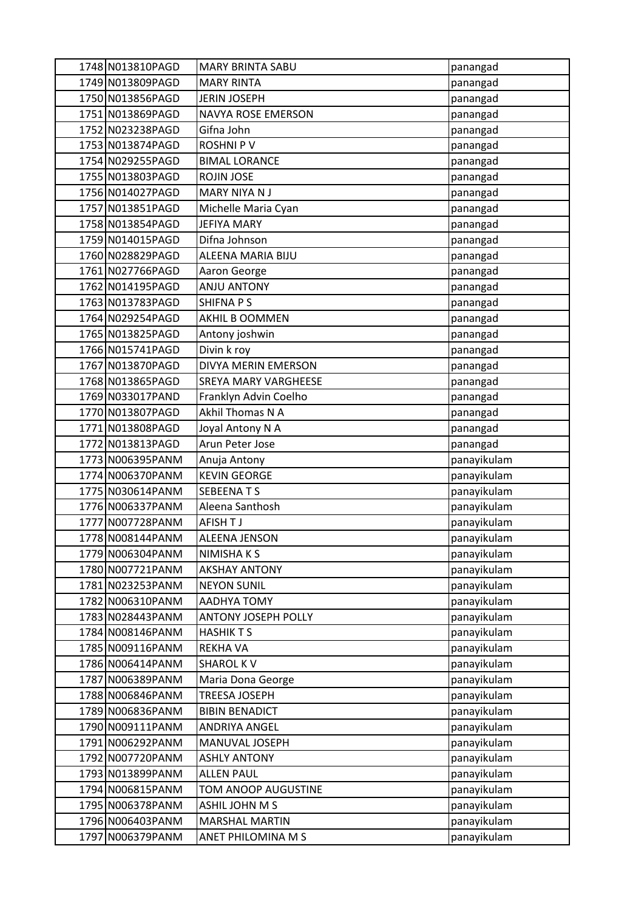| | | | |
|---|---|---|---|
| 1748 | N013810PAGD | MARY BRINTA SABU | panangad |
| 1749 | N013809PAGD | MARY RINTA | panangad |
| 1750 | N013856PAGD | JERIN JOSEPH | panangad |
| 1751 | N013869PAGD | NAVYA ROSE EMERSON | panangad |
| 1752 | N023238PAGD | Gifna John | panangad |
| 1753 | N013874PAGD | ROSHNI P V | panangad |
| 1754 | N029255PAGD | BIMAL LORANCE | panangad |
| 1755 | N013803PAGD | ROJIN JOSE | panangad |
| 1756 | N014027PAGD | MARY NIYA N J | panangad |
| 1757 | N013851PAGD | Michelle Maria Cyan | panangad |
| 1758 | N013854PAGD | JEFIYA MARY | panangad |
| 1759 | N014015PAGD | Difna Johnson | panangad |
| 1760 | N028829PAGD | ALEENA MARIA BIJU | panangad |
| 1761 | N027766PAGD | Aaron George | panangad |
| 1762 | N014195PAGD | ANJU ANTONY | panangad |
| 1763 | N013783PAGD | SHIFNA P S | panangad |
| 1764 | N029254PAGD | AKHIL B OOMMEN | panangad |
| 1765 | N013825PAGD | Antony joshwin | panangad |
| 1766 | N015741PAGD | Divin k roy | panangad |
| 1767 | N013870PAGD | DIVYA MERIN EMERSON | panangad |
| 1768 | N013865PAGD | SREYA MARY VARGHEESE | panangad |
| 1769 | N033017PAND | Franklyn Advin Coelho | panangad |
| 1770 | N013807PAGD | Akhil Thomas N A | panangad |
| 1771 | N013808PAGD | Joyal Antony N A | panangad |
| 1772 | N013813PAGD | Arun Peter Jose | panangad |
| 1773 | N006395PANM | Anuja Antony | panayikulam |
| 1774 | N006370PANM | KEVIN GEORGE | panayikulam |
| 1775 | N030614PANM | SEBEENA T S | panayikulam |
| 1776 | N006337PANM | Aleena Santhosh | panayikulam |
| 1777 | N007728PANM | AFISH T J | panayikulam |
| 1778 | N008144PANM | ALEENA JENSON | panayikulam |
| 1779 | N006304PANM | NIMISHA K S | panayikulam |
| 1780 | N007721PANM | AKSHAY ANTONY | panayikulam |
| 1781 | N023253PANM | NEYON SUNIL | panayikulam |
| 1782 | N006310PANM | AADHYA TOMY | panayikulam |
| 1783 | N028443PANM | ANTONY JOSEPH POLLY | panayikulam |
| 1784 | N008146PANM | HASHIK T S | panayikulam |
| 1785 | N009116PANM | REKHA VA | panayikulam |
| 1786 | N006414PANM | SHAROL K V | panayikulam |
| 1787 | N006389PANM | Maria Dona George | panayikulam |
| 1788 | N006846PANM | TREESA JOSEPH | panayikulam |
| 1789 | N006836PANM | BIBIN BENADICT | panayikulam |
| 1790 | N009111PANM | ANDRIYA ANGEL | panayikulam |
| 1791 | N006292PANM | MANUVAL JOSEPH | panayikulam |
| 1792 | N007720PANM | ASHLY ANTONY | panayikulam |
| 1793 | N013899PANM | ALLEN PAUL | panayikulam |
| 1794 | N006815PANM | TOM ANOOP AUGUSTINE | panayikulam |
| 1795 | N006378PANM | ASHIL JOHN M S | panayikulam |
| 1796 | N006403PANM | MARSHAL MARTIN | panayikulam |
| 1797 | N006379PANM | ANET PHILOMINA M S | panayikulam |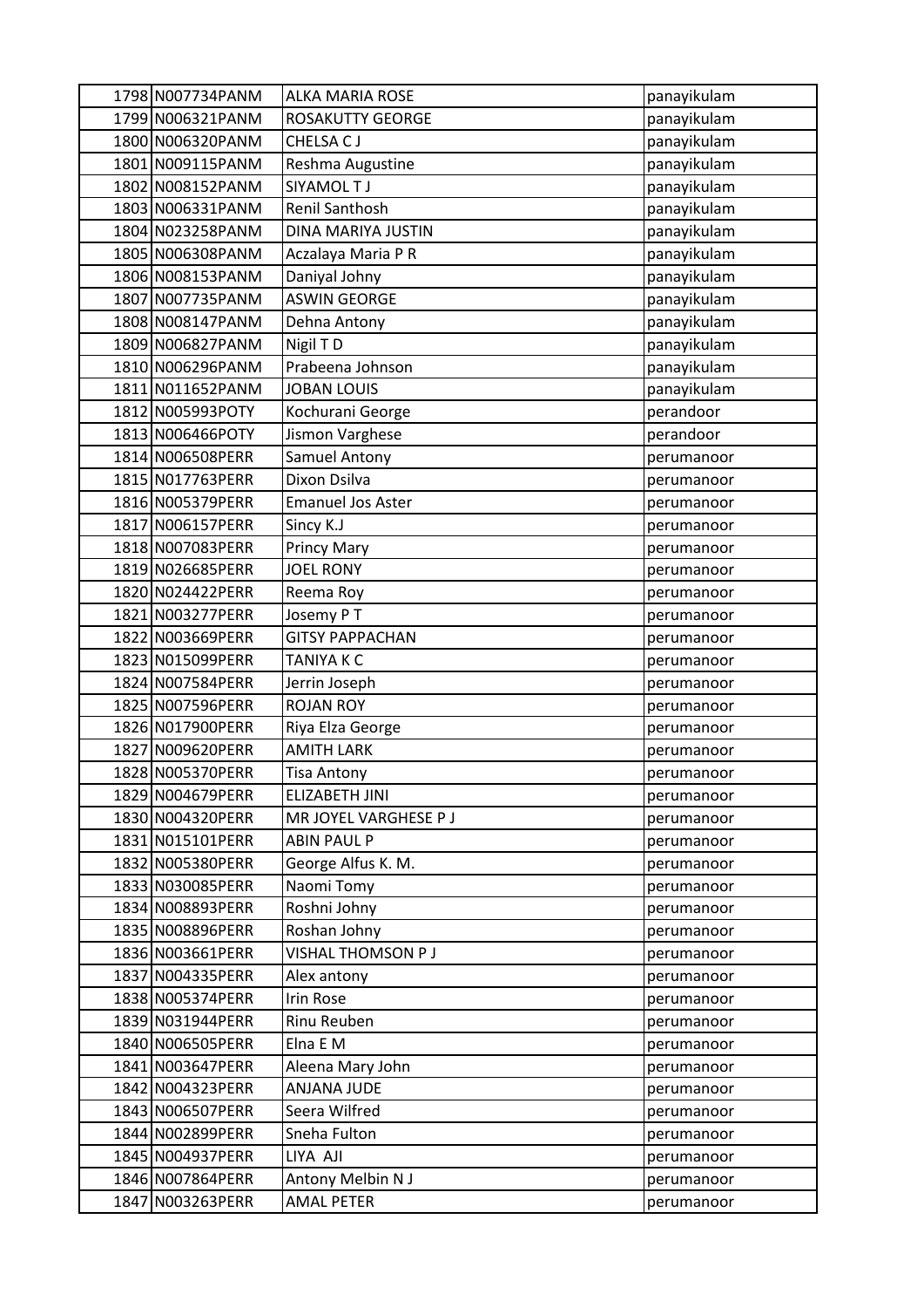| 1798 | N007734PANM | ALKA MARIA ROSE | panayikulam |
|---|---|---|---|
| 1799 | N006321PANM | ROSAKUTTY GEORGE | panayikulam |
| 1800 | N006320PANM | CHELSA C J | panayikulam |
| 1801 | N009115PANM | Reshma Augustine | panayikulam |
| 1802 | N008152PANM | SIYAMOL T J | panayikulam |
| 1803 | N006331PANM | Renil Santhosh | panayikulam |
| 1804 | N023258PANM | DINA MARIYA JUSTIN | panayikulam |
| 1805 | N006308PANM | Aczalaya Maria P R | panayikulam |
| 1806 | N008153PANM | Daniyal Johny | panayikulam |
| 1807 | N007735PANM | ASWIN GEORGE | panayikulam |
| 1808 | N008147PANM | Dehna Antony | panayikulam |
| 1809 | N006827PANM | Nigil T D | panayikulam |
| 1810 | N006296PANM | Prabeena Johnson | panayikulam |
| 1811 | N011652PANM | JOBAN LOUIS | panayikulam |
| 1812 | N005993POTY | Kochurani George | perandoor |
| 1813 | N006466POTY | Jismon Varghese | perandoor |
| 1814 | N006508PERR | Samuel Antony | perumanoor |
| 1815 | N017763PERR | Dixon Dsilva | perumanoor |
| 1816 | N005379PERR | Emanuel Jos Aster | perumanoor |
| 1817 | N006157PERR | Sincy K.J | perumanoor |
| 1818 | N007083PERR | Princy Mary | perumanoor |
| 1819 | N026685PERR | JOEL RONY | perumanoor |
| 1820 | N024422PERR | Reema Roy | perumanoor |
| 1821 | N003277PERR | Josemy P T | perumanoor |
| 1822 | N003669PERR | GITSY PAPPACHAN | perumanoor |
| 1823 | N015099PERR | TANIYA K C | perumanoor |
| 1824 | N007584PERR | Jerrin Joseph | perumanoor |
| 1825 | N007596PERR | ROJAN ROY | perumanoor |
| 1826 | N017900PERR | Riya Elza George | perumanoor |
| 1827 | N009620PERR | AMITH LARK | perumanoor |
| 1828 | N005370PERR | Tisa Antony | perumanoor |
| 1829 | N004679PERR | ELIZABETH JINI | perumanoor |
| 1830 | N004320PERR | MR JOYEL VARGHESE P J | perumanoor |
| 1831 | N015101PERR | ABIN PAUL P | perumanoor |
| 1832 | N005380PERR | George Alfus K. M. | perumanoor |
| 1833 | N030085PERR | Naomi Tomy | perumanoor |
| 1834 | N008893PERR | Roshni Johny | perumanoor |
| 1835 | N008896PERR | Roshan Johny | perumanoor |
| 1836 | N003661PERR | VISHAL THOMSON P J | perumanoor |
| 1837 | N004335PERR | Alex antony | perumanoor |
| 1838 | N005374PERR | Irin Rose | perumanoor |
| 1839 | N031944PERR | Rinu Reuben | perumanoor |
| 1840 | N006505PERR | Elna E M | perumanoor |
| 1841 | N003647PERR | Aleena Mary John | perumanoor |
| 1842 | N004323PERR | ANJANA JUDE | perumanoor |
| 1843 | N006507PERR | Seera Wilfred | perumanoor |
| 1844 | N002899PERR | Sneha Fulton | perumanoor |
| 1845 | N004937PERR | LIYA AJI | perumanoor |
| 1846 | N007864PERR | Antony Melbin N J | perumanoor |
| 1847 | N003263PERR | AMAL PETER | perumanoor |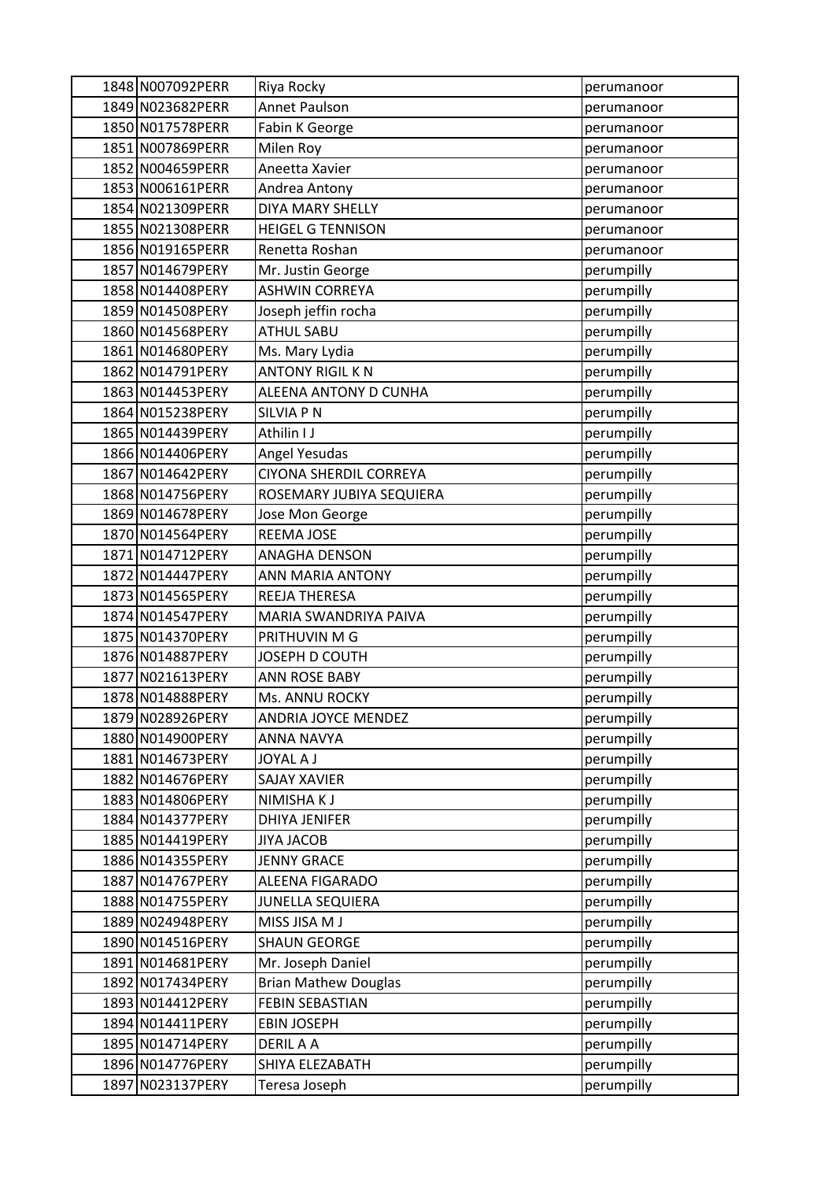| | | | |
|---|---|---|---|
| 1848 | N007092PERR | Riya Rocky | perumanoor |
| 1849 | N023682PERR | Annet Paulson | perumanoor |
| 1850 | N017578PERR | Fabin K George | perumanoor |
| 1851 | N007869PERR | Milen Roy | perumanoor |
| 1852 | N004659PERR | Aneetta Xavier | perumanoor |
| 1853 | N006161PERR | Andrea Antony | perumanoor |
| 1854 | N021309PERR | DIYA MARY SHELLY | perumanoor |
| 1855 | N021308PERR | HEIGEL G TENNISON | perumanoor |
| 1856 | N019165PERR | Renetta Roshan | perumanoor |
| 1857 | N014679PERY | Mr. Justin George | perumpilly |
| 1858 | N014408PERY | ASHWIN CORREYA | perumpilly |
| 1859 | N014508PERY | Joseph jeffin rocha | perumpilly |
| 1860 | N014568PERY | ATHUL SABU | perumpilly |
| 1861 | N014680PERY | Ms. Mary Lydia | perumpilly |
| 1862 | N014791PERY | ANTONY RIGIL K N | perumpilly |
| 1863 | N014453PERY | ALEENA ANTONY D CUNHA | perumpilly |
| 1864 | N015238PERY | SILVIA P N | perumpilly |
| 1865 | N014439PERY | Athilin I J | perumpilly |
| 1866 | N014406PERY | Angel Yesudas | perumpilly |
| 1867 | N014642PERY | CIYONA SHERDIL CORREYA | perumpilly |
| 1868 | N014756PERY | ROSEMARY JUBIYA SEQUIERA | perumpilly |
| 1869 | N014678PERY | Jose Mon George | perumpilly |
| 1870 | N014564PERY | REEMA JOSE | perumpilly |
| 1871 | N014712PERY | ANAGHA DENSON | perumpilly |
| 1872 | N014447PERY | ANN MARIA ANTONY | perumpilly |
| 1873 | N014565PERY | REEJA THERESA | perumpilly |
| 1874 | N014547PERY | MARIA SWANDRIYA PAIVA | perumpilly |
| 1875 | N014370PERY | PRITHUVIN M G | perumpilly |
| 1876 | N014887PERY | JOSEPH D COUTH | perumpilly |
| 1877 | N021613PERY | ANN ROSE BABY | perumpilly |
| 1878 | N014888PERY | Ms. ANNU ROCKY | perumpilly |
| 1879 | N028926PERY | ANDRIA JOYCE MENDEZ | perumpilly |
| 1880 | N014900PERY | ANNA NAVYA | perumpilly |
| 1881 | N014673PERY | JOYAL A J | perumpilly |
| 1882 | N014676PERY | SAJAY XAVIER | perumpilly |
| 1883 | N014806PERY | NIMISHA K J | perumpilly |
| 1884 | N014377PERY | DHIYA JENIFER | perumpilly |
| 1885 | N014419PERY | JIYA JACOB | perumpilly |
| 1886 | N014355PERY | JENNY GRACE | perumpilly |
| 1887 | N014767PERY | ALEENA FIGARADO | perumpilly |
| 1888 | N014755PERY | JUNELLA SEQUIERA | perumpilly |
| 1889 | N024948PERY | MISS JISA M J | perumpilly |
| 1890 | N014516PERY | SHAUN GEORGE | perumpilly |
| 1891 | N014681PERY | Mr. Joseph Daniel | perumpilly |
| 1892 | N017434PERY | Brian Mathew Douglas | perumpilly |
| 1893 | N014412PERY | FEBIN SEBASTIAN | perumpilly |
| 1894 | N014411PERY | EBIN JOSEPH | perumpilly |
| 1895 | N014714PERY | DERIL A A | perumpilly |
| 1896 | N014776PERY | SHIYA ELEZABATH | perumpilly |
| 1897 | N023137PERY | Teresa Joseph | perumpilly |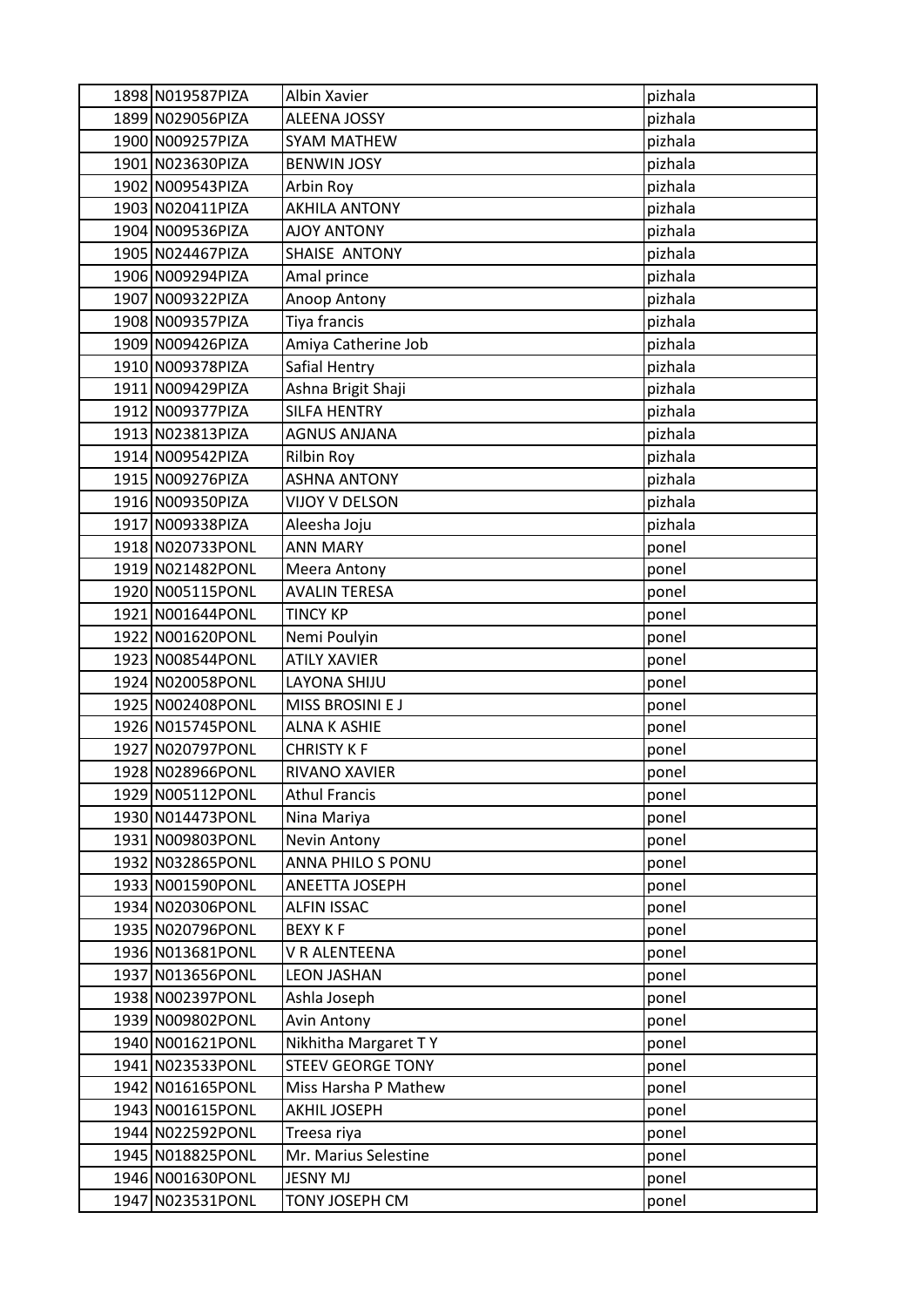| | | | |
|---|---|---|---|
| 1898 | N019587PIZA | Albin Xavier | pizhala |
| 1899 | N029056PIZA | ALEENA JOSSY | pizhala |
| 1900 | N009257PIZA | SYAM MATHEW | pizhala |
| 1901 | N023630PIZA | BENWIN JOSY | pizhala |
| 1902 | N009543PIZA | Arbin Roy | pizhala |
| 1903 | N020411PIZA | AKHILA ANTONY | pizhala |
| 1904 | N009536PIZA | AJOY ANTONY | pizhala |
| 1905 | N024467PIZA | SHAISE ANTONY | pizhala |
| 1906 | N009294PIZA | Amal prince | pizhala |
| 1907 | N009322PIZA | Anoop Antony | pizhala |
| 1908 | N009357PIZA | Tiya francis | pizhala |
| 1909 | N009426PIZA | Amiya Catherine Job | pizhala |
| 1910 | N009378PIZA | Safial Hentry | pizhala |
| 1911 | N009429PIZA | Ashna Brigit Shaji | pizhala |
| 1912 | N009377PIZA | SILFA HENTRY | pizhala |
| 1913 | N023813PIZA | AGNUS ANJANA | pizhala |
| 1914 | N009542PIZA | Rilbin Roy | pizhala |
| 1915 | N009276PIZA | ASHNA ANTONY | pizhala |
| 1916 | N009350PIZA | VIJOY V DELSON | pizhala |
| 1917 | N009338PIZA | Aleesha Joju | pizhala |
| 1918 | N020733PONL | ANN MARY | ponel |
| 1919 | N021482PONL | Meera Antony | ponel |
| 1920 | N005115PONL | AVALIN TERESA | ponel |
| 1921 | N001644PONL | TINCY KP | ponel |
| 1922 | N001620PONL | Nemi Poulyin | ponel |
| 1923 | N008544PONL | ATILY XAVIER | ponel |
| 1924 | N020058PONL | LAYONA SHIJU | ponel |
| 1925 | N002408PONL | MISS BROSINI E J | ponel |
| 1926 | N015745PONL | ALNA K ASHIE | ponel |
| 1927 | N020797PONL | CHRISTY K F | ponel |
| 1928 | N028966PONL | RIVANO XAVIER | ponel |
| 1929 | N005112PONL | Athul Francis | ponel |
| 1930 | N014473PONL | Nina Mariya | ponel |
| 1931 | N009803PONL | Nevin Antony | ponel |
| 1932 | N032865PONL | ANNA PHILO S PONU | ponel |
| 1933 | N001590PONL | ANEETTA JOSEPH | ponel |
| 1934 | N020306PONL | ALFIN ISSAC | ponel |
| 1935 | N020796PONL | BEXY K F | ponel |
| 1936 | N013681PONL | V R ALENTEENA | ponel |
| 1937 | N013656PONL | LEON JASHAN | ponel |
| 1938 | N002397PONL | Ashla Joseph | ponel |
| 1939 | N009802PONL | Avin Antony | ponel |
| 1940 | N001621PONL | Nikhitha Margaret T Y | ponel |
| 1941 | N023533PONL | STEEV GEORGE TONY | ponel |
| 1942 | N016165PONL | Miss Harsha P Mathew | ponel |
| 1943 | N001615PONL | AKHIL JOSEPH | ponel |
| 1944 | N022592PONL | Treesa riya | ponel |
| 1945 | N018825PONL | Mr. Marius Selestine | ponel |
| 1946 | N001630PONL | JESNY MJ | ponel |
| 1947 | N023531PONL | TONY JOSEPH CM | ponel |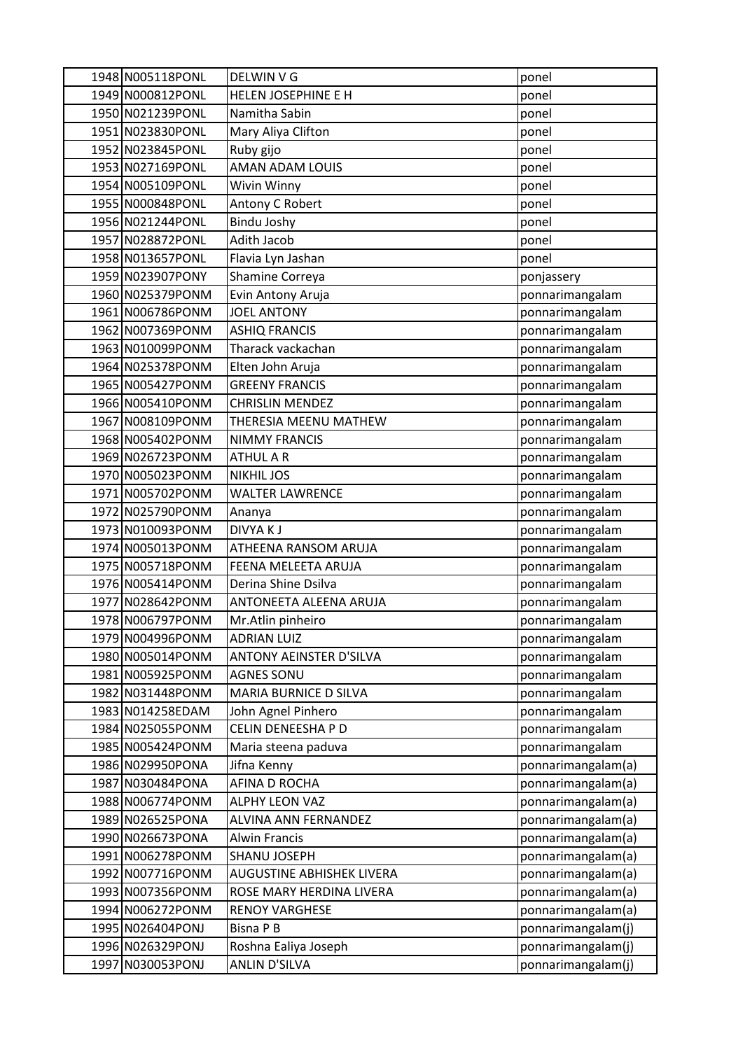| | | | |
|---|---|---|---|
| 1948 | N005118PONL | DELWIN V G | ponel |
| 1949 | N000812PONL | HELEN JOSEPHINE E H | ponel |
| 1950 | N021239PONL | Namitha Sabin | ponel |
| 1951 | N023830PONL | Mary Aliya Clifton | ponel |
| 1952 | N023845PONL | Ruby gijo | ponel |
| 1953 | N027169PONL | AMAN ADAM LOUIS | ponel |
| 1954 | N005109PONL | Wivin Winny | ponel |
| 1955 | N000848PONL | Antony C Robert | ponel |
| 1956 | N021244PONL | Bindu Joshy | ponel |
| 1957 | N028872PONL | Adith Jacob | ponel |
| 1958 | N013657PONL | Flavia Lyn Jashan | ponel |
| 1959 | N023907PONY | Shamine Correya | ponjassery |
| 1960 | N025379PONM | Evin Antony Aruja | ponnarimangalam |
| 1961 | N006786PONM | JOEL ANTONY | ponnarimangalam |
| 1962 | N007369PONM | ASHIQ FRANCIS | ponnarimangalam |
| 1963 | N010099PONM | Tharack vackachan | ponnarimangalam |
| 1964 | N025378PONM | Elten John Aruja | ponnarimangalam |
| 1965 | N005427PONM | GREENY FRANCIS | ponnarimangalam |
| 1966 | N005410PONM | CHRISLIN MENDEZ | ponnarimangalam |
| 1967 | N008109PONM | THERESIA MEENU MATHEW | ponnarimangalam |
| 1968 | N005402PONM | NIMMY FRANCIS | ponnarimangalam |
| 1969 | N026723PONM | ATHUL A R | ponnarimangalam |
| 1970 | N005023PONM | NIKHIL JOS | ponnarimangalam |
| 1971 | N005702PONM | WALTER LAWRENCE | ponnarimangalam |
| 1972 | N025790PONM | Ananya | ponnarimangalam |
| 1973 | N010093PONM | DIVYA K J | ponnarimangalam |
| 1974 | N005013PONM | ATHEENA RANSOM ARUJA | ponnarimangalam |
| 1975 | N005718PONM | FEENA MELEETA ARUJA | ponnarimangalam |
| 1976 | N005414PONM | Derina Shine Dsilva | ponnarimangalam |
| 1977 | N028642PONM | ANTONEETA ALEENA ARUJA | ponnarimangalam |
| 1978 | N006797PONM | Mr.Atlin pinheiro | ponnarimangalam |
| 1979 | N004996PONM | ADRIAN LUIZ | ponnarimangalam |
| 1980 | N005014PONM | ANTONY AEINSTER D'SILVA | ponnarimangalam |
| 1981 | N005925PONM | AGNES SONU | ponnarimangalam |
| 1982 | N031448PONM | MARIA BURNICE D SILVA | ponnarimangalam |
| 1983 | N014258EDAM | John Agnel Pinhero | ponnarimangalam |
| 1984 | N025055PONM | CELIN DENEESHA P D | ponnarimangalam |
| 1985 | N005424PONM | Maria steena paduva | ponnarimangalam |
| 1986 | N029950PONA | Jifna Kenny | ponnarimangalam(a) |
| 1987 | N030484PONA | AFINA D ROCHA | ponnarimangalam(a) |
| 1988 | N006774PONM | ALPHY LEON VAZ | ponnarimangalam(a) |
| 1989 | N026525PONA | ALVINA ANN FERNANDEZ | ponnarimangalam(a) |
| 1990 | N026673PONA | Alwin Francis | ponnarimangalam(a) |
| 1991 | N006278PONM | SHANU JOSEPH | ponnarimangalam(a) |
| 1992 | N007716PONM | AUGUSTINE ABHISHEK LIVERA | ponnarimangalam(a) |
| 1993 | N007356PONM | ROSE MARY HERDINA LIVERA | ponnarimangalam(a) |
| 1994 | N006272PONM | RENOY VARGHESE | ponnarimangalam(a) |
| 1995 | N026404PONJ | Bisna P B | ponnarimangalam(j) |
| 1996 | N026329PONJ | Roshna Ealiya Joseph | ponnarimangalam(j) |
| 1997 | N030053PONJ | ANLIN D'SILVA | ponnarimangalam(j) |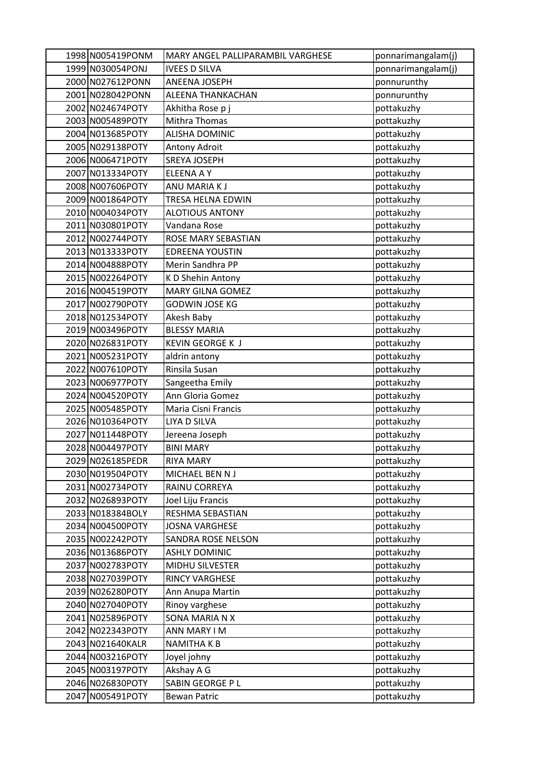| | | | |
|---|---|---|---|
| 1998 | N005419PONM | MARY ANGEL PALLIPARAMBIL VARGHESE | ponnarimangalam(j) |
| 1999 | N030054PONJ | IVEES D SILVA | ponnarimangalam(j) |
| 2000 | N027612PONN | ANEENA JOSEPH | ponnurunthy |
| 2001 | N028042PONN | ALEENA THANKACHAN | ponnurunthy |
| 2002 | N024674POTY | Akhitha Rose p j | pottakuzhy |
| 2003 | N005489POTY | Mithra Thomas | pottakuzhy |
| 2004 | N013685POTY | ALISHA DOMINIC | pottakuzhy |
| 2005 | N029138POTY | Antony Adroit | pottakuzhy |
| 2006 | N006471POTY | SREYA JOSEPH | pottakuzhy |
| 2007 | N013334POTY | ELEENA A Y | pottakuzhy |
| 2008 | N007606POTY | ANU MARIA K J | pottakuzhy |
| 2009 | N001864POTY | TRESA HELNA EDWIN | pottakuzhy |
| 2010 | N004034POTY | ALOTIOUS ANTONY | pottakuzhy |
| 2011 | N030801POTY | Vandana Rose | pottakuzhy |
| 2012 | N002744POTY | ROSE MARY SEBASTIAN | pottakuzhy |
| 2013 | N013333POTY | EDREENA YOUSTIN | pottakuzhy |
| 2014 | N004888POTY | Merin Sandhra PP | pottakuzhy |
| 2015 | N002264POTY | K D Shehin Antony | pottakuzhy |
| 2016 | N004519POTY | MARY GILNA GOMEZ | pottakuzhy |
| 2017 | N002790POTY | GODWIN JOSE KG | pottakuzhy |
| 2018 | N012534POTY | Akesh Baby | pottakuzhy |
| 2019 | N003496POTY | BLESSY MARIA | pottakuzhy |
| 2020 | N026831POTY | KEVIN GEORGE K J | pottakuzhy |
| 2021 | N005231POTY | aldrin antony | pottakuzhy |
| 2022 | N007610POTY | Rinsila Susan | pottakuzhy |
| 2023 | N006977POTY | Sangeetha Emily | pottakuzhy |
| 2024 | N004520POTY | Ann Gloria Gomez | pottakuzhy |
| 2025 | N005485POTY | Maria Cisni Francis | pottakuzhy |
| 2026 | N010364POTY | LIYA D SILVA | pottakuzhy |
| 2027 | N011448POTY | Jereena Joseph | pottakuzhy |
| 2028 | N004497POTY | BINI MARY | pottakuzhy |
| 2029 | N026185PEDR | RIYA MARY | pottakuzhy |
| 2030 | N019504POTY | MICHAEL BEN N J | pottakuzhy |
| 2031 | N002734POTY | RAINU CORREYA | pottakuzhy |
| 2032 | N026893POTY | Joel Liju Francis | pottakuzhy |
| 2033 | N018384BOLY | RESHMA SEBASTIAN | pottakuzhy |
| 2034 | N004500POTY | JOSNA VARGHESE | pottakuzhy |
| 2035 | N002242POTY | SANDRA ROSE NELSON | pottakuzhy |
| 2036 | N013686POTY | ASHLY DOMINIC | pottakuzhy |
| 2037 | N002783POTY | MIDHU SILVESTER | pottakuzhy |
| 2038 | N027039POTY | RINCY VARGHESE | pottakuzhy |
| 2039 | N026280POTY | Ann Anupa Martin | pottakuzhy |
| 2040 | N027040POTY | Rinoy varghese | pottakuzhy |
| 2041 | N025896POTY | SONA MARIA N X | pottakuzhy |
| 2042 | N022343POTY | ANN MARY I M | pottakuzhy |
| 2043 | N021640KALR | NAMITHA K B | pottakuzhy |
| 2044 | N003216POTY | Joyel johny | pottakuzhy |
| 2045 | N003197POTY | Akshay A G | pottakuzhy |
| 2046 | N026830POTY | SABIN GEORGE P L | pottakuzhy |
| 2047 | N005491POTY | Bewan Patric | pottakuzhy |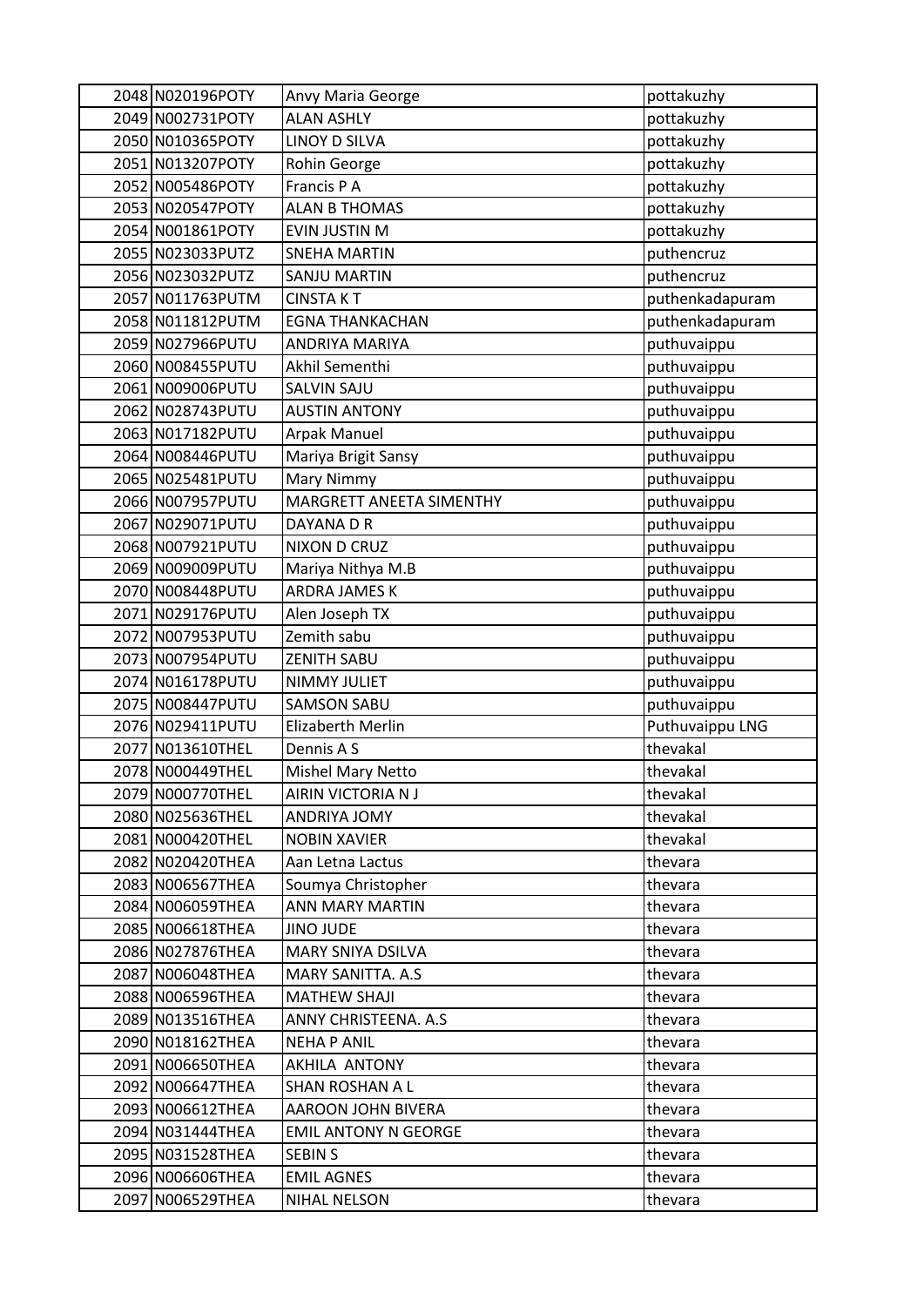| | | | |
|---|---|---|---|
| 2048 | N020196POTY | Anvy Maria George | pottakuzhy |
| 2049 | N002731POTY | ALAN ASHLY | pottakuzhy |
| 2050 | N010365POTY | LINOY D SILVA | pottakuzhy |
| 2051 | N013207POTY | Rohin George | pottakuzhy |
| 2052 | N005486POTY | Francis P A | pottakuzhy |
| 2053 | N020547POTY | ALAN B THOMAS | pottakuzhy |
| 2054 | N001861POTY | EVIN JUSTIN M | pottakuzhy |
| 2055 | N023033PUTZ | SNEHA MARTIN | puthencruz |
| 2056 | N023032PUTZ | SANJU MARTIN | puthencruz |
| 2057 | N011763PUTM | CINSTA K T | puthenkadapuram |
| 2058 | N011812PUTM | EGNA THANKACHAN | puthenkadapuram |
| 2059 | N027966PUTU | ANDRIYA MARIYA | puthuvaippu |
| 2060 | N008455PUTU | Akhil Sementhi | puthuvaippu |
| 2061 | N009006PUTU | SALVIN SAJU | puthuvaippu |
| 2062 | N028743PUTU | AUSTIN ANTONY | puthuvaippu |
| 2063 | N017182PUTU | Arpak Manuel | puthuvaippu |
| 2064 | N008446PUTU | Mariya Brigit Sansy | puthuvaippu |
| 2065 | N025481PUTU | Mary Nimmy | puthuvaippu |
| 2066 | N007957PUTU | MARGRETT ANEETA SIMENTHY | puthuvaippu |
| 2067 | N029071PUTU | DAYANA D R | puthuvaippu |
| 2068 | N007921PUTU | NIXON D CRUZ | puthuvaippu |
| 2069 | N009009PUTU | Mariya Nithya M.B | puthuvaippu |
| 2070 | N008448PUTU | ARDRA JAMES K | puthuvaippu |
| 2071 | N029176PUTU | Alen Joseph TX | puthuvaippu |
| 2072 | N007953PUTU | Zemith sabu | puthuvaippu |
| 2073 | N007954PUTU | ZENITH SABU | puthuvaippu |
| 2074 | N016178PUTU | NIMMY JULIET | puthuvaippu |
| 2075 | N008447PUTU | SAMSON SABU | puthuvaippu |
| 2076 | N029411PUTU | Elizaberth Merlin | Puthuvaippu LNG |
| 2077 | N013610THEL | Dennis A S | thevakal |
| 2078 | N000449THEL | Mishel Mary Netto | thevakal |
| 2079 | N000770THEL | AIRIN VICTORIA N J | thevakal |
| 2080 | N025636THEL | ANDRIYA JOMY | thevakal |
| 2081 | N000420THEL | NOBIN XAVIER | thevakal |
| 2082 | N020420THEA | Aan Letna Lactus | thevara |
| 2083 | N006567THEA | Soumya Christopher | thevara |
| 2084 | N006059THEA | ANN MARY MARTIN | thevara |
| 2085 | N006618THEA | JINO JUDE | thevara |
| 2086 | N027876THEA | MARY SNIYA DSILVA | thevara |
| 2087 | N006048THEA | MARY SANITTA. A.S | thevara |
| 2088 | N006596THEA | MATHEW SHAJI | thevara |
| 2089 | N013516THEA | ANNY CHRISTEENA. A.S | thevara |
| 2090 | N018162THEA | NEHA P ANIL | thevara |
| 2091 | N006650THEA | AKHILA ANTONY | thevara |
| 2092 | N006647THEA | SHAN ROSHAN A L | thevara |
| 2093 | N006612THEA | AAROON JOHN BIVERA | thevara |
| 2094 | N031444THEA | EMIL ANTONY N GEORGE | thevara |
| 2095 | N031528THEA | SEBIN S | thevara |
| 2096 | N006606THEA | EMIL AGNES | thevara |
| 2097 | N006529THEA | NIHAL NELSON | thevara |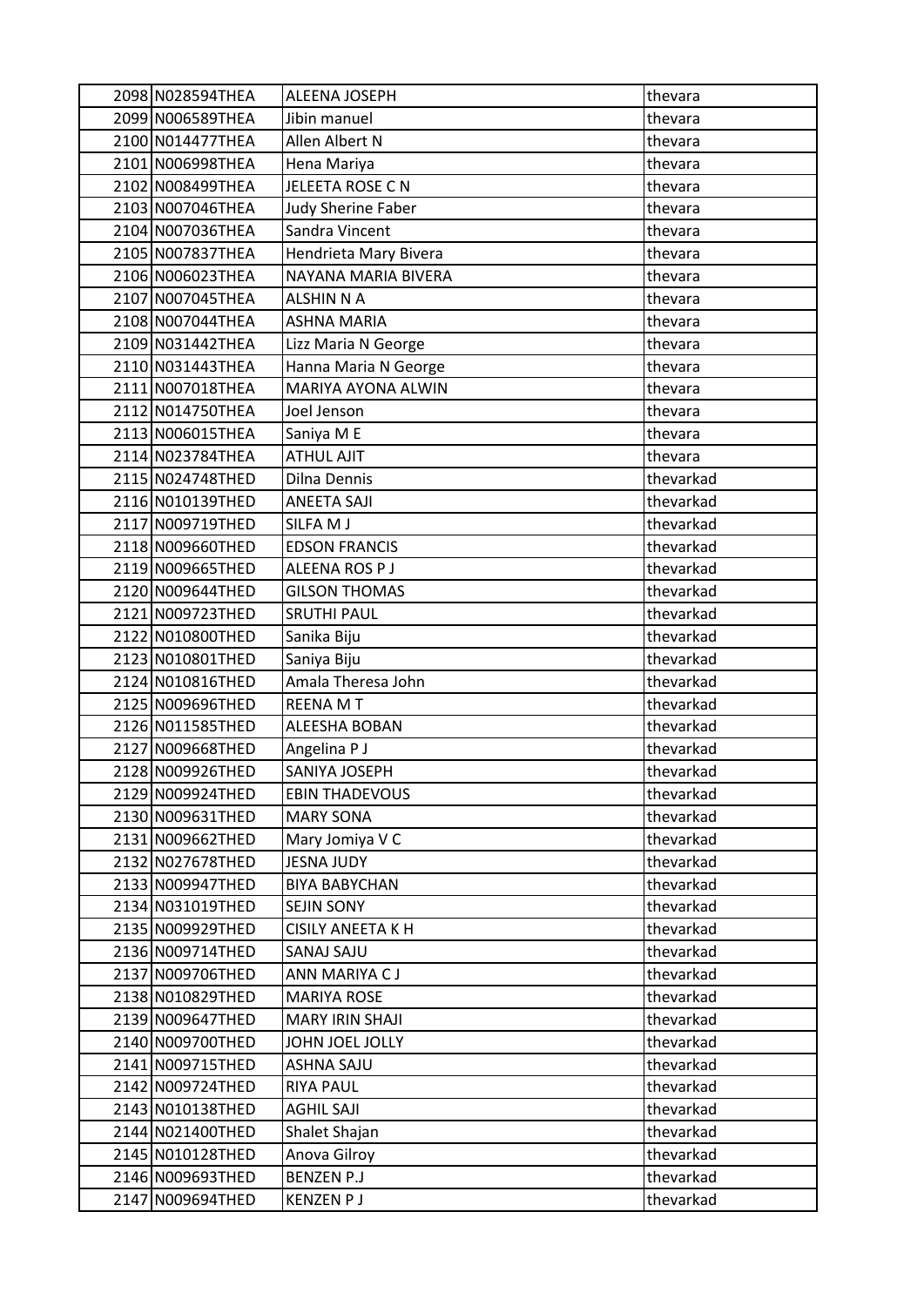| | | | |
|---|---|---|---|
| 2098 | N028594THEA | ALEENA JOSEPH | thevara |
| 2099 | N006589THEA | Jibin manuel | thevara |
| 2100 | N014477THEA | Allen Albert N | thevara |
| 2101 | N006998THEA | Hena Mariya | thevara |
| 2102 | N008499THEA | JELEETA ROSE C N | thevara |
| 2103 | N007046THEA | Judy Sherine Faber | thevara |
| 2104 | N007036THEA | Sandra Vincent | thevara |
| 2105 | N007837THEA | Hendrieta Mary Bivera | thevara |
| 2106 | N006023THEA | NAYANA MARIA BIVERA | thevara |
| 2107 | N007045THEA | ALSHIN N A | thevara |
| 2108 | N007044THEA | ASHNA MARIA | thevara |
| 2109 | N031442THEA | Lizz Maria N George | thevara |
| 2110 | N031443THEA | Hanna Maria N George | thevara |
| 2111 | N007018THEA | MARIYA AYONA ALWIN | thevara |
| 2112 | N014750THEA | Joel Jenson | thevara |
| 2113 | N006015THEA | Saniya M E | thevara |
| 2114 | N023784THEA | ATHUL AJIT | thevara |
| 2115 | N024748THED | Dilna Dennis | thevarkad |
| 2116 | N010139THED | ANEETA SAJI | thevarkad |
| 2117 | N009719THED | SILFA M J | thevarkad |
| 2118 | N009660THED | EDSON FRANCIS | thevarkad |
| 2119 | N009665THED | ALEENA ROS P J | thevarkad |
| 2120 | N009644THED | GILSON THOMAS | thevarkad |
| 2121 | N009723THED | SRUTHI PAUL | thevarkad |
| 2122 | N010800THED | Sanika Biju | thevarkad |
| 2123 | N010801THED | Saniya Biju | thevarkad |
| 2124 | N010816THED | Amala Theresa John | thevarkad |
| 2125 | N009696THED | REENA M T | thevarkad |
| 2126 | N011585THED | ALEESHA BOBAN | thevarkad |
| 2127 | N009668THED | Angelina P J | thevarkad |
| 2128 | N009926THED | SANIYA JOSEPH | thevarkad |
| 2129 | N009924THED | EBIN THADEVOUS | thevarkad |
| 2130 | N009631THED | MARY SONA | thevarkad |
| 2131 | N009662THED | Mary Jomiya V C | thevarkad |
| 2132 | N027678THED | JESNA JUDY | thevarkad |
| 2133 | N009947THED | BIYA BABYCHAN | thevarkad |
| 2134 | N031019THED | SEJIN SONY | thevarkad |
| 2135 | N009929THED | CISILY ANEETA K H | thevarkad |
| 2136 | N009714THED | SANAJ SAJU | thevarkad |
| 2137 | N009706THED | ANN MARIYA C J | thevarkad |
| 2138 | N010829THED | MARIYA ROSE | thevarkad |
| 2139 | N009647THED | MARY IRIN SHAJI | thevarkad |
| 2140 | N009700THED | JOHN JOEL JOLLY | thevarkad |
| 2141 | N009715THED | ASHNA SAJU | thevarkad |
| 2142 | N009724THED | RIYA PAUL | thevarkad |
| 2143 | N010138THED | AGHIL SAJI | thevarkad |
| 2144 | N021400THED | Shalet Shajan | thevarkad |
| 2145 | N010128THED | Anova Gilroy | thevarkad |
| 2146 | N009693THED | BENZEN P.J | thevarkad |
| 2147 | N009694THED | KENZEN P J | thevarkad |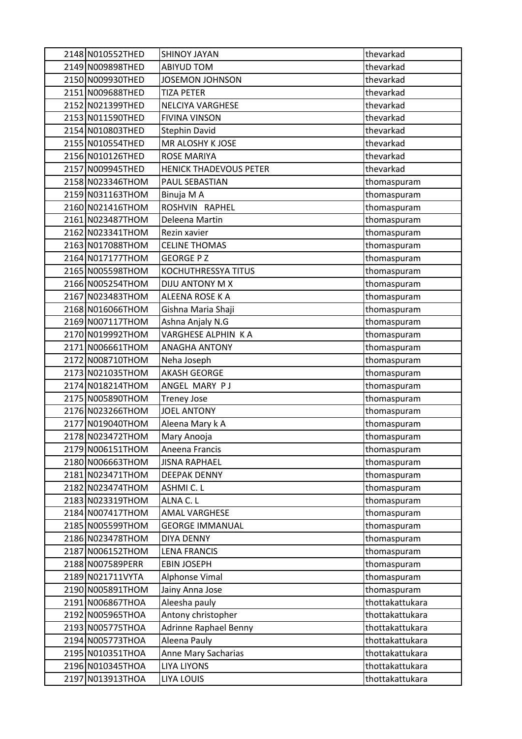| | | | |
|---|---|---|---|
| 2148 | N010552THED | SHINOY JAYAN | thevarkad |
| 2149 | N009898THED | ABIYUD TOM | thevarkad |
| 2150 | N009930THED | JOSEMON JOHNSON | thevarkad |
| 2151 | N009688THED | TIZA PETER | thevarkad |
| 2152 | N021399THED | NELCIYA VARGHESE | thevarkad |
| 2153 | N011590THED | FIVINA VINSON | thevarkad |
| 2154 | N010803THED | Stephin David | thevarkad |
| 2155 | N010554THED | MR ALOSHY K JOSE | thevarkad |
| 2156 | N010126THED | ROSE MARIYA | thevarkad |
| 2157 | N009945THED | HENICK THADEVOUS PETER | thevarkad |
| 2158 | N023346THOM | PAUL SEBASTIAN | thomaspuram |
| 2159 | N031163THOM | Binuja M A | thomaspuram |
| 2160 | N021416THOM | ROSHVIN RAPHEL | thomaspuram |
| 2161 | N023487THOM | Deleena Martin | thomaspuram |
| 2162 | N023341THOM | Rezin xavier | thomaspuram |
| 2163 | N017088THOM | CELINE THOMAS | thomaspuram |
| 2164 | N017177THOM | GEORGE P Z | thomaspuram |
| 2165 | N005598THOM | KOCHUTHRESSYA TITUS | thomaspuram |
| 2166 | N005254THOM | DIJU ANTONY M X | thomaspuram |
| 2167 | N023483THOM | ALEENA ROSE K A | thomaspuram |
| 2168 | N016066THOM | Gishna Maria Shaji | thomaspuram |
| 2169 | N007117THOM | Ashna Anjaly N.G | thomaspuram |
| 2170 | N019992THOM | VARGHESE ALPHIN K A | thomaspuram |
| 2171 | N006661THOM | ANAGHA ANTONY | thomaspuram |
| 2172 | N008710THOM | Neha Joseph | thomaspuram |
| 2173 | N021035THOM | AKASH GEORGE | thomaspuram |
| 2174 | N018214THOM | ANGEL MARY P J | thomaspuram |
| 2175 | N005890THOM | Treney Jose | thomaspuram |
| 2176 | N023266THOM | JOEL ANTONY | thomaspuram |
| 2177 | N019040THOM | Aleena Mary k A | thomaspuram |
| 2178 | N023472THOM | Mary Anooja | thomaspuram |
| 2179 | N006151THOM | Aneena Francis | thomaspuram |
| 2180 | N006663THOM | JISNA RAPHAEL | thomaspuram |
| 2181 | N023471THOM | DEEPAK DENNY | thomaspuram |
| 2182 | N023474THOM | ASHMI C. L | thomaspuram |
| 2183 | N023319THOM | ALNA C. L | thomaspuram |
| 2184 | N007417THOM | AMAL VARGHESE | thomaspuram |
| 2185 | N005599THOM | GEORGE IMMANUAL | thomaspuram |
| 2186 | N023478THOM | DIYA DENNY | thomaspuram |
| 2187 | N006152THOM | LENA FRANCIS | thomaspuram |
| 2188 | N007589PERR | EBIN JOSEPH | thomaspuram |
| 2189 | N021711VYTA | Alphonse Vimal | thomaspuram |
| 2190 | N005891THOM | Jainy Anna Jose | thomaspuram |
| 2191 | N006867THOA | Aleesha pauly | thottakattukara |
| 2192 | N005965THOA | Antony christopher | thottakattukara |
| 2193 | N005775THOA | Adrinne Raphael Benny | thottakattukara |
| 2194 | N005773THOA | Aleena Pauly | thottakattukara |
| 2195 | N010351THOA | Anne Mary Sacharias | thottakattukara |
| 2196 | N010345THOA | LIYA LIYONS | thottakattukara |
| 2197 | N013913THOA | LIYA LOUIS | thottakattukara |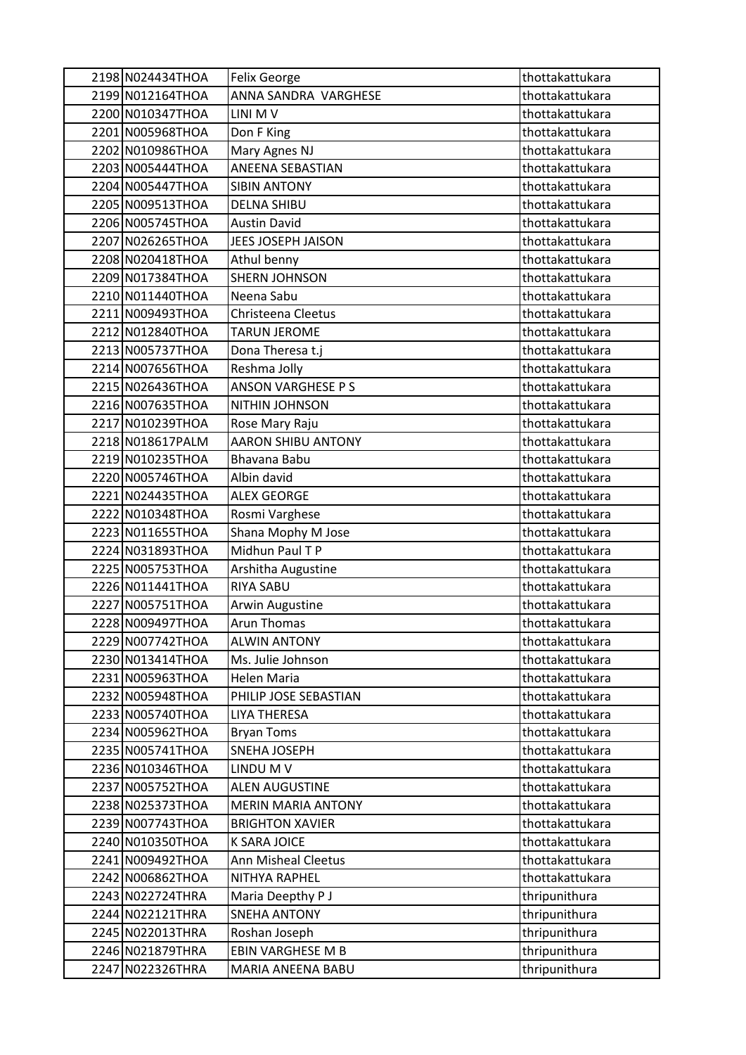| | | | |
|---|---|---|---|
| 2198 | N024434THOA | Felix George | thottakattukara |
| 2199 | N012164THOA | ANNA SANDRA VARGHESE | thottakattukara |
| 2200 | N010347THOA | LINI M V | thottakattukara |
| 2201 | N005968THOA | Don F King | thottakattukara |
| 2202 | N010986THOA | Mary Agnes NJ | thottakattukara |
| 2203 | N005444THOA | ANEENA SEBASTIAN | thottakattukara |
| 2204 | N005447THOA | SIBIN ANTONY | thottakattukara |
| 2205 | N009513THOA | DELNA SHIBU | thottakattukara |
| 2206 | N005745THOA | Austin David | thottakattukara |
| 2207 | N026265THOA | JEES JOSEPH JAISON | thottakattukara |
| 2208 | N020418THOA | Athul benny | thottakattukara |
| 2209 | N017384THOA | SHERN JOHNSON | thottakattukara |
| 2210 | N011440THOA | Neena Sabu | thottakattukara |
| 2211 | N009493THOA | Christeena Cleetus | thottakattukara |
| 2212 | N012840THOA | TARUN JEROME | thottakattukara |
| 2213 | N005737THOA | Dona Theresa t.j | thottakattukara |
| 2214 | N007656THOA | Reshma Jolly | thottakattukara |
| 2215 | N026436THOA | ANSON VARGHESE P S | thottakattukara |
| 2216 | N007635THOA | NITHIN JOHNSON | thottakattukara |
| 2217 | N010239THOA | Rose Mary Raju | thottakattukara |
| 2218 | N018617PALM | AARON SHIBU ANTONY | thottakattukara |
| 2219 | N010235THOA | Bhavana Babu | thottakattukara |
| 2220 | N005746THOA | Albin david | thottakattukara |
| 2221 | N024435THOA | ALEX GEORGE | thottakattukara |
| 2222 | N010348THOA | Rosmi Varghese | thottakattukara |
| 2223 | N011655THOA | Shana Mophy M Jose | thottakattukara |
| 2224 | N031893THOA | Midhun Paul T P | thottakattukara |
| 2225 | N005753THOA | Arshitha Augustine | thottakattukara |
| 2226 | N011441THOA | RIYA SABU | thottakattukara |
| 2227 | N005751THOA | Arwin Augustine | thottakattukara |
| 2228 | N009497THOA | Arun Thomas | thottakattukara |
| 2229 | N007742THOA | ALWIN ANTONY | thottakattukara |
| 2230 | N013414THOA | Ms. Julie Johnson | thottakattukara |
| 2231 | N005963THOA | Helen Maria | thottakattukara |
| 2232 | N005948THOA | PHILIP JOSE SEBASTIAN | thottakattukara |
| 2233 | N005740THOA | LIYA THERESA | thottakattukara |
| 2234 | N005962THOA | Bryan Toms | thottakattukara |
| 2235 | N005741THOA | SNEHA JOSEPH | thottakattukara |
| 2236 | N010346THOA | LINDU M V | thottakattukara |
| 2237 | N005752THOA | ALEN AUGUSTINE | thottakattukara |
| 2238 | N025373THOA | MERIN MARIA ANTONY | thottakattukara |
| 2239 | N007743THOA | BRIGHTON XAVIER | thottakattukara |
| 2240 | N010350THOA | K SARA JOICE | thottakattukara |
| 2241 | N009492THOA | Ann Misheal Cleetus | thottakattukara |
| 2242 | N006862THOA | NITHYA RAPHEL | thottakattukara |
| 2243 | N022724THRA | Maria Deepthy P J | thripunithura |
| 2244 | N022121THRA | SNEHA ANTONY | thripunithura |
| 2245 | N022013THRA | Roshan Joseph | thripunithura |
| 2246 | N021879THRA | EBIN VARGHESE M B | thripunithura |
| 2247 | N022326THRA | MARIA ANEENA BABU | thripunithura |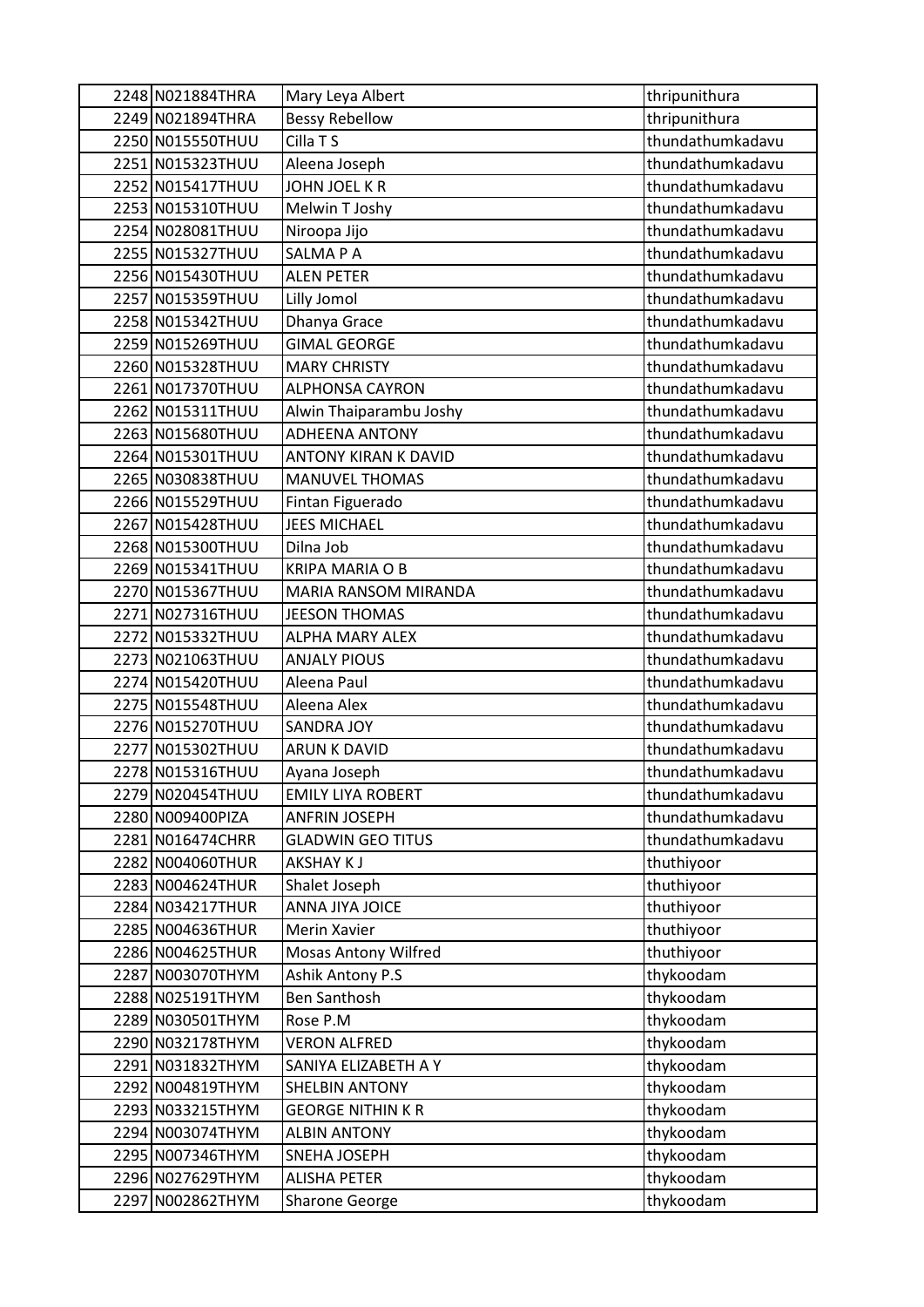| | | | |
|---|---|---|---|
| 2248 | N021884THRA | Mary Leya Albert | thripunithura |
| 2249 | N021894THRA | Bessy Rebellow | thripunithura |
| 2250 | N015550THUU | Cilla T S | thundathumkadavu |
| 2251 | N015323THUU | Aleena Joseph | thundathumkadavu |
| 2252 | N015417THUU | JOHN JOEL K R | thundathumkadavu |
| 2253 | N015310THUU | Melwin T Joshy | thundathumkadavu |
| 2254 | N028081THUU | Niroopa Jijo | thundathumkadavu |
| 2255 | N015327THUU | SALMA P A | thundathumkadavu |
| 2256 | N015430THUU | ALEN PETER | thundathumkadavu |
| 2257 | N015359THUU | Lilly Jomol | thundathumkadavu |
| 2258 | N015342THUU | Dhanya Grace | thundathumkadavu |
| 2259 | N015269THUU | GIMAL GEORGE | thundathumkadavu |
| 2260 | N015328THUU | MARY CHRISTY | thundathumkadavu |
| 2261 | N017370THUU | ALPHONSA CAYRON | thundathumkadavu |
| 2262 | N015311THUU | Alwin Thaiparambu Joshy | thundathumkadavu |
| 2263 | N015680THUU | ADHEENA ANTONY | thundathumkadavu |
| 2264 | N015301THUU | ANTONY KIRAN K DAVID | thundathumkadavu |
| 2265 | N030838THUU | MANUVEL THOMAS | thundathumkadavu |
| 2266 | N015529THUU | Fintan Figuerado | thundathumkadavu |
| 2267 | N015428THUU | JEES MICHAEL | thundathumkadavu |
| 2268 | N015300THUU | Dilna Job | thundathumkadavu |
| 2269 | N015341THUU | KRIPA MARIA O B | thundathumkadavu |
| 2270 | N015367THUU | MARIA RANSOM MIRANDA | thundathumkadavu |
| 2271 | N027316THUU | JEESON THOMAS | thundathumkadavu |
| 2272 | N015332THUU | ALPHA MARY ALEX | thundathumkadavu |
| 2273 | N021063THUU | ANJALY PIOUS | thundathumkadavu |
| 2274 | N015420THUU | Aleena Paul | thundathumkadavu |
| 2275 | N015548THUU | Aleena Alex | thundathumkadavu |
| 2276 | N015270THUU | SANDRA JOY | thundathumkadavu |
| 2277 | N015302THUU | ARUN K DAVID | thundathumkadavu |
| 2278 | N015316THUU | Ayana Joseph | thundathumkadavu |
| 2279 | N020454THUU | EMILY LIYA ROBERT | thundathumkadavu |
| 2280 | N009400PIZA | ANFRIN JOSEPH | thundathumkadavu |
| 2281 | N016474CHRR | GLADWIN GEO TITUS | thundathumkadavu |
| 2282 | N004060THUR | AKSHAY K J | thuthiyoor |
| 2283 | N004624THUR | Shalet Joseph | thuthiyoor |
| 2284 | N034217THUR | ANNA JIYA JOICE | thuthiyoor |
| 2285 | N004636THUR | Merin Xavier | thuthiyoor |
| 2286 | N004625THUR | Mosas Antony Wilfred | thuthiyoor |
| 2287 | N003070THYM | Ashik Antony P.S | thykoodam |
| 2288 | N025191THYM | Ben Santhosh | thykoodam |
| 2289 | N030501THYM | Rose P.M | thykoodam |
| 2290 | N032178THYM | VERON ALFRED | thykoodam |
| 2291 | N031832THYM | SANIYA ELIZABETH A Y | thykoodam |
| 2292 | N004819THYM | SHELBIN ANTONY | thykoodam |
| 2293 | N033215THYM | GEORGE NITHIN K R | thykoodam |
| 2294 | N003074THYM | ALBIN ANTONY | thykoodam |
| 2295 | N007346THYM | SNEHA JOSEPH | thykoodam |
| 2296 | N027629THYM | ALISHA PETER | thykoodam |
| 2297 | N002862THYM | Sharone George | thykoodam |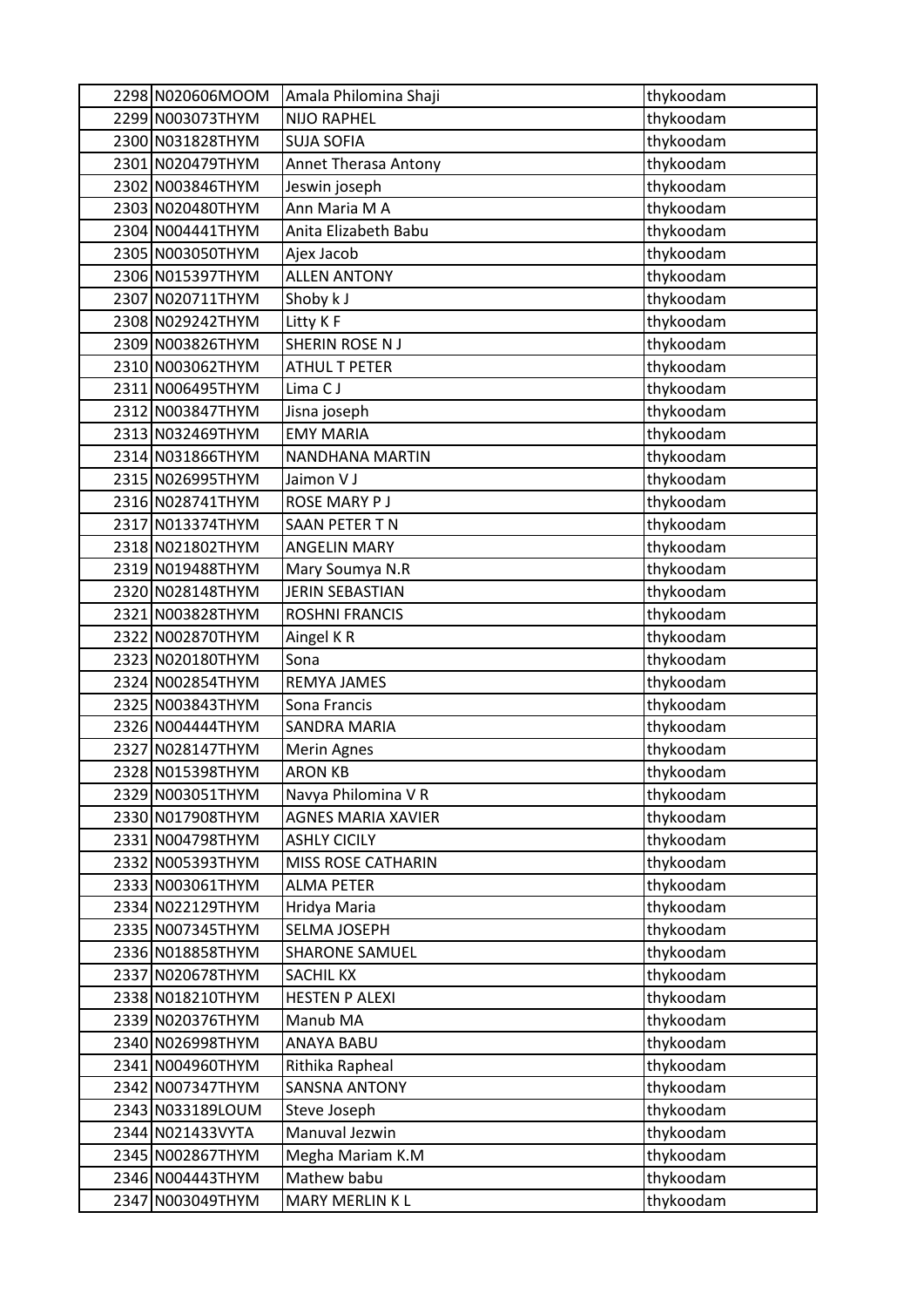| 2298 | N020606MOOM | Amala Philomina Shaji | thykoodam |
|---|---|---|---|
| 2299 | N003073THYM | NIJO RAPHEL | thykoodam |
| 2300 | N031828THYM | SUJA SOFIA | thykoodam |
| 2301 | N020479THYM | Annet Therasa Antony | thykoodam |
| 2302 | N003846THYM | Jeswin joseph | thykoodam |
| 2303 | N020480THYM | Ann Maria M A | thykoodam |
| 2304 | N004441THYM | Anita Elizabeth Babu | thykoodam |
| 2305 | N003050THYM | Ajex Jacob | thykoodam |
| 2306 | N015397THYM | ALLEN ANTONY | thykoodam |
| 2307 | N020711THYM | Shoby k J | thykoodam |
| 2308 | N029242THYM | Litty K F | thykoodam |
| 2309 | N003826THYM | SHERIN ROSE N J | thykoodam |
| 2310 | N003062THYM | ATHUL T PETER | thykoodam |
| 2311 | N006495THYM | Lima C J | thykoodam |
| 2312 | N003847THYM | Jisna joseph | thykoodam |
| 2313 | N032469THYM | EMY MARIA | thykoodam |
| 2314 | N031866THYM | NANDHANA MARTIN | thykoodam |
| 2315 | N026995THYM | Jaimon V J | thykoodam |
| 2316 | N028741THYM | ROSE MARY P J | thykoodam |
| 2317 | N013374THYM | SAAN PETER T N | thykoodam |
| 2318 | N021802THYM | ANGELIN MARY | thykoodam |
| 2319 | N019488THYM | Mary Soumya N.R | thykoodam |
| 2320 | N028148THYM | JERIN SEBASTIAN | thykoodam |
| 2321 | N003828THYM | ROSHNI FRANCIS | thykoodam |
| 2322 | N002870THYM | Aingel K R | thykoodam |
| 2323 | N020180THYM | Sona | thykoodam |
| 2324 | N002854THYM | REMYA JAMES | thykoodam |
| 2325 | N003843THYM | Sona Francis | thykoodam |
| 2326 | N004444THYM | SANDRA MARIA | thykoodam |
| 2327 | N028147THYM | Merin Agnes | thykoodam |
| 2328 | N015398THYM | ARON KB | thykoodam |
| 2329 | N003051THYM | Navya Philomina V R | thykoodam |
| 2330 | N017908THYM | AGNES MARIA XAVIER | thykoodam |
| 2331 | N004798THYM | ASHLY CICILY | thykoodam |
| 2332 | N005393THYM | MISS ROSE CATHARIN | thykoodam |
| 2333 | N003061THYM | ALMA PETER | thykoodam |
| 2334 | N022129THYM | Hridya Maria | thykoodam |
| 2335 | N007345THYM | SELMA JOSEPH | thykoodam |
| 2336 | N018858THYM | SHARONE SAMUEL | thykoodam |
| 2337 | N020678THYM | SACHIL KX | thykoodam |
| 2338 | N018210THYM | HESTEN P ALEXI | thykoodam |
| 2339 | N020376THYM | Manub MA | thykoodam |
| 2340 | N026998THYM | ANAYA BABU | thykoodam |
| 2341 | N004960THYM | Rithika Rapheal | thykoodam |
| 2342 | N007347THYM | SANSNA ANTONY | thykoodam |
| 2343 | N033189LOUM | Steve Joseph | thykoodam |
| 2344 | N021433VYTA | Manuval Jezwin | thykoodam |
| 2345 | N002867THYM | Megha Mariam K.M | thykoodam |
| 2346 | N004443THYM | Mathew babu | thykoodam |
| 2347 | N003049THYM | MARY MERLIN K L | thykoodam |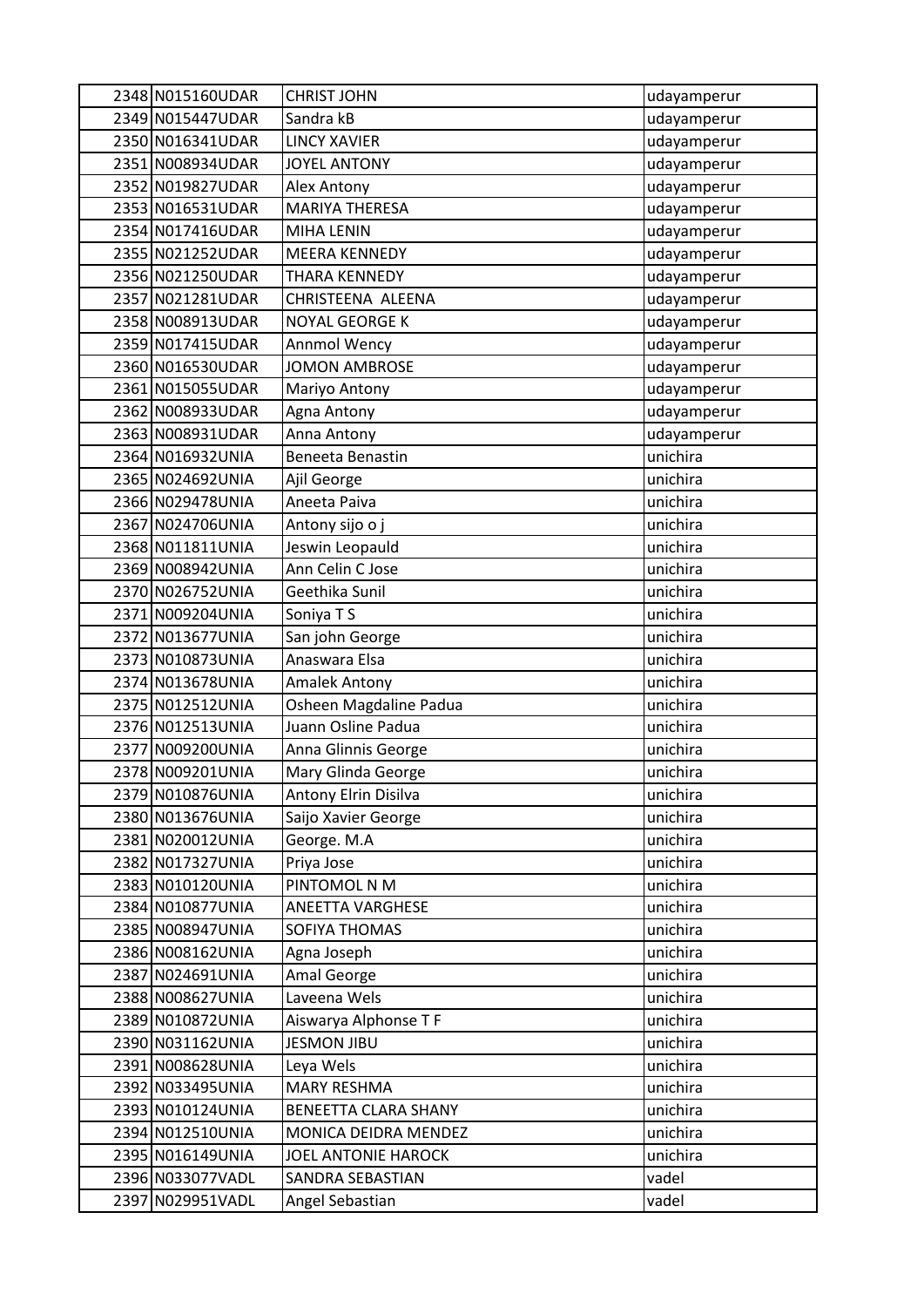| | | | |
|---|---|---|---|
| 2348 | N015160UDAR | CHRIST JOHN | udayamperur |
| 2349 | N015447UDAR | Sandra kB | udayamperur |
| 2350 | N016341UDAR | LINCY XAVIER | udayamperur |
| 2351 | N008934UDAR | JOYEL ANTONY | udayamperur |
| 2352 | N019827UDAR | Alex Antony | udayamperur |
| 2353 | N016531UDAR | MARIYA THERESA | udayamperur |
| 2354 | N017416UDAR | MIHA LENIN | udayamperur |
| 2355 | N021252UDAR | MEERA KENNEDY | udayamperur |
| 2356 | N021250UDAR | THARA KENNEDY | udayamperur |
| 2357 | N021281UDAR | CHRISTEENA ALEENA | udayamperur |
| 2358 | N008913UDAR | NOYAL GEORGE K | udayamperur |
| 2359 | N017415UDAR | Annmol Wency | udayamperur |
| 2360 | N016530UDAR | JOMON AMBROSE | udayamperur |
| 2361 | N015055UDAR | Mariyo Antony | udayamperur |
| 2362 | N008933UDAR | Agna Antony | udayamperur |
| 2363 | N008931UDAR | Anna Antony | udayamperur |
| 2364 | N016932UNIA | Beneeta Benastin | unichira |
| 2365 | N024692UNIA | Ajil George | unichira |
| 2366 | N029478UNIA | Aneeta Paiva | unichira |
| 2367 | N024706UNIA | Antony sijo o j | unichira |
| 2368 | N011811UNIA | Jeswin Leopauld | unichira |
| 2369 | N008942UNIA | Ann Celin C Jose | unichira |
| 2370 | N026752UNIA | Geethika Sunil | unichira |
| 2371 | N009204UNIA | Soniya T S | unichira |
| 2372 | N013677UNIA | San john George | unichira |
| 2373 | N010873UNIA | Anaswara Elsa | unichira |
| 2374 | N013678UNIA | Amalek Antony | unichira |
| 2375 | N012512UNIA | Osheen Magdaline Padua | unichira |
| 2376 | N012513UNIA | Juann Osline Padua | unichira |
| 2377 | N009200UNIA | Anna Glinnis George | unichira |
| 2378 | N009201UNIA | Mary Glinda George | unichira |
| 2379 | N010876UNIA | Antony Elrin Disilva | unichira |
| 2380 | N013676UNIA | Saijo Xavier George | unichira |
| 2381 | N020012UNIA | George. M.A | unichira |
| 2382 | N017327UNIA | Priya Jose | unichira |
| 2383 | N010120UNIA | PINTOMOL N M | unichira |
| 2384 | N010877UNIA | ANEETTA VARGHESE | unichira |
| 2385 | N008947UNIA | SOFIYA THOMAS | unichira |
| 2386 | N008162UNIA | Agna Joseph | unichira |
| 2387 | N024691UNIA | Amal George | unichira |
| 2388 | N008627UNIA | Laveena Wels | unichira |
| 2389 | N010872UNIA | Aiswarya Alphonse T F | unichira |
| 2390 | N031162UNIA | JESMON JIBU | unichira |
| 2391 | N008628UNIA | Leya Wels | unichira |
| 2392 | N033495UNIA | MARY RESHMA | unichira |
| 2393 | N010124UNIA | BENEETTA CLARA SHANY | unichira |
| 2394 | N012510UNIA | MONICA DEIDRA MENDEZ | unichira |
| 2395 | N016149UNIA | JOEL ANTONIE HAROCK | unichira |
| 2396 | N033077VADL | SANDRA SEBASTIAN | vadel |
| 2397 | N029951VADL | Angel Sebastian | vadel |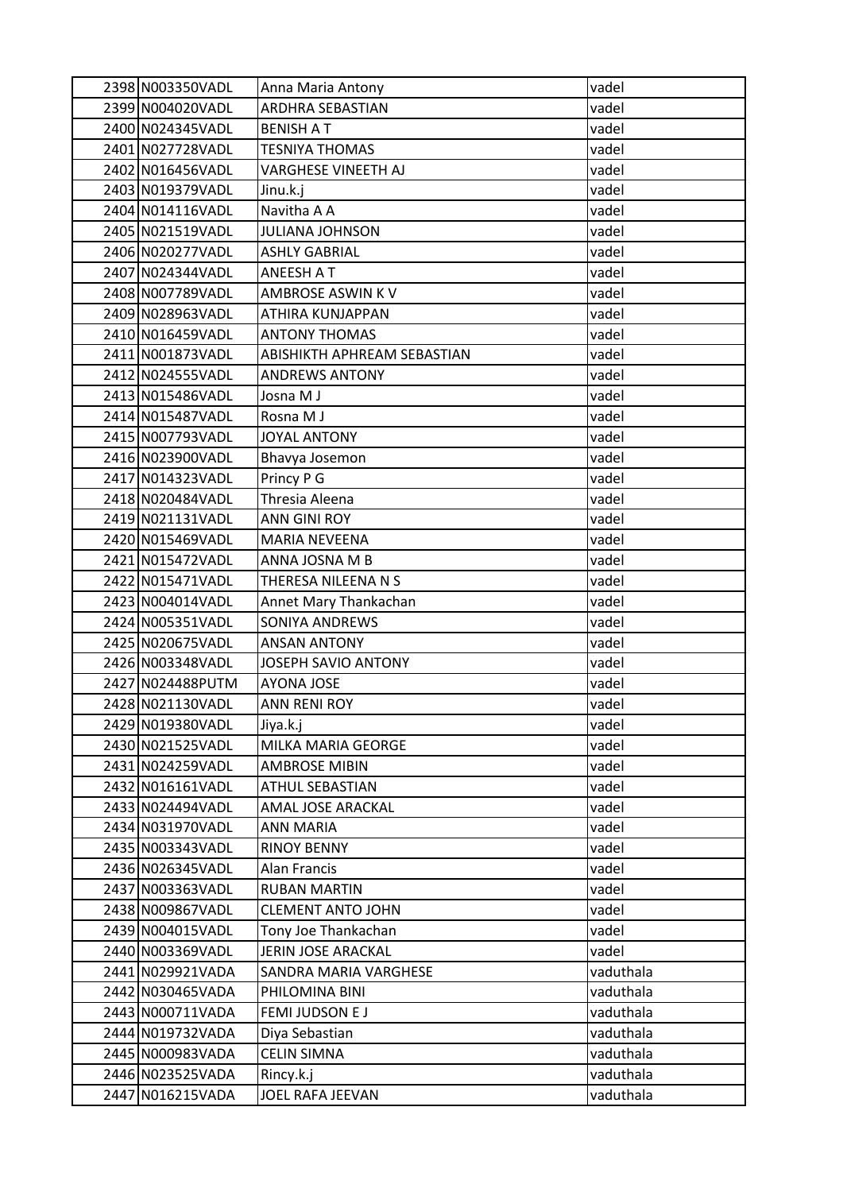| | | | |
|---|---|---|---|
| 2398 | N003350VADL | Anna Maria Antony | vadel |
| 2399 | N004020VADL | ARDHRA SEBASTIAN | vadel |
| 2400 | N024345VADL | BENISH A T | vadel |
| 2401 | N027728VADL | TESNIYA THOMAS | vadel |
| 2402 | N016456VADL | VARGHESE VINEETH AJ | vadel |
| 2403 | N019379VADL | Jinu.k.j | vadel |
| 2404 | N014116VADL | Navitha A A | vadel |
| 2405 | N021519VADL | JULIANA JOHNSON | vadel |
| 2406 | N020277VADL | ASHLY GABRIAL | vadel |
| 2407 | N024344VADL | ANEESH A T | vadel |
| 2408 | N007789VADL | AMBROSE ASWIN K V | vadel |
| 2409 | N028963VADL | ATHIRA KUNJAPPAN | vadel |
| 2410 | N016459VADL | ANTONY THOMAS | vadel |
| 2411 | N001873VADL | ABISHIKTH APHREAM SEBASTIAN | vadel |
| 2412 | N024555VADL | ANDREWS ANTONY | vadel |
| 2413 | N015486VADL | Josna M J | vadel |
| 2414 | N015487VADL | Rosna M J | vadel |
| 2415 | N007793VADL | JOYAL ANTONY | vadel |
| 2416 | N023900VADL | Bhavya Josemon | vadel |
| 2417 | N014323VADL | Princy P G | vadel |
| 2418 | N020484VADL | Thresia Aleena | vadel |
| 2419 | N021131VADL | ANN GINI ROY | vadel |
| 2420 | N015469VADL | MARIA NEVEENA | vadel |
| 2421 | N015472VADL | ANNA JOSNA M B | vadel |
| 2422 | N015471VADL | THERESA NILEENA N S | vadel |
| 2423 | N004014VADL | Annet Mary Thankachan | vadel |
| 2424 | N005351VADL | SONIYA ANDREWS | vadel |
| 2425 | N020675VADL | ANSAN ANTONY | vadel |
| 2426 | N003348VADL | JOSEPH SAVIO ANTONY | vadel |
| 2427 | N024488PUTM | AYONA JOSE | vadel |
| 2428 | N021130VADL | ANN RENI ROY | vadel |
| 2429 | N019380VADL | Jiya.k.j | vadel |
| 2430 | N021525VADL | MILKA MARIA GEORGE | vadel |
| 2431 | N024259VADL | AMBROSE MIBIN | vadel |
| 2432 | N016161VADL | ATHUL SEBASTIAN | vadel |
| 2433 | N024494VADL | AMAL JOSE ARACKAL | vadel |
| 2434 | N031970VADL | ANN MARIA | vadel |
| 2435 | N003343VADL | RINOY BENNY | vadel |
| 2436 | N026345VADL | Alan Francis | vadel |
| 2437 | N003363VADL | RUBAN MARTIN | vadel |
| 2438 | N009867VADL | CLEMENT ANTO JOHN | vadel |
| 2439 | N004015VADL | Tony Joe Thankachan | vadel |
| 2440 | N003369VADL | JERIN JOSE ARACKAL | vadel |
| 2441 | N029921VADA | SANDRA MARIA VARGHESE | vaduthala |
| 2442 | N030465VADA | PHILOMINA BINI | vaduthala |
| 2443 | N000711VADA | FEMI JUDSON E J | vaduthala |
| 2444 | N019732VADA | Diya Sebastian | vaduthala |
| 2445 | N000983VADA | CELIN SIMNA | vaduthala |
| 2446 | N023525VADA | Rincy.k.j | vaduthala |
| 2447 | N016215VADA | JOEL RAFA JEEVAN | vaduthala |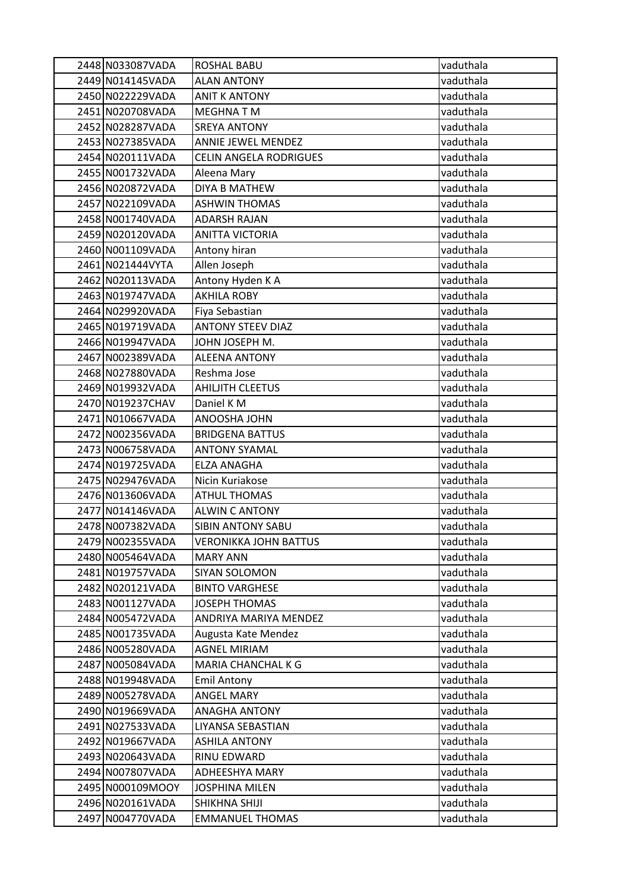| | | | |
|---|---|---|---|
| 2448 | N033087VADA | ROSHAL BABU | vaduthala |
| 2449 | N014145VADA | ALAN ANTONY | vaduthala |
| 2450 | N022229VADA | ANIT K ANTONY | vaduthala |
| 2451 | N020708VADA | MEGHNA T M | vaduthala |
| 2452 | N028287VADA | SREYA ANTONY | vaduthala |
| 2453 | N027385VADA | ANNIE JEWEL MENDEZ | vaduthala |
| 2454 | N020111VADA | CELIN ANGELA RODRIGUES | vaduthala |
| 2455 | N001732VADA | Aleena Mary | vaduthala |
| 2456 | N020872VADA | DIYA B MATHEW | vaduthala |
| 2457 | N022109VADA | ASHWIN THOMAS | vaduthala |
| 2458 | N001740VADA | ADARSH RAJAN | vaduthala |
| 2459 | N020120VADA | ANITTA VICTORIA | vaduthala |
| 2460 | N001109VADA | Antony hiran | vaduthala |
| 2461 | N021444VYTA | Allen Joseph | vaduthala |
| 2462 | N020113VADA | Antony Hyden K A | vaduthala |
| 2463 | N019747VADA | AKHILA ROBY | vaduthala |
| 2464 | N029920VADA | Fiya Sebastian | vaduthala |
| 2465 | N019719VADA | ANTONY STEEV DIAZ | vaduthala |
| 2466 | N019947VADA | JOHN JOSEPH M. | vaduthala |
| 2467 | N002389VADA | ALEENA ANTONY | vaduthala |
| 2468 | N027880VADA | Reshma Jose | vaduthala |
| 2469 | N019932VADA | AHILJITH CLEETUS | vaduthala |
| 2470 | N019237CHAV | Daniel K M | vaduthala |
| 2471 | N010667VADA | ANOOSHA JOHN | vaduthala |
| 2472 | N002356VADA | BRIDGENA BATTUS | vaduthala |
| 2473 | N006758VADA | ANTONY SYAMAL | vaduthala |
| 2474 | N019725VADA | ELZA ANAGHA | vaduthala |
| 2475 | N029476VADA | Nicin Kuriakose | vaduthala |
| 2476 | N013606VADA | ATHUL THOMAS | vaduthala |
| 2477 | N014146VADA | ALWIN C ANTONY | vaduthala |
| 2478 | N007382VADA | SIBIN ANTONY SABU | vaduthala |
| 2479 | N002355VADA | VERONIKKA JOHN BATTUS | vaduthala |
| 2480 | N005464VADA | MARY ANN | vaduthala |
| 2481 | N019757VADA | SIYAN SOLOMON | vaduthala |
| 2482 | N020121VADA | BINTO VARGHESE | vaduthala |
| 2483 | N001127VADA | JOSEPH THOMAS | vaduthala |
| 2484 | N005472VADA | ANDRIYA MARIYA MENDEZ | vaduthala |
| 2485 | N001735VADA | Augusta Kate Mendez | vaduthala |
| 2486 | N005280VADA | AGNEL MIRIAM | vaduthala |
| 2487 | N005084VADA | MARIA CHANCHAL K G | vaduthala |
| 2488 | N019948VADA | Emil Antony | vaduthala |
| 2489 | N005278VADA | ANGEL MARY | vaduthala |
| 2490 | N019669VADA | ANAGHA ANTONY | vaduthala |
| 2491 | N027533VADA | LIYANSA SEBASTIAN | vaduthala |
| 2492 | N019667VADA | ASHILA ANTONY | vaduthala |
| 2493 | N020643VADA | RINU EDWARD | vaduthala |
| 2494 | N007807VADA | ADHEESHYA MARY | vaduthala |
| 2495 | N000109MOOY | JOSPHINA MILEN | vaduthala |
| 2496 | N020161VADA | SHIKHNA SHIJI | vaduthala |
| 2497 | N004770VADA | EMMANUEL THOMAS | vaduthala |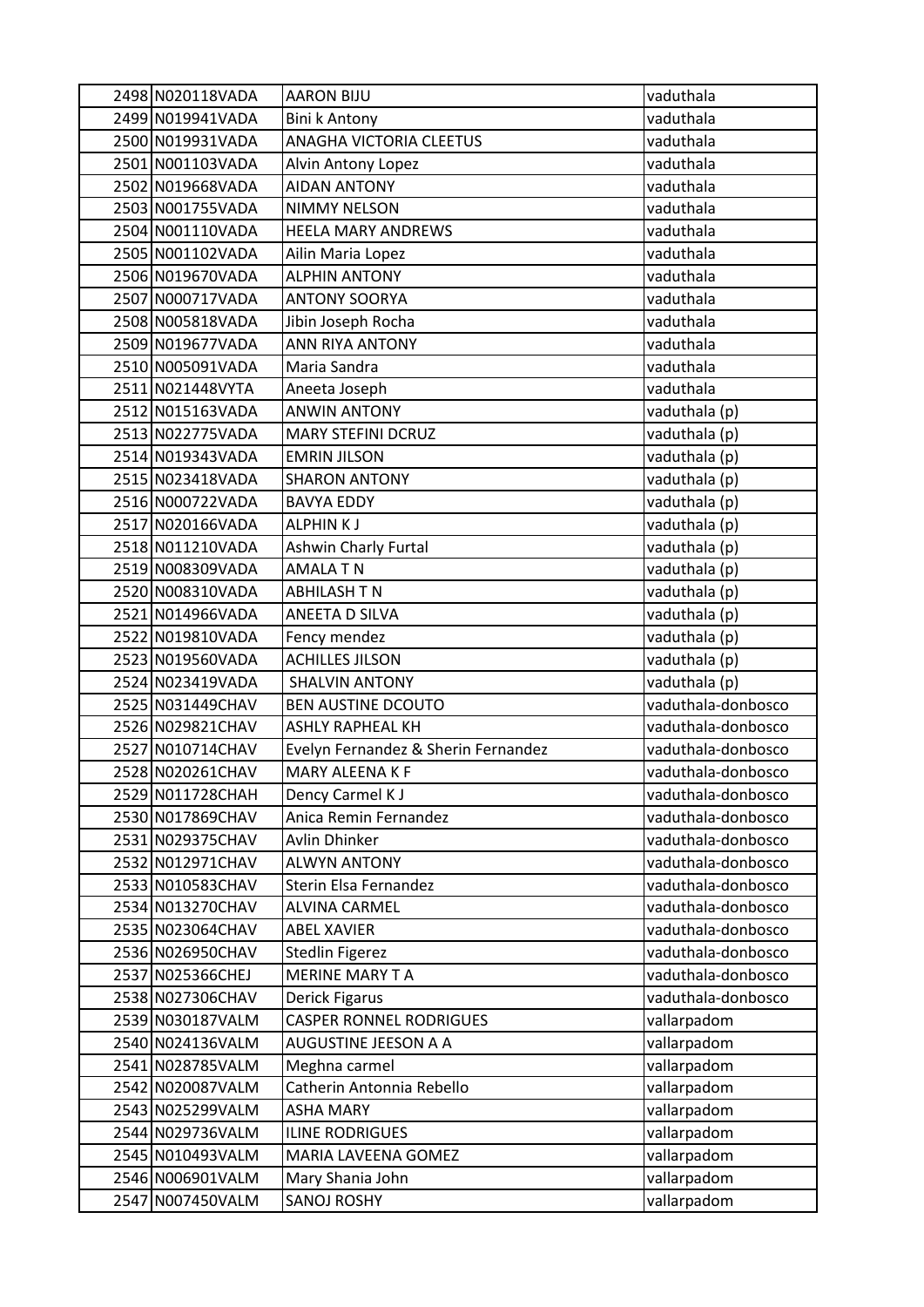| | | | |
|---|---|---|---|
| 2498 | N020118VADA | AARON BIJU | vaduthala |
| 2499 | N019941VADA | Bini k Antony | vaduthala |
| 2500 | N019931VADA | ANAGHA VICTORIA CLEETUS | vaduthala |
| 2501 | N001103VADA | Alvin Antony Lopez | vaduthala |
| 2502 | N019668VADA | AIDAN ANTONY | vaduthala |
| 2503 | N001755VADA | NIMMY NELSON | vaduthala |
| 2504 | N001110VADA | HEELA MARY ANDREWS | vaduthala |
| 2505 | N001102VADA | Ailin Maria Lopez | vaduthala |
| 2506 | N019670VADA | ALPHIN ANTONY | vaduthala |
| 2507 | N000717VADA | ANTONY SOORYA | vaduthala |
| 2508 | N005818VADA | Jibin Joseph Rocha | vaduthala |
| 2509 | N019677VADA | ANN RIYA ANTONY | vaduthala |
| 2510 | N005091VADA | Maria Sandra | vaduthala |
| 2511 | N021448VYTA | Aneeta Joseph | vaduthala |
| 2512 | N015163VADA | ANWIN ANTONY | vaduthala (p) |
| 2513 | N022775VADA | MARY STEFINI DCRUZ | vaduthala (p) |
| 2514 | N019343VADA | EMRIN JILSON | vaduthala (p) |
| 2515 | N023418VADA | SHARON ANTONY | vaduthala (p) |
| 2516 | N000722VADA | BAVYA EDDY | vaduthala (p) |
| 2517 | N020166VADA | ALPHIN K J | vaduthala (p) |
| 2518 | N011210VADA | Ashwin Charly Furtal | vaduthala (p) |
| 2519 | N008309VADA | AMALA T N | vaduthala (p) |
| 2520 | N008310VADA | ABHILASH T N | vaduthala (p) |
| 2521 | N014966VADA | ANEETA D SILVA | vaduthala (p) |
| 2522 | N019810VADA | Fency mendez | vaduthala (p) |
| 2523 | N019560VADA | ACHILLES JILSON | vaduthala (p) |
| 2524 | N023419VADA | SHALVIN ANTONY | vaduthala (p) |
| 2525 | N031449CHAV | BEN AUSTINE DCOUTO | vaduthala-donbosco |
| 2526 | N029821CHAV | ASHLY RAPHEAL KH | vaduthala-donbosco |
| 2527 | N010714CHAV | Evelyn Fernandez & Sherin Fernandez | vaduthala-donbosco |
| 2528 | N020261CHAV | MARY ALEENA K F | vaduthala-donbosco |
| 2529 | N011728CHAH | Dency Carmel K J | vaduthala-donbosco |
| 2530 | N017869CHAV | Anica Remin Fernandez | vaduthala-donbosco |
| 2531 | N029375CHAV | Avlin Dhinker | vaduthala-donbosco |
| 2532 | N012971CHAV | ALWYN ANTONY | vaduthala-donbosco |
| 2533 | N010583CHAV | Sterin Elsa Fernandez | vaduthala-donbosco |
| 2534 | N013270CHAV | ALVINA CARMEL | vaduthala-donbosco |
| 2535 | N023064CHAV | ABEL XAVIER | vaduthala-donbosco |
| 2536 | N026950CHAV | Stedlin Figerez | vaduthala-donbosco |
| 2537 | N025366CHEJ | MERINE MARY T A | vaduthala-donbosco |
| 2538 | N027306CHAV | Derick Figarus | vaduthala-donbosco |
| 2539 | N030187VALM | CASPER RONNEL RODRIGUES | vallarpadom |
| 2540 | N024136VALM | AUGUSTINE JEESON A A | vallarpadom |
| 2541 | N028785VALM | Meghna carmel | vallarpadom |
| 2542 | N020087VALM | Catherin Antonnia Rebello | vallarpadom |
| 2543 | N025299VALM | ASHA MARY | vallarpadom |
| 2544 | N029736VALM | ILINE RODRIGUES | vallarpadom |
| 2545 | N010493VALM | MARIA LAVEENA GOMEZ | vallarpadom |
| 2546 | N006901VALM | Mary Shania John | vallarpadom |
| 2547 | N007450VALM | SANOJ ROSHY | vallarpadom |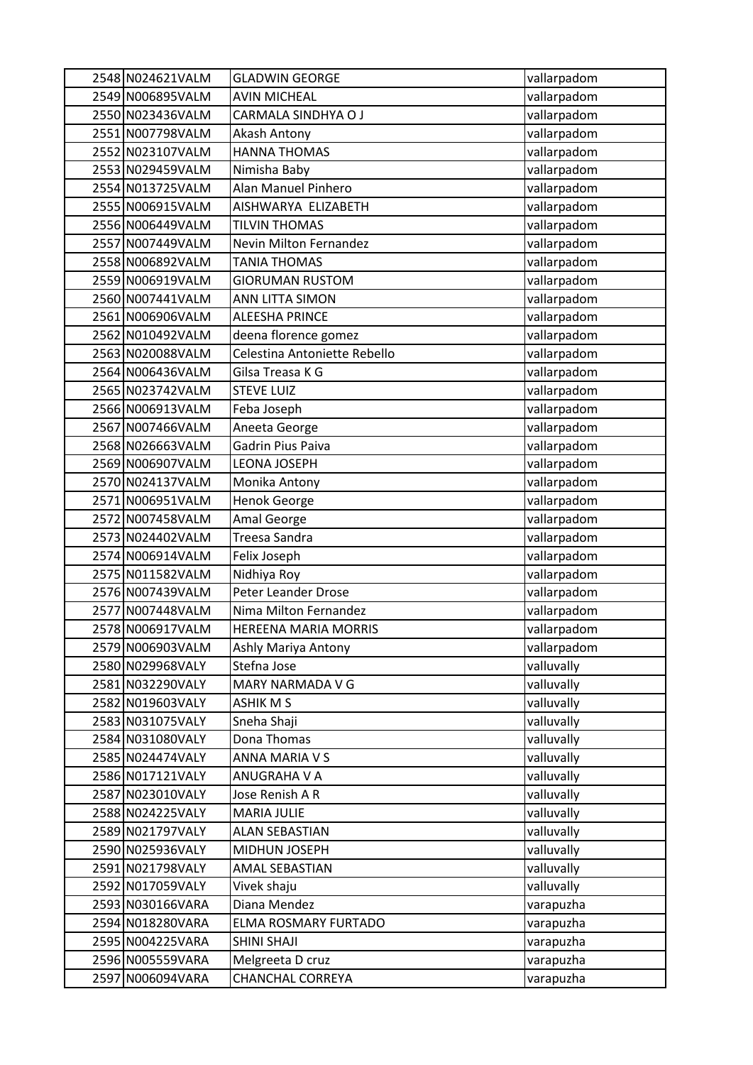| 2548 | N024621VALM | GLADWIN GEORGE | vallarpadom |
|---|---|---|---|
| 2549 | N006895VALM | AVIN MICHEAL | vallarpadom |
| 2550 | N023436VALM | CARMALA SINDHYA O J | vallarpadom |
| 2551 | N007798VALM | Akash Antony | vallarpadom |
| 2552 | N023107VALM | HANNA THOMAS | vallarpadom |
| 2553 | N029459VALM | Nimisha Baby | vallarpadom |
| 2554 | N013725VALM | Alan Manuel Pinhero | vallarpadom |
| 2555 | N006915VALM | AISHWARYA ELIZABETH | vallarpadom |
| 2556 | N006449VALM | TILVIN THOMAS | vallarpadom |
| 2557 | N007449VALM | Nevin Milton Fernandez | vallarpadom |
| 2558 | N006892VALM | TANIA THOMAS | vallarpadom |
| 2559 | N006919VALM | GIORUMAN RUSTOM | vallarpadom |
| 2560 | N007441VALM | ANN LITTA SIMON | vallarpadom |
| 2561 | N006906VALM | ALEESHA PRINCE | vallarpadom |
| 2562 | N010492VALM | deena florence gomez | vallarpadom |
| 2563 | N020088VALM | Celestina Antoniette Rebello | vallarpadom |
| 2564 | N006436VALM | Gilsa Treasa K G | vallarpadom |
| 2565 | N023742VALM | STEVE LUIZ | vallarpadom |
| 2566 | N006913VALM | Feba Joseph | vallarpadom |
| 2567 | N007466VALM | Aneeta George | vallarpadom |
| 2568 | N026663VALM | Gadrin Pius Paiva | vallarpadom |
| 2569 | N006907VALM | LEONA JOSEPH | vallarpadom |
| 2570 | N024137VALM | Monika Antony | vallarpadom |
| 2571 | N006951VALM | Henok George | vallarpadom |
| 2572 | N007458VALM | Amal George | vallarpadom |
| 2573 | N024402VALM | Treesa Sandra | vallarpadom |
| 2574 | N006914VALM | Felix Joseph | vallarpadom |
| 2575 | N011582VALM | Nidhiya Roy | vallarpadom |
| 2576 | N007439VALM | Peter Leander Drose | vallarpadom |
| 2577 | N007448VALM | Nima Milton Fernandez | vallarpadom |
| 2578 | N006917VALM | HEREENA MARIA MORRIS | vallarpadom |
| 2579 | N006903VALM | Ashly Mariya Antony | vallarpadom |
| 2580 | N029968VALY | Stefna Jose | valluvally |
| 2581 | N032290VALY | MARY NARMADA V G | valluvally |
| 2582 | N019603VALY | ASHIK M S | valluvally |
| 2583 | N031075VALY | Sneha Shaji | valluvally |
| 2584 | N031080VALY | Dona Thomas | valluvally |
| 2585 | N024474VALY | ANNA MARIA V S | valluvally |
| 2586 | N017121VALY | ANUGRAHA V A | valluvally |
| 2587 | N023010VALY | Jose Renish A R | valluvally |
| 2588 | N024225VALY | MARIA JULIE | valluvally |
| 2589 | N021797VALY | ALAN SEBASTIAN | valluvally |
| 2590 | N025936VALY | MIDHUN JOSEPH | valluvally |
| 2591 | N021798VALY | AMAL SEBASTIAN | valluvally |
| 2592 | N017059VALY | Vivek shaju | valluvally |
| 2593 | N030166VARA | Diana Mendez | varapuzha |
| 2594 | N018280VARA | ELMA ROSMARY FURTADO | varapuzha |
| 2595 | N004225VARA | SHINI SHAJI | varapuzha |
| 2596 | N005559VARA | Melgreeta D cruz | varapuzha |
| 2597 | N006094VARA | CHANCHAL CORREYA | varapuzha |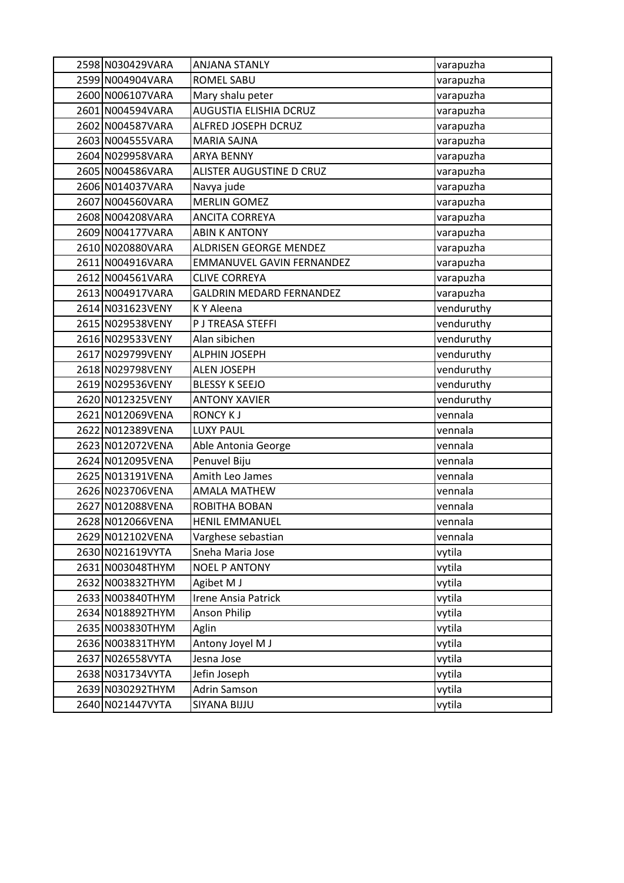| | | | |
|---|---|---|---|
| 2598 | N030429VARA | ANJANA STANLY | varapuzha |
| 2599 | N004904VARA | ROMEL SABU | varapuzha |
| 2600 | N006107VARA | Mary shalu peter | varapuzha |
| 2601 | N004594VARA | AUGUSTIA ELISHIA DCRUZ | varapuzha |
| 2602 | N004587VARA | ALFRED JOSEPH DCRUZ | varapuzha |
| 2603 | N004555VARA | MARIA SAJNA | varapuzha |
| 2604 | N029958VARA | ARYA BENNY | varapuzha |
| 2605 | N004586VARA | ALISTER AUGUSTINE D CRUZ | varapuzha |
| 2606 | N014037VARA | Navya jude | varapuzha |
| 2607 | N004560VARA | MERLIN GOMEZ | varapuzha |
| 2608 | N004208VARA | ANCITA CORREYA | varapuzha |
| 2609 | N004177VARA | ABIN K ANTONY | varapuzha |
| 2610 | N020880VARA | ALDRISEN GEORGE MENDEZ | varapuzha |
| 2611 | N004916VARA | EMMANUVEL GAVIN FERNANDEZ | varapuzha |
| 2612 | N004561VARA | CLIVE CORREYA | varapuzha |
| 2613 | N004917VARA | GALDRIN MEDARD FERNANDEZ | varapuzha |
| 2614 | N031623VENY | K Y Aleena | venduruthy |
| 2615 | N029538VENY | P J TREASA STEFFI | venduruthy |
| 2616 | N029533VENY | Alan sibichen | venduruthy |
| 2617 | N029799VENY | ALPHIN JOSEPH | venduruthy |
| 2618 | N029798VENY | ALEN JOSEPH | venduruthy |
| 2619 | N029536VENY | BLESSY K SEEJO | venduruthy |
| 2620 | N012325VENY | ANTONY XAVIER | venduruthy |
| 2621 | N012069VENA | RONCY K J | vennala |
| 2622 | N012389VENA | LUXY PAUL | vennala |
| 2623 | N012072VENA | Able Antonia George | vennala |
| 2624 | N012095VENA | Penuvel Biju | vennala |
| 2625 | N013191VENA | Amith Leo James | vennala |
| 2626 | N023706VENA | AMALA MATHEW | vennala |
| 2627 | N012088VENA | ROBITHA BOBAN | vennala |
| 2628 | N012066VENA | HENIL EMMANUEL | vennala |
| 2629 | N012102VENA | Varghese sebastian | vennala |
| 2630 | N021619VYTA | Sneha Maria Jose | vytila |
| 2631 | N003048THYM | NOEL P ANTONY | vytila |
| 2632 | N003832THYM | Agibet M J | vytila |
| 2633 | N003840THYM | Irene Ansia Patrick | vytila |
| 2634 | N018892THYM | Anson Philip | vytila |
| 2635 | N003830THYM | Aglin | vytila |
| 2636 | N003831THYM | Antony Joyel M J | vytila |
| 2637 | N026558VYTA | Jesna Jose | vytila |
| 2638 | N031734VYTA | Jefin Joseph | vytila |
| 2639 | N030292THYM | Adrin Samson | vytila |
| 2640 | N021447VYTA | SIYANA BIJJU | vytila |